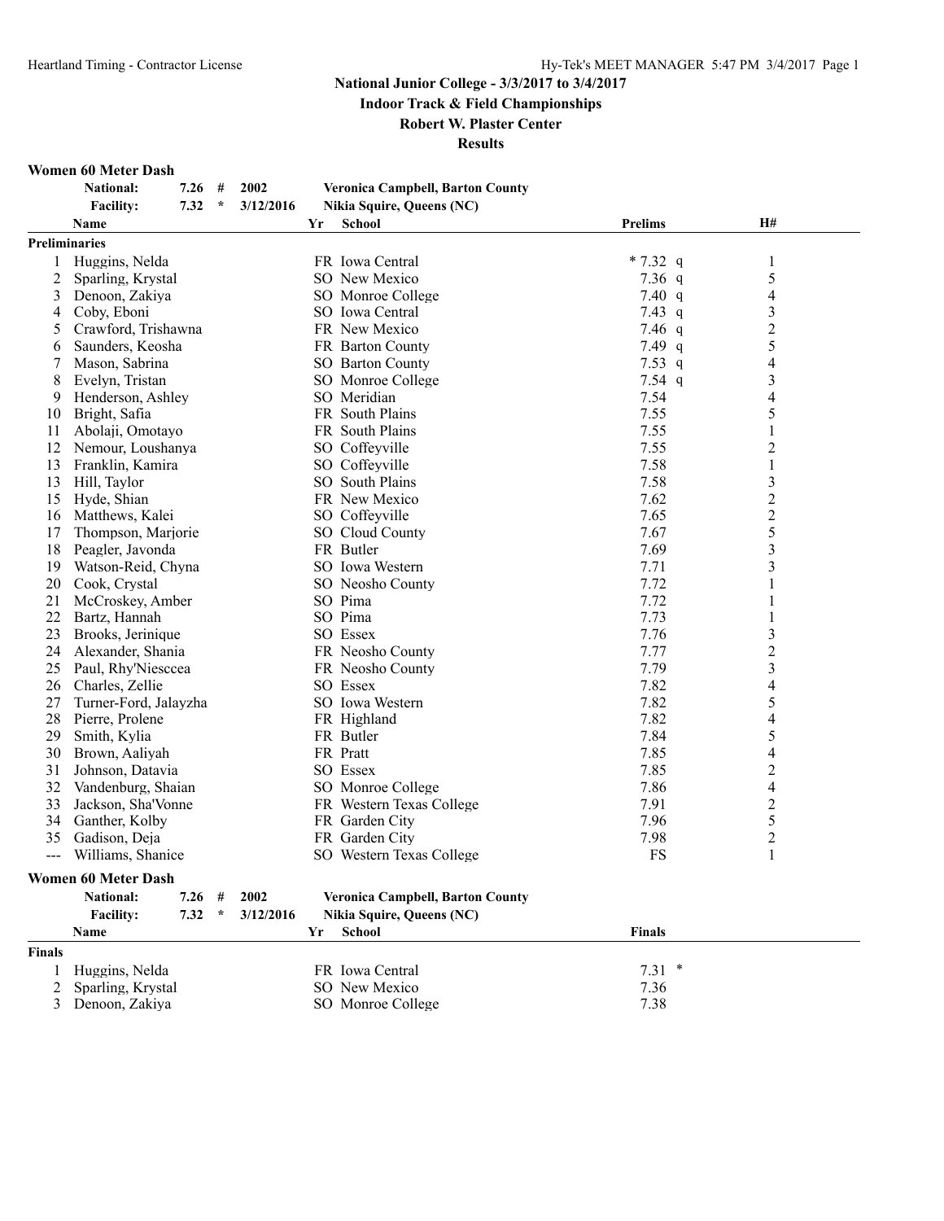Heartland Timing - Contractor License

Hy-Tek's MEET MANAGER 5:47 PM 3/4/2017

# National Junior College - 3/3/2017 to 3/4/2017

## Indoor Track & Field Championships

## Robert W. Plaster Center

## Results

### Women 60 Meter Dash

| | | | | |
|---|---|---|---|---|
| National: | 7.26 | # | 2002 | Veronica Campbell, Barton County |
| Facility: | 7.32 | * | 3/12/2016 | Nikia Squire, Queens (NC) |

**Preliminaries**

| | Name | Yr | School | Prelims | H# |
|---|---|---|---|---|---|
| 1 | Huggins, Nelda | FR | Iowa Central | * 7.32 q | 1 |
| 2 | Sparling, Krystal | SO | New Mexico | 7.36 q | 5 |
| 3 | Denoon, Zakiya | SO | Monroe College | 7.40 q | 4 |
| 4 | Coby, Eboni | SO | Iowa Central | 7.43 q | 3 |
| 5 | Crawford, Trishawna | FR | New Mexico | 7.46 q | 2 |
| 6 | Saunders, Keosha | FR | Barton County | 7.49 q | 5 |
| 7 | Mason, Sabrina | SO | Barton County | 7.53 q | 4 |
| 8 | Evelyn, Tristan | SO | Monroe College | 7.54 q | 3 |
| 9 | Henderson, Ashley | SO | Meridian | 7.54 | 4 |
| 10 | Bright, Safia | FR | South Plains | 7.55 | 5 |
| 11 | Abolaji, Omotayo | FR | South Plains | 7.55 | 1 |
| 12 | Nemour, Loushanya | SO | Coffeyville | 7.55 | 2 |
| 13 | Franklin, Kamira | SO | Coffeyville | 7.58 | 1 |
| 13 | Hill, Taylor | SO | South Plains | 7.58 | 3 |
| 15 | Hyde, Shian | FR | New Mexico | 7.62 | 2 |
| 16 | Matthews, Kalei | SO | Coffeyville | 7.65 | 2 |
| 17 | Thompson, Marjorie | SO | Cloud County | 7.67 | 5 |
| 18 | Peagler, Javonda | FR | Butler | 7.69 | 3 |
| 19 | Watson-Reid, Chyna | SO | Iowa Western | 7.71 | 3 |
| 20 | Cook, Crystal | SO | Neosho County | 7.72 | 1 |
| 21 | McCroskey, Amber | SO | Pima | 7.72 | 1 |
| 22 | Bartz, Hannah | SO | Pima | 7.73 | 1 |
| 23 | Brooks, Jerinique | SO | Essex | 7.76 | 3 |
| 24 | Alexander, Shania | FR | Neosho County | 7.77 | 2 |
| 25 | Paul, Rhy'Niesccea | FR | Neosho County | 7.79 | 3 |
| 26 | Charles, Zellie | SO | Essex | 7.82 | 4 |
| 27 | Turner-Ford, Jalayzha | SO | Iowa Western | 7.82 | 5 |
| 28 | Pierre, Prolene | FR | Highland | 7.82 | 4 |
| 29 | Smith, Kylia | FR | Butler | 7.84 | 5 |
| 30 | Brown, Aaliyah | FR | Pratt | 7.85 | 4 |
| 31 | Johnson, Datavia | SO | Essex | 7.85 | 2 |
| 32 | Vandenburg, Shaian | SO | Monroe College | 7.86 | 4 |
| 33 | Jackson, Sha'Vonne | FR | Western Texas College | 7.91 | 2 |
| 34 | Ganther, Kolby | FR | Garden City | 7.96 | 5 |
| 35 | Gadison, Deja | FR | Garden City | 7.98 | 2 |
| --- | Williams, Shanice | SO | Western Texas College | FS | 1 |

### Women 60 Meter Dash

| | | | | |
|---|---|---|---|---|
| National: | 7.26 | # | 2002 | Veronica Campbell, Barton County |
| Facility: | 7.32 | * | 3/12/2016 | Nikia Squire, Queens (NC) |

**Finals**

| | Name | Yr | School | Finals |
|---|---|---|---|---|
| 1 | Huggins, Nelda | FR | Iowa Central | 7.31 * |
| 2 | Sparling, Krystal | SO | New Mexico | 7.36 |
| 3 | Denoon, Zakiya | SO | Monroe College | 7.38 |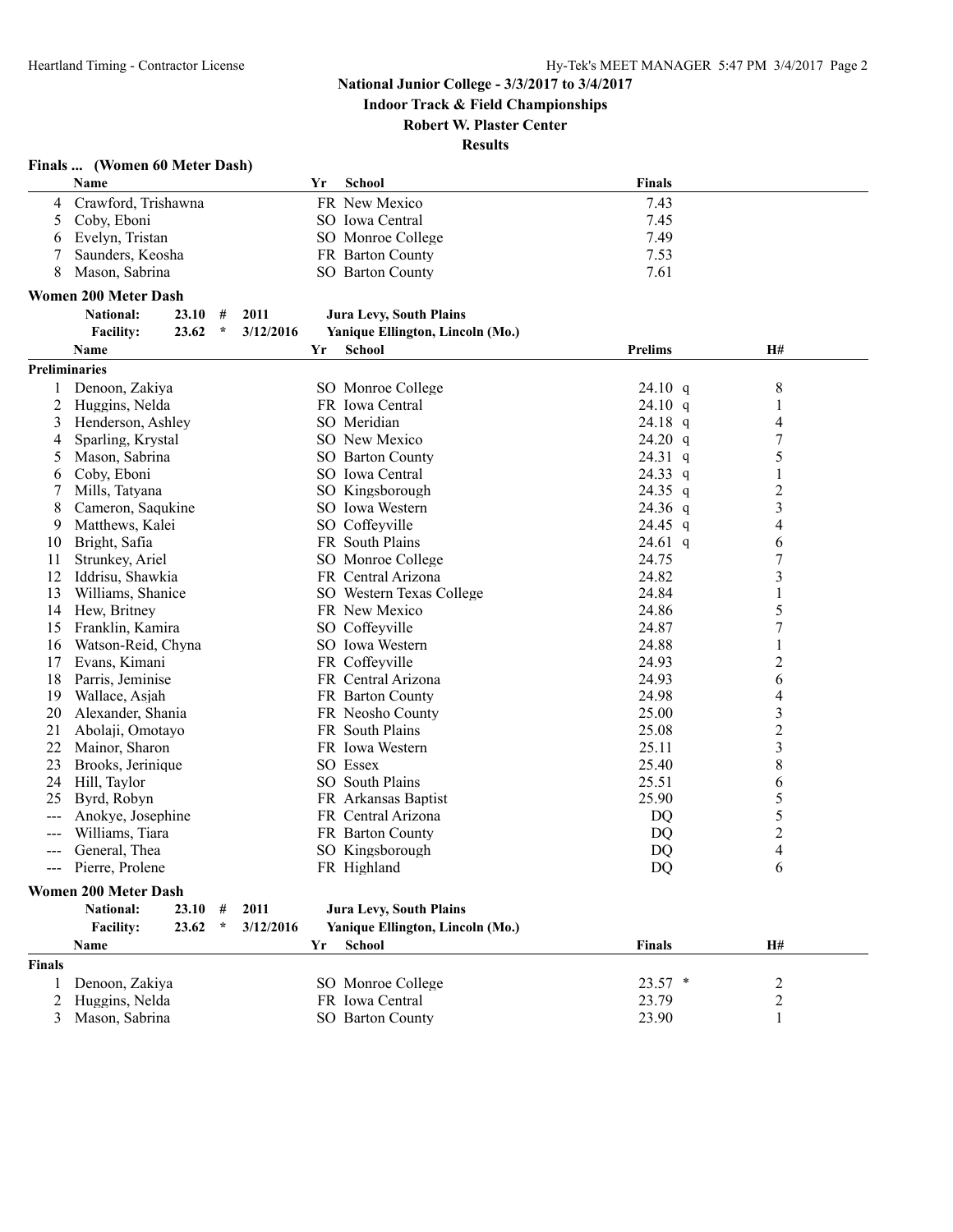## Finals ... (Women 60 Meter Dash)

| | Name | Yr | School | Finals |
|---|---|---|---|---|
| 4 | Crawford, Trishawna | FR | New Mexico | 7.43 |
| 5 | Coby, Eboni | SO | Iowa Central | 7.45 |
| 6 | Evelyn, Tristan | SO | Monroe College | 7.49 |
| 7 | Saunders, Keosha | FR | Barton County | 7.53 |
| 8 | Mason, Sabrina | SO | Barton County | 7.61 |

## Women 200 Meter Dash

**National:** 23.10 # 2011 **Jura Levy, South Plains**
**Facility:** 23.62 * 3/12/2016 **Yanique Ellington, Lincoln (Mo.)**

### Preliminaries

| | Name | Yr | School | Prelims | | H# |
|---|---|---|---|---|---|---|
| 1 | Denoon, Zakiya | SO | Monroe College | 24.10 | q | 8 |
| 2 | Huggins, Nelda | FR | Iowa Central | 24.10 | q | 1 |
| 3 | Henderson, Ashley | SO | Meridian | 24.18 | q | 4 |
| 4 | Sparling, Krystal | SO | New Mexico | 24.20 | q | 7 |
| 5 | Mason, Sabrina | SO | Barton County | 24.31 | q | 5 |
| 6 | Coby, Eboni | SO | Iowa Central | 24.33 | q | 1 |
| 7 | Mills, Tatyana | SO | Kingsborough | 24.35 | q | 2 |
| 8 | Cameron, Saqukine | SO | Iowa Western | 24.36 | q | 3 |
| 9 | Matthews, Kalei | SO | Coffeyville | 24.45 | q | 4 |
| 10 | Bright, Safia | FR | South Plains | 24.61 | q | 6 |
| 11 | Strunkey, Ariel | SO | Monroe College | 24.75 | | 7 |
| 12 | Iddrisu, Shawkia | FR | Central Arizona | 24.82 | | 3 |
| 13 | Williams, Shanice | SO | Western Texas College | 24.84 | | 1 |
| 14 | Hew, Britney | FR | New Mexico | 24.86 | | 5 |
| 15 | Franklin, Kamira | SO | Coffeyville | 24.87 | | 7 |
| 16 | Watson-Reid, Chyna | SO | Iowa Western | 24.88 | | 1 |
| 17 | Evans, Kimani | FR | Coffeyville | 24.93 | | 2 |
| 18 | Parris, Jeminise | FR | Central Arizona | 24.93 | | 6 |
| 19 | Wallace, Asjah | FR | Barton County | 24.98 | | 4 |
| 20 | Alexander, Shania | FR | Neosho County | 25.00 | | 3 |
| 21 | Abolaji, Omotayo | FR | South Plains | 25.08 | | 2 |
| 22 | Mainor, Sharon | FR | Iowa Western | 25.11 | | 3 |
| 23 | Brooks, Jerinique | SO | Essex | 25.40 | | 8 |
| 24 | Hill, Taylor | SO | South Plains | 25.51 | | 6 |
| 25 | Byrd, Robyn | FR | Arkansas Baptist | 25.90 | | 5 |
| --- | Anokye, Josephine | FR | Central Arizona | DQ | | 5 |
| --- | Williams, Tiara | FR | Barton County | DQ | | 2 |
| --- | General, Thea | SO | Kingsborough | DQ | | 4 |
| --- | Pierre, Prolene | FR | Highland | DQ | | 6 |

## Women 200 Meter Dash

**National:** 23.10 # 2011 **Jura Levy, South Plains**
**Facility:** 23.62 * 3/12/2016 **Yanique Ellington, Lincoln (Mo.)**

### Finals

| | Name | Yr | School | Finals | | H# |
|---|---|---|---|---|---|---|
| 1 | Denoon, Zakiya | SO | Monroe College | 23.57 | * | 2 |
| 2 | Huggins, Nelda | FR | Iowa Central | 23.79 | | 2 |
| 3 | Mason, Sabrina | SO | Barton County | 23.90 | | 1 |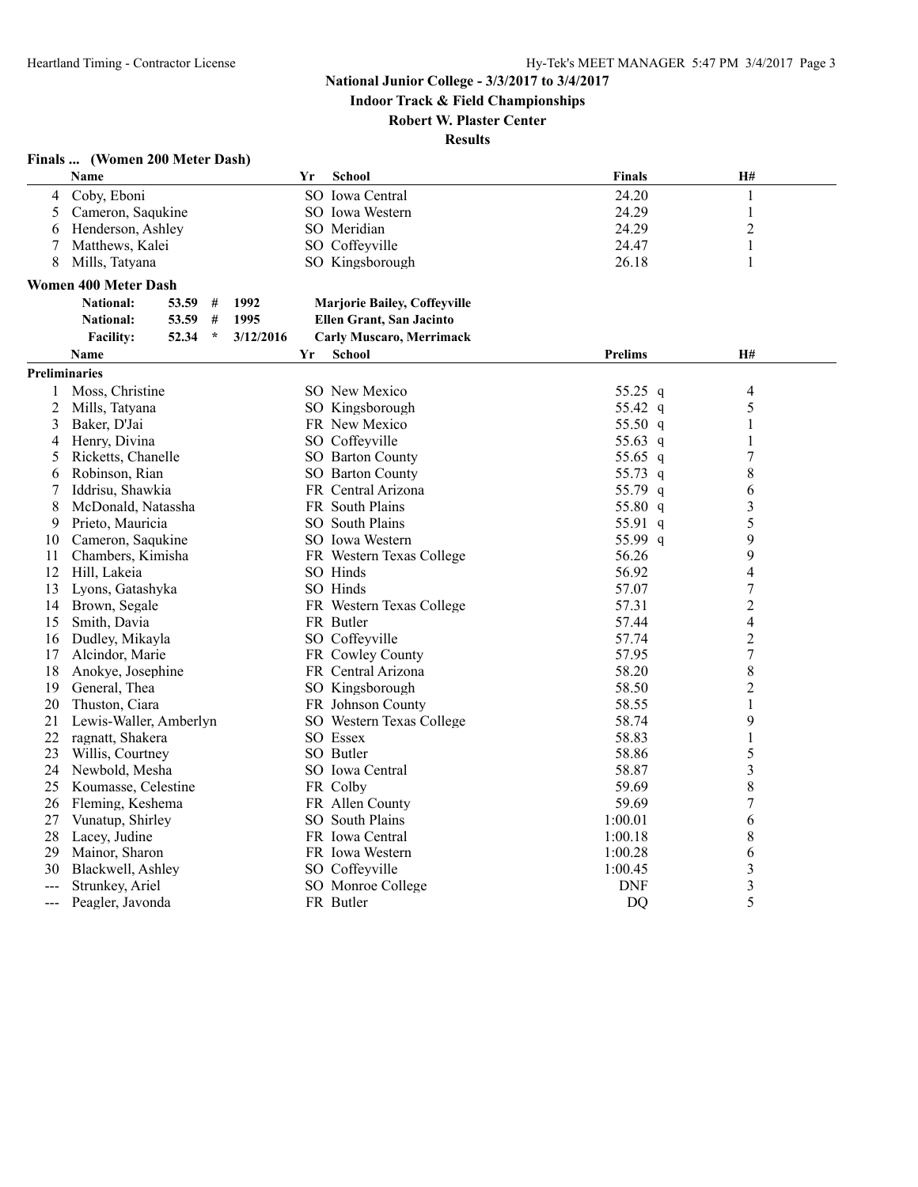**National Junior College - 3/3/2017 to 3/4/2017**

**Indoor Track & Field Championships**

**Robert W. Plaster Center**

**Results**

### Finals ... (Women 200 Meter Dash)

| | Name | Yr | School | Finals | H# |
|---|---|---|---|---|---|
| 4 | Coby, Eboni | SO | Iowa Central | 24.20 | 1 |
| 5 | Cameron, Saqukine | SO | Iowa Western | 24.29 | 1 |
| 6 | Henderson, Ashley | SO | Meridian | 24.29 | 2 |
| 7 | Matthews, Kalei | SO | Coffeyville | 24.47 | 1 |
| 8 | Mills, Tatyana | SO | Kingsborough | 26.18 | 1 |

### Women 400 Meter Dash

| | | | | |
|---|---|---|---|---|
| **National:** | **53.59** | **#** | **1992** | **Marjorie Bailey, Coffeyville** |
| **National:** | **53.59** | **#** | **1995** | **Ellen Grant, San Jacinto** |
| **Facility:** | **52.34** | **\*** | **3/12/2016** | **Carly Muscaro, Merrimack** |

**Preliminaries**

| | Name | Yr | School | Prelims | H# |
|---|---|---|---|---|---|
| 1 | Moss, Christine | SO | New Mexico | 55.25 q | 4 |
| 2 | Mills, Tatyana | SO | Kingsborough | 55.42 q | 5 |
| 3 | Baker, D'Jai | FR | New Mexico | 55.50 q | 1 |
| 4 | Henry, Divina | SO | Coffeyville | 55.63 q | 1 |
| 5 | Ricketts, Chanelle | SO | Barton County | 55.65 q | 7 |
| 6 | Robinson, Rian | SO | Barton County | 55.73 q | 8 |
| 7 | Iddrisu, Shawkia | FR | Central Arizona | 55.79 q | 6 |
| 8 | McDonald, Natassha | FR | South Plains | 55.80 q | 3 |
| 9 | Prieto, Mauricia | SO | South Plains | 55.91 q | 5 |
| 10 | Cameron, Saqukine | SO | Iowa Western | 55.99 q | 9 |
| 11 | Chambers, Kimisha | FR | Western Texas College | 56.26 | 9 |
| 12 | Hill, Lakeia | SO | Hinds | 56.92 | 4 |
| 13 | Lyons, Gatashyka | SO | Hinds | 57.07 | 7 |
| 14 | Brown, Segale | FR | Western Texas College | 57.31 | 2 |
| 15 | Smith, Davia | FR | Butler | 57.44 | 4 |
| 16 | Dudley, Mikayla | SO | Coffeyville | 57.74 | 2 |
| 17 | Alcindor, Marie | FR | Cowley County | 57.95 | 7 |
| 18 | Anokye, Josephine | FR | Central Arizona | 58.20 | 8 |
| 19 | General, Thea | SO | Kingsborough | 58.50 | 2 |
| 20 | Thuston, Ciara | FR | Johnson County | 58.55 | 1 |
| 21 | Lewis-Waller, Amberlyn | SO | Western Texas College | 58.74 | 9 |
| 22 | ragnatt, Shakera | SO | Essex | 58.83 | 1 |
| 23 | Willis, Courtney | SO | Butler | 58.86 | 5 |
| 24 | Newbold, Mesha | SO | Iowa Central | 58.87 | 3 |
| 25 | Koumasse, Celestine | FR | Colby | 59.69 | 8 |
| 26 | Fleming, Keshema | FR | Allen County | 59.69 | 7 |
| 27 | Vunatup, Shirley | SO | South Plains | 1:00.01 | 6 |
| 28 | Lacey, Judine | FR | Iowa Central | 1:00.18 | 8 |
| 29 | Mainor, Sharon | FR | Iowa Western | 1:00.28 | 6 |
| 30 | Blackwell, Ashley | SO | Coffeyville | 1:00.45 | 3 |
| --- | Strunkey, Ariel | SO | Monroe College | DNF | 3 |
| --- | Peagler, Javonda | FR | Butler | DQ | 5 |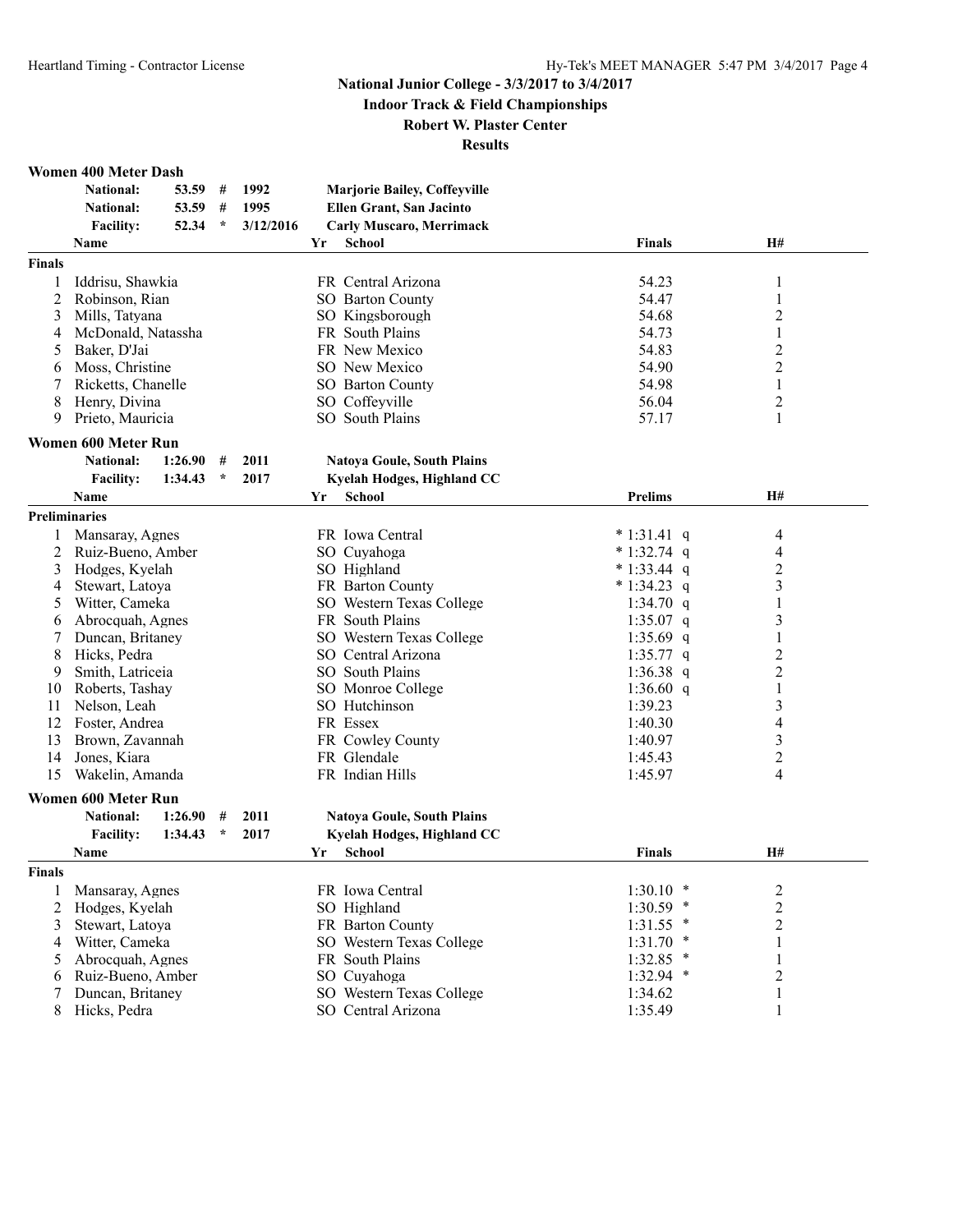**National Junior College - 3/3/2017 to 3/4/2017**

**Indoor Track & Field Championships**

**Robert W. Plaster Center**

**Results**

## Women 400 Meter Dash

| | | | | |
|---|---|---|---|---|
| **National:** | 53.59 | # | 1992 | **Marjorie Bailey, Coffeyville** |
| **National:** | 53.59 | # | 1995 | **Ellen Grant, San Jacinto** |
| **Facility:** | 52.34 | * | 3/12/2016 | **Carly Muscaro, Merrimack** |

**Finals**

| | Name | Yr | School | Finals | H# |
|---|---|---|---|---|---|
| 1 | Iddrisu, Shawkia | FR | Central Arizona | 54.23 | 1 |
| 2 | Robinson, Rian | SO | Barton County | 54.47 | 1 |
| 3 | Mills, Tatyana | SO | Kingsborough | 54.68 | 2 |
| 4 | McDonald, Natassha | FR | South Plains | 54.73 | 1 |
| 5 | Baker, D'Jai | FR | New Mexico | 54.83 | 2 |
| 6 | Moss, Christine | SO | New Mexico | 54.90 | 2 |
| 7 | Ricketts, Chanelle | SO | Barton County | 54.98 | 1 |
| 8 | Henry, Divina | SO | Coffeyville | 56.04 | 2 |
| 9 | Prieto, Mauricia | SO | South Plains | 57.17 | 1 |

## Women 600 Meter Run

| | | | | |
|---|---|---|---|---|
| **National:** | 1:26.90 | # | 2011 | **Natoya Goule, South Plains** |
| **Facility:** | 1:34.43 | * | 2017 | **Kyelah Hodges, Highland CC** |

**Preliminaries**

| | Name | Yr | School | Prelims | H# |
|---|---|---|---|---|---|
| 1 | Mansaray, Agnes | FR | Iowa Central | * 1:31.41 q | 4 |
| 2 | Ruiz-Bueno, Amber | SO | Cuyahoga | * 1:32.74 q | 4 |
| 3 | Hodges, Kyelah | SO | Highland | * 1:33.44 q | 2 |
| 4 | Stewart, Latoya | FR | Barton County | * 1:34.23 q | 3 |
| 5 | Witter, Cameka | SO | Western Texas College | 1:34.70 q | 1 |
| 6 | Abrocquah, Agnes | FR | South Plains | 1:35.07 q | 3 |
| 7 | Duncan, Britaney | SO | Western Texas College | 1:35.69 q | 1 |
| 8 | Hicks, Pedra | SO | Central Arizona | 1:35.77 q | 2 |
| 9 | Smith, Latriceia | SO | South Plains | 1:36.38 q | 2 |
| 10 | Roberts, Tashay | SO | Monroe College | 1:36.60 q | 1 |
| 11 | Nelson, Leah | SO | Hutchinson | 1:39.23 | 3 |
| 12 | Foster, Andrea | FR | Essex | 1:40.30 | 4 |
| 13 | Brown, Zavannah | FR | Cowley County | 1:40.97 | 3 |
| 14 | Jones, Kiara | FR | Glendale | 1:45.43 | 2 |
| 15 | Wakelin, Amanda | FR | Indian Hills | 1:45.97 | 4 |

## Women 600 Meter Run

| | | | | |
|---|---|---|---|---|
| **National:** | 1:26.90 | # | 2011 | **Natoya Goule, South Plains** |
| **Facility:** | 1:34.43 | * | 2017 | **Kyelah Hodges, Highland CC** |

**Finals**

| | Name | Yr | School | Finals | H# |
|---|---|---|---|---|---|
| 1 | Mansaray, Agnes | FR | Iowa Central | 1:30.10 * | 2 |
| 2 | Hodges, Kyelah | SO | Highland | 1:30.59 * | 2 |
| 3 | Stewart, Latoya | FR | Barton County | 1:31.55 * | 2 |
| 4 | Witter, Cameka | SO | Western Texas College | 1:31.70 * | 1 |
| 5 | Abrocquah, Agnes | FR | South Plains | 1:32.85 * | 1 |
| 6 | Ruiz-Bueno, Amber | SO | Cuyahoga | 1:32.94 * | 2 |
| 7 | Duncan, Britaney | SO | Western Texas College | 1:34.62 | 1 |
| 8 | Hicks, Pedra | SO | Central Arizona | 1:35.49 | 1 |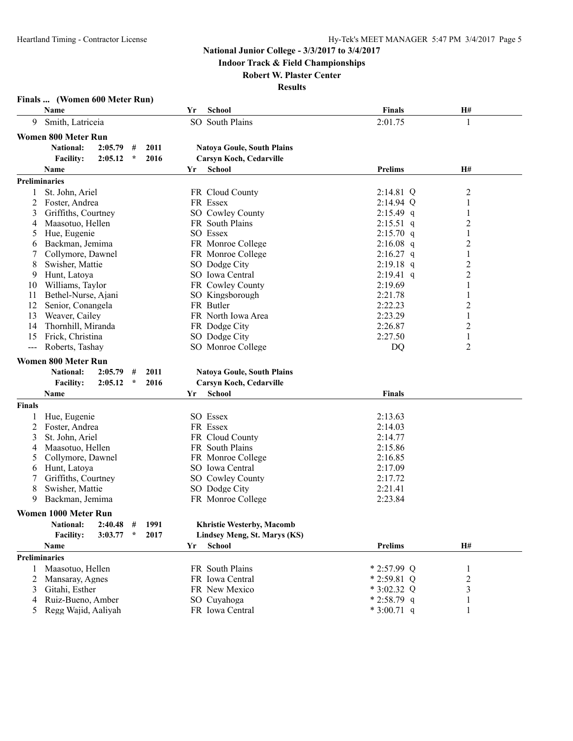## National Junior College - 3/3/2017 to 3/4/2017

### Indoor Track & Field Championships

### Robert W. Plaster Center

### Results

**Finals ... (Women 600 Meter Run)**

| | Name | Yr | School | Finals | H# |
|---|---|---|---|---|---|
| 9 | Smith, Latriceia | SO | South Plains | 2:01.75 | 1 |

**Women 800 Meter Run**

| | | | | |
|---|---|---|---|---|
| National: | 2:05.79 | # | 2011 | Natoya Goule, South Plains |
| Facility: | 2:05.12 | * | 2016 | Carsyn Koch, Cedarville |

**Preliminaries**

| | Name | Yr | School | Prelims | H# |
|---|---|---|---|---|---|
| 1 | St. John, Ariel | FR | Cloud County | 2:14.81 Q | 2 |
| 2 | Foster, Andrea | FR | Essex | 2:14.94 Q | 1 |
| 3 | Griffiths, Courtney | SO | Cowley County | 2:15.49 q | 1 |
| 4 | Maasotuo, Hellen | FR | South Plains | 2:15.51 q | 2 |
| 5 | Hue, Eugenie | SO | Essex | 2:15.70 q | 1 |
| 6 | Backman, Jemima | FR | Monroe College | 2:16.08 q | 2 |
| 7 | Collymore, Dawnel | FR | Monroe College | 2:16.27 q | 1 |
| 8 | Swisher, Mattie | SO | Dodge City | 2:19.18 q | 2 |
| 9 | Hunt, Latoya | SO | Iowa Central | 2:19.41 q | 2 |
| 10 | Williams, Taylor | FR | Cowley County | 2:19.69 | 1 |
| 11 | Bethel-Nurse, Ajani | SO | Kingsborough | 2:21.78 | 1 |
| 12 | Senior, Conangela | FR | Butler | 2:22.23 | 2 |
| 13 | Weaver, Cailey | FR | North Iowa Area | 2:23.29 | 1 |
| 14 | Thornhill, Miranda | FR | Dodge City | 2:26.87 | 2 |
| 15 | Frick, Christina | SO | Dodge City | 2:27.50 | 1 |
| --- | Roberts, Tashay | SO | Monroe College | DQ | 2 |

**Women 800 Meter Run**

| | | | | |
|---|---|---|---|---|
| National: | 2:05.79 | # | 2011 | Natoya Goule, South Plains |
| Facility: | 2:05.12 | * | 2016 | Carsyn Koch, Cedarville |

**Finals**

| | Name | Yr | School | Finals |
|---|---|---|---|---|
| 1 | Hue, Eugenie | SO | Essex | 2:13.63 |
| 2 | Foster, Andrea | FR | Essex | 2:14.03 |
| 3 | St. John, Ariel | FR | Cloud County | 2:14.77 |
| 4 | Maasotuo, Hellen | FR | South Plains | 2:15.86 |
| 5 | Collymore, Dawnel | FR | Monroe College | 2:16.85 |
| 6 | Hunt, Latoya | SO | Iowa Central | 2:17.09 |
| 7 | Griffiths, Courtney | SO | Cowley County | 2:17.72 |
| 8 | Swisher, Mattie | SO | Dodge City | 2:21.41 |
| 9 | Backman, Jemima | FR | Monroe College | 2:23.84 |

**Women 1000 Meter Run**

| | | | | |
|---|---|---|---|---|
| National: | 2:40.48 | # | 1991 | Khristie Westerby, Macomb |
| Facility: | 3:03.77 | * | 2017 | Lindsey Meng, St. Marys (KS) |

**Preliminaries**

| | Name | Yr | School | Prelims | H# |
|---|---|---|---|---|---|
| 1 | Maasotuo, Hellen | FR | South Plains | * 2:57.99 Q | 1 |
| 2 | Mansaray, Agnes | FR | Iowa Central | * 2:59.81 Q | 2 |
| 3 | Gitahi, Esther | FR | New Mexico | * 3:02.32 Q | 3 |
| 4 | Ruiz-Bueno, Amber | SO | Cuyahoga | * 2:58.79 q | 1 |
| 5 | Regg Wajid, Aaliyah | FR | Iowa Central | * 3:00.71 q | 1 |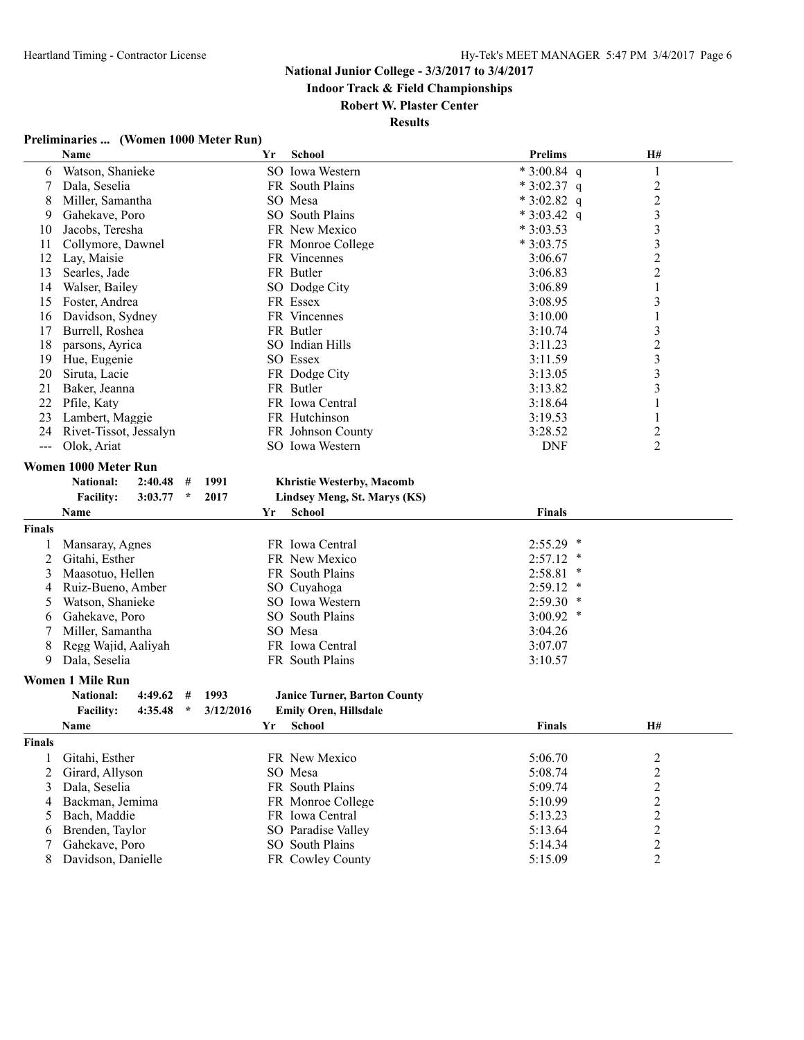**National Junior College - 3/3/2017 to 3/4/2017**

**Indoor Track & Field Championships**

**Robert W. Plaster Center**

**Results**

### Preliminaries ... (Women 1000 Meter Run)

| | Name | Yr | School | Prelims | H# |
|---|---|---|---|---|---|
| 6 | Watson, Shanieke | SO | Iowa Western | * 3:00.84 q | 1 |
| 7 | Dala, Seselia | FR | South Plains | * 3:02.37 q | 2 |
| 8 | Miller, Samantha | SO | Mesa | * 3:02.82 q | 2 |
| 9 | Gahekave, Poro | SO | South Plains | * 3:03.42 q | 3 |
| 10 | Jacobs, Teresha | FR | New Mexico | * 3:03.53 | 3 |
| 11 | Collymore, Dawnel | FR | Monroe College | * 3:03.75 | 3 |
| 12 | Lay, Maisie | FR | Vincennes | 3:06.67 | 2 |
| 13 | Searles, Jade | FR | Butler | 3:06.83 | 2 |
| 14 | Walser, Bailey | SO | Dodge City | 3:06.89 | 1 |
| 15 | Foster, Andrea | FR | Essex | 3:08.95 | 3 |
| 16 | Davidson, Sydney | FR | Vincennes | 3:10.00 | 1 |
| 17 | Burrell, Roshea | FR | Butler | 3:10.74 | 3 |
| 18 | parsons, Ayrica | SO | Indian Hills | 3:11.23 | 2 |
| 19 | Hue, Eugenie | SO | Essex | 3:11.59 | 3 |
| 20 | Siruta, Lacie | FR | Dodge City | 3:13.05 | 3 |
| 21 | Baker, Jeanna | FR | Butler | 3:13.82 | 3 |
| 22 | Pfile, Katy | FR | Iowa Central | 3:18.64 | 1 |
| 23 | Lambert, Maggie | FR | Hutchinson | 3:19.53 | 1 |
| 24 | Rivet-Tissot, Jessalyn | FR | Johnson County | 3:28.52 | 2 |
| --- | Olok, Ariat | SO | Iowa Western | DNF | 2 |

### Women 1000 Meter Run

**National:** 2:40.48 # 1991 **Khristie Westerby, Macomb**
**Facility:** 3:03.77 * 2017 **Lindsey Meng, St. Marys (KS)**

| | Name | Yr | School | Finals |
|---|---|---|---|---|
| **Finals** | | | | |
| 1 | Mansaray, Agnes | FR | Iowa Central | 2:55.29 * |
| 2 | Gitahi, Esther | FR | New Mexico | 2:57.12 * |
| 3 | Maasotuo, Hellen | FR | South Plains | 2:58.81 * |
| 4 | Ruiz-Bueno, Amber | SO | Cuyahoga | 2:59.12 * |
| 5 | Watson, Shanieke | SO | Iowa Western | 2:59.30 * |
| 6 | Gahekave, Poro | SO | South Plains | 3:00.92 * |
| 7 | Miller, Samantha | SO | Mesa | 3:04.26 |
| 8 | Regg Wajid, Aaliyah | FR | Iowa Central | 3:07.07 |
| 9 | Dala, Seselia | FR | South Plains | 3:10.57 |

### Women 1 Mile Run

**National:** 4:49.62 # 1993 **Janice Turner, Barton County**
**Facility:** 4:35.48 * 3/12/2016 **Emily Oren, Hillsdale**

| | Name | Yr | School | Finals | H# |
|---|---|---|---|---|---|
| **Finals** | | | | | |
| 1 | Gitahi, Esther | FR | New Mexico | 5:06.70 | 2 |
| 2 | Girard, Allyson | SO | Mesa | 5:08.74 | 2 |
| 3 | Dala, Seselia | FR | South Plains | 5:09.74 | 2 |
| 4 | Backman, Jemima | FR | Monroe College | 5:10.99 | 2 |
| 5 | Bach, Maddie | FR | Iowa Central | 5:13.23 | 2 |
| 6 | Brenden, Taylor | SO | Paradise Valley | 5:13.64 | 2 |
| 7 | Gahekave, Poro | SO | South Plains | 5:14.34 | 2 |
| 8 | Davidson, Danielle | FR | Cowley County | 5:15.09 | 2 |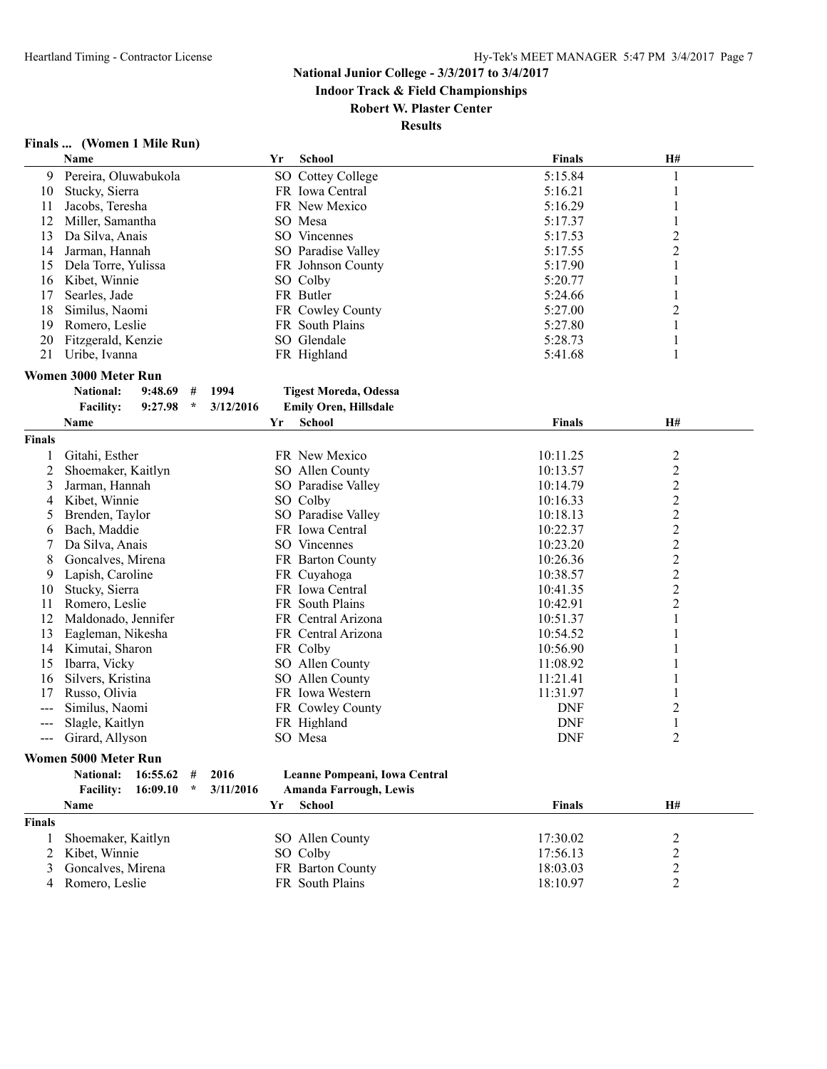# National Junior College - 3/3/2017 to 3/4/2017

## Indoor Track & Field Championships

## Robert W. Plaster Center

## Results

### Finals ... (Women 1 Mile Run)

| | Name | Yr | School | Finals | H# |
|---|---|---|---|---|---|
| 9 | Pereira, Oluwabukola | SO | Cottey College | 5:15.84 | 1 |
| 10 | Stucky, Sierra | FR | Iowa Central | 5:16.21 | 1 |
| 11 | Jacobs, Teresha | FR | New Mexico | 5:16.29 | 1 |
| 12 | Miller, Samantha | SO | Mesa | 5:17.37 | 1 |
| 13 | Da Silva, Anais | SO | Vincennes | 5:17.53 | 2 |
| 14 | Jarman, Hannah | SO | Paradise Valley | 5:17.55 | 2 |
| 15 | Dela Torre, Yulissa | FR | Johnson County | 5:17.90 | 1 |
| 16 | Kibet, Winnie | SO | Colby | 5:20.77 | 1 |
| 17 | Searles, Jade | FR | Butler | 5:24.66 | 1 |
| 18 | Similus, Naomi | FR | Cowley County | 5:27.00 | 2 |
| 19 | Romero, Leslie | FR | South Plains | 5:27.80 | 1 |
| 20 | Fitzgerald, Kenzie | SO | Glendale | 5:28.73 | 1 |
| 21 | Uribe, Ivanna | FR | Highland | 5:41.68 | 1 |

### Women 3000 Meter Run

**National:** 9:48.69 # 1994 **Tigest Moreda, Odessa**
**Facility:** 9:27.98 * 3/12/2016 **Emily Oren, Hillsdale**

| | Name | Yr | School | Finals | H# |
|---|---|---|---|---|---|
| **Finals** | | | | | |
| 1 | Gitahi, Esther | FR | New Mexico | 10:11.25 | 2 |
| 2 | Shoemaker, Kaitlyn | SO | Allen County | 10:13.57 | 2 |
| 3 | Jarman, Hannah | SO | Paradise Valley | 10:14.79 | 2 |
| 4 | Kibet, Winnie | SO | Colby | 10:16.33 | 2 |
| 5 | Brenden, Taylor | SO | Paradise Valley | 10:18.13 | 2 |
| 6 | Bach, Maddie | FR | Iowa Central | 10:22.37 | 2 |
| 7 | Da Silva, Anais | SO | Vincennes | 10:23.20 | 2 |
| 8 | Goncalves, Mirena | FR | Barton County | 10:26.36 | 2 |
| 9 | Lapish, Caroline | FR | Cuyahoga | 10:38.57 | 2 |
| 10 | Stucky, Sierra | FR | Iowa Central | 10:41.35 | 2 |
| 11 | Romero, Leslie | FR | South Plains | 10:42.91 | 2 |
| 12 | Maldonado, Jennifer | FR | Central Arizona | 10:51.37 | 1 |
| 13 | Eagleman, Nikesha | FR | Central Arizona | 10:54.52 | 1 |
| 14 | Kimutai, Sharon | FR | Colby | 10:56.90 | 1 |
| 15 | Ibarra, Vicky | SO | Allen County | 11:08.92 | 1 |
| 16 | Silvers, Kristina | SO | Allen County | 11:21.41 | 1 |
| 17 | Russo, Olivia | FR | Iowa Western | 11:31.97 | 1 |
| --- | Similus, Naomi | FR | Cowley County | DNF | 2 |
| --- | Slagle, Kaitlyn | FR | Highland | DNF | 1 |
| --- | Girard, Allyson | SO | Mesa | DNF | 2 |

### Women 5000 Meter Run

**National:** 16:55.62 # 2016 **Leanne Pompeani, Iowa Central**
**Facility:** 16:09.10 * 3/11/2016 **Amanda Farrough, Lewis**

| | Name | Yr | School | Finals | H# |
|---|---|---|---|---|---|
| **Finals** | | | | | |
| 1 | Shoemaker, Kaitlyn | SO | Allen County | 17:30.02 | 2 |
| 2 | Kibet, Winnie | SO | Colby | 17:56.13 | 2 |
| 3 | Goncalves, Mirena | FR | Barton County | 18:03.03 | 2 |
| 4 | Romero, Leslie | FR | South Plains | 18:10.97 | 2 |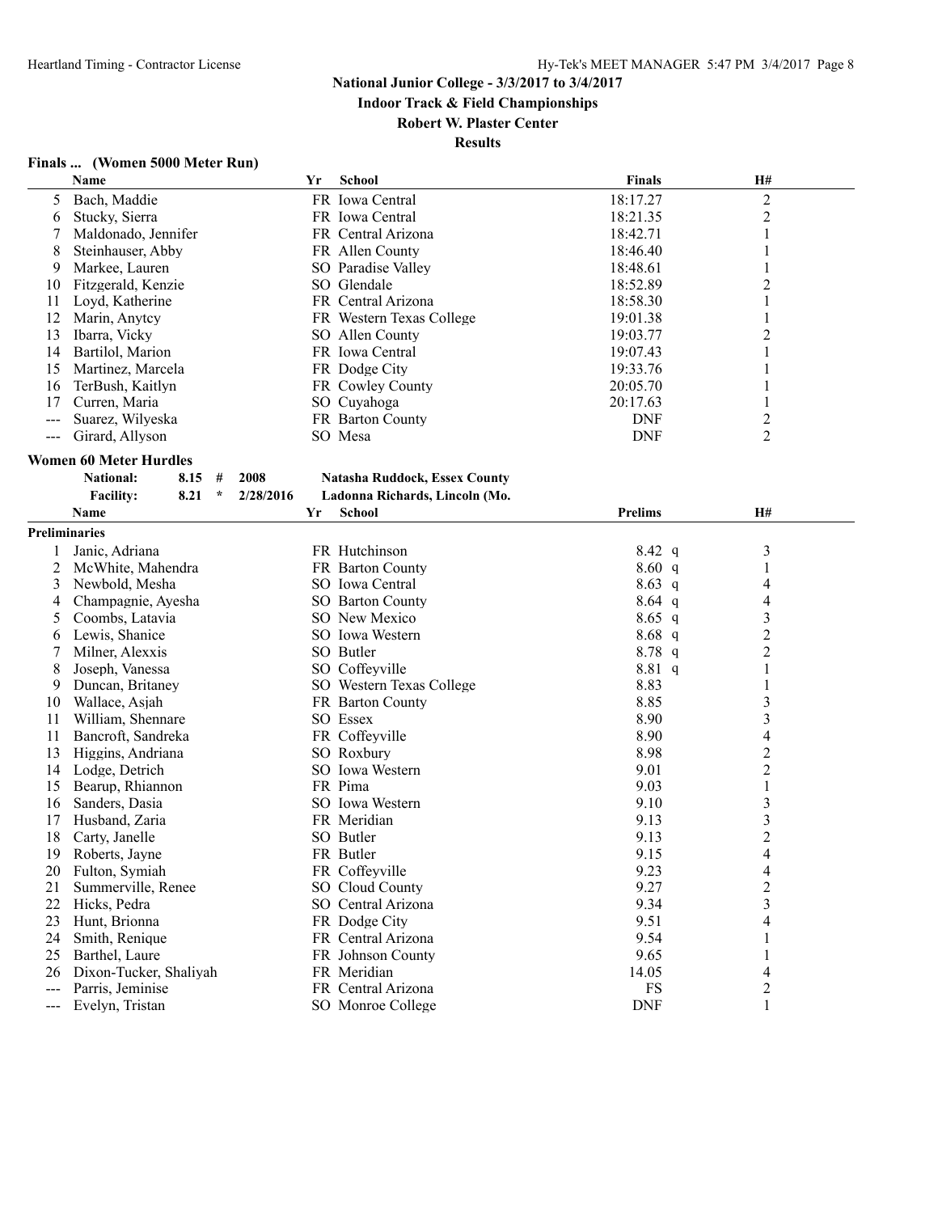National Junior College - 3/3/2017 to 3/4/2017

Indoor Track & Field Championships

Robert W. Plaster Center

Results

### Finals ... (Women 5000 Meter Run)

| | Name | Yr | School | Finals | H# |
|---|---|---|---|---|---|
| 5 | Bach, Maddie | FR | Iowa Central | 18:17.27 | 2 |
| 6 | Stucky, Sierra | FR | Iowa Central | 18:21.35 | 2 |
| 7 | Maldonado, Jennifer | FR | Central Arizona | 18:42.71 | 1 |
| 8 | Steinhauser, Abby | FR | Allen County | 18:46.40 | 1 |
| 9 | Markee, Lauren | SO | Paradise Valley | 18:48.61 | 1 |
| 10 | Fitzgerald, Kenzie | SO | Glendale | 18:52.89 | 2 |
| 11 | Loyd, Katherine | FR | Central Arizona | 18:58.30 | 1 |
| 12 | Marin, Anytcy | FR | Western Texas College | 19:01.38 | 1 |
| 13 | Ibarra, Vicky | SO | Allen County | 19:03.77 | 2 |
| 14 | Bartilol, Marion | FR | Iowa Central | 19:07.43 | 1 |
| 15 | Martinez, Marcela | FR | Dodge City | 19:33.76 | 1 |
| 16 | TerBush, Kaitlyn | FR | Cowley County | 20:05.70 | 1 |
| 17 | Curren, Maria | SO | Cuyahoga | 20:17.63 | 1 |
| --- | Suarez, Wilyeska | FR | Barton County | DNF | 2 |
| --- | Girard, Allyson | SO | Mesa | DNF | 2 |

### Women 60 Meter Hurdles

National: 8.15 # 2008 Natasha Ruddock, Essex County

Facility: 8.21 * 2/28/2016 Ladonna Richards, Lincoln (Mo.

**Preliminaries**

| | Name | Yr | School | Prelims | | H# |
|---|---|---|---|---|---|---|
| 1 | Janic, Adriana | FR | Hutchinson | 8.42 | q | 3 |
| 2 | McWhite, Mahendra | FR | Barton County | 8.60 | q | 1 |
| 3 | Newbold, Mesha | SO | Iowa Central | 8.63 | q | 4 |
| 4 | Champagnie, Ayesha | SO | Barton County | 8.64 | q | 4 |
| 5 | Coombs, Latavia | SO | New Mexico | 8.65 | q | 3 |
| 6 | Lewis, Shanice | SO | Iowa Western | 8.68 | q | 2 |
| 7 | Milner, Alexxis | SO | Butler | 8.78 | q | 2 |
| 8 | Joseph, Vanessa | SO | Coffeyville | 8.81 | q | 1 |
| 9 | Duncan, Britaney | SO | Western Texas College | 8.83 | | 1 |
| 10 | Wallace, Asjah | FR | Barton County | 8.85 | | 3 |
| 11 | William, Shennare | SO | Essex | 8.90 | | 3 |
| 11 | Bancroft, Sandreka | FR | Coffeyville | 8.90 | | 4 |
| 13 | Higgins, Andriana | SO | Roxbury | 8.98 | | 2 |
| 14 | Lodge, Detrich | SO | Iowa Western | 9.01 | | 2 |
| 15 | Bearup, Rhiannon | FR | Pima | 9.03 | | 1 |
| 16 | Sanders, Dasia | SO | Iowa Western | 9.10 | | 3 |
| 17 | Husband, Zaria | FR | Meridian | 9.13 | | 3 |
| 18 | Carty, Janelle | SO | Butler | 9.13 | | 2 |
| 19 | Roberts, Jayne | FR | Butler | 9.15 | | 4 |
| 20 | Fulton, Symiah | FR | Coffeyville | 9.23 | | 4 |
| 21 | Summerville, Renee | SO | Cloud County | 9.27 | | 2 |
| 22 | Hicks, Pedra | SO | Central Arizona | 9.34 | | 3 |
| 23 | Hunt, Brionna | FR | Dodge City | 9.51 | | 4 |
| 24 | Smith, Renique | FR | Central Arizona | 9.54 | | 1 |
| 25 | Barthel, Laure | FR | Johnson County | 9.65 | | 1 |
| 26 | Dixon-Tucker, Shaliyah | FR | Meridian | 14.05 | | 4 |
| --- | Parris, Jeminise | FR | Central Arizona | FS | | 2 |
| --- | Evelyn, Tristan | SO | Monroe College | DNF | | 1 |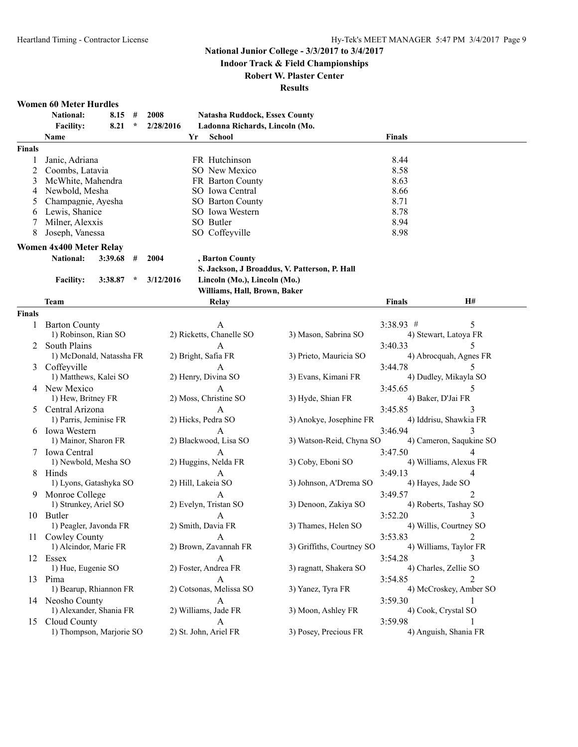National Junior College - 3/3/2017 to 3/4/2017

Indoor Track & Field Championships

Robert W. Plaster Center

Results

## Women 60 Meter Hurdles

**National:** 8.15 # 2008 Natasha Ruddock, Essex County

**Facility:** 8.21 * 2/28/2016 Ladonna Richards, Lincoln (Mo.

**Finals**

| | Name | Yr | School | Finals |
|---|---|---|---|---|
| 1 | Janic, Adriana | FR | Hutchinson | 8.44 |
| 2 | Coombs, Latavia | SO | New Mexico | 8.58 |
| 3 | McWhite, Mahendra | FR | Barton County | 8.63 |
| 4 | Newbold, Mesha | SO | Iowa Central | 8.66 |
| 5 | Champagnie, Ayesha | SO | Barton County | 8.71 |
| 6 | Lewis, Shanice | SO | Iowa Western | 8.78 |
| 7 | Milner, Alexxis | SO | Butler | 8.94 |
| 8 | Joseph, Vanessa | SO | Coffeyville | 8.98 |

## Women 4x400 Meter Relay

**National:** 3:39.68 # 2004 , Barton County
S. Jackson, J Broaddus, V. Patterson, P. Hall

**Facility:** 3:38.87 * 3/12/2016 Lincoln (Mo.), Lincoln (Mo.)
Williams, Hall, Brown, Baker

**Finals**

| | Team | Relay | Finals | H# |
|---|---|---|---|---|
| 1 | Barton County | A | 3:38.93 # | 5 |
| | 1) Robinson, Rian SO; 2) Ricketts, Chanelle SO; 3) Mason, Sabrina SO; 4) Stewart, Latoya FR | | | |
| 2 | South Plains | A | 3:40.33 | 5 |
| | 1) McDonald, Natassha FR; 2) Bright, Safia FR; 3) Prieto, Mauricia SO; 4) Abrocquah, Agnes FR | | | |
| 3 | Coffeyville | A | 3:44.78 | 5 |
| | 1) Matthews, Kalei SO; 2) Henry, Divina SO; 3) Evans, Kimani FR; 4) Dudley, Mikayla SO | | | |
| 4 | New Mexico | A | 3:45.65 | 5 |
| | 1) Hew, Britney FR; 2) Moss, Christine SO; 3) Hyde, Shian FR; 4) Baker, D'Jai FR | | | |
| 5 | Central Arizona | A | 3:45.85 | 3 |
| | 1) Parris, Jeminise FR; 2) Hicks, Pedra SO; 3) Anokye, Josephine FR; 4) Iddrisu, Shawkia FR | | | |
| 6 | Iowa Western | A | 3:46.94 | 3 |
| | 1) Mainor, Sharon FR; 2) Blackwood, Lisa SO; 3) Watson-Reid, Chyna SO; 4) Cameron, Saqukine SO | | | |
| 7 | Iowa Central | A | 3:47.50 | 4 |
| | 1) Newbold, Mesha SO; 2) Huggins, Nelda FR; 3) Coby, Eboni SO; 4) Williams, Alexus FR | | | |
| 8 | Hinds | A | 3:49.13 | 4 |
| | 1) Lyons, Gatashyka SO; 2) Hill, Lakeia SO; 3) Johnson, A'Drema SO; 4) Hayes, Jade SO | | | |
| 9 | Monroe College | A | 3:49.57 | 2 |
| | 1) Strunkey, Ariel SO; 2) Evelyn, Tristan SO; 3) Denoon, Zakiya SO; 4) Roberts, Tashay SO | | | |
| 10 | Butler | A | 3:52.20 | 3 |
| | 1) Peagler, Javonda FR; 2) Smith, Davia FR; 3) Thames, Helen SO; 4) Willis, Courtney SO | | | |
| 11 | Cowley County | A | 3:53.83 | 2 |
| | 1) Alcindor, Marie FR; 2) Brown, Zavannah FR; 3) Griffiths, Courtney SO; 4) Williams, Taylor FR | | | |
| 12 | Essex | A | 3:54.28 | 3 |
| | 1) Hue, Eugenie SO; 2) Foster, Andrea FR; 3) ragnatt, Shakera SO; 4) Charles, Zellie SO | | | |
| 13 | Pima | A | 3:54.85 | 2 |
| | 1) Bearup, Rhiannon FR; 2) Cotsonas, Melissa SO; 3) Yanez, Tyra FR; 4) McCroskey, Amber SO | | | |
| 14 | Neosho County | A | 3:59.30 | 1 |
| | 1) Alexander, Shania FR; 2) Williams, Jade FR; 3) Moon, Ashley FR; 4) Cook, Crystal SO | | | |
| 15 | Cloud County | A | 3:59.98 | 1 |
| | 1) Thompson, Marjorie SO; 2) St. John, Ariel FR; 3) Posey, Precious FR; 4) Anguish, Shania FR | | | |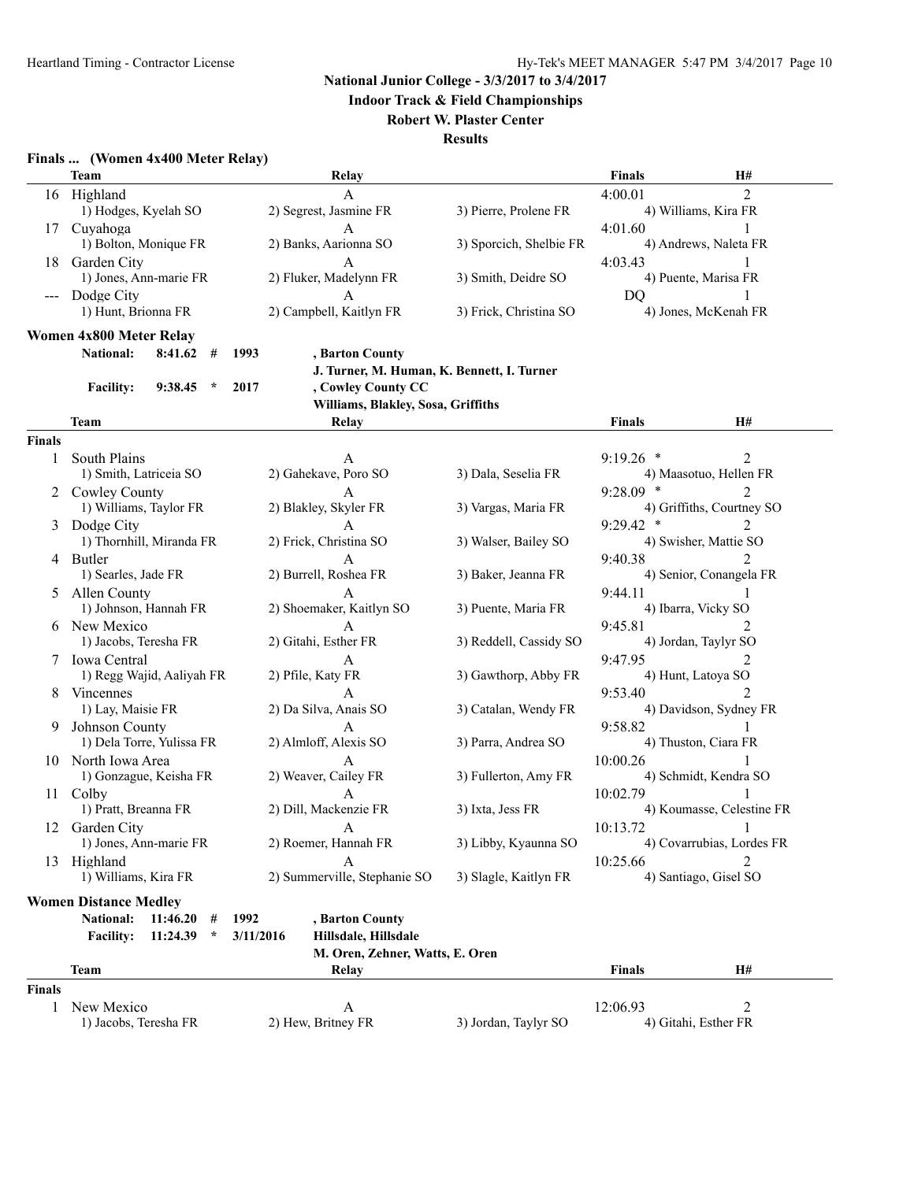**National Junior College - 3/3/2017 to 3/4/2017**
**Indoor Track & Field Championships**
**Robert W. Plaster Center**
**Results**

### Finals ... (Women 4x400 Meter Relay)

| | Team | Relay | | Finals | H# |
|---|---|---|---|---|---|
| 16 | Highland | A | | 4:00.01 | 2 |
| | 1) Hodges, Kyelah SO | 2) Segrest, Jasmine FR | 3) Pierre, Prolene FR | 4) Williams, Kira FR | |
| 17 | Cuyahoga | A | | 4:01.60 | 1 |
| | 1) Bolton, Monique FR | 2) Banks, Aarionna SO | 3) Sporcich, Shelbie FR | 4) Andrews, Naleta FR | |
| 18 | Garden City | A | | 4:03.43 | 1 |
| | 1) Jones, Ann-marie FR | 2) Fluker, Madelynn FR | 3) Smith, Deidre SO | 4) Puente, Marisa FR | |
| --- | Dodge City | A | | DQ | 1 |
| | 1) Hunt, Brionna FR | 2) Campbell, Kaitlyn FR | 3) Frick, Christina SO | 4) Jones, McKenah FR | |

### Women 4x800 Meter Relay

**National:** 8:41.62 # 1993 , Barton County
J. Turner, M. Human, K. Bennett, I. Turner
**Facility:** 9:38.45 * 2017 , Cowley County CC
Williams, Blakley, Sosa, Griffiths

**Finals**

| | Team | Relay | | Finals | H# |
|---|---|---|---|---|---|
| 1 | South Plains | A | | 9:19.26 * | 2 |
| | 1) Smith, Latriceia SO | 2) Gahekave, Poro SO | 3) Dala, Seselia FR | 4) Maasotuo, Hellen FR | |
| 2 | Cowley County | A | | 9:28.09 * | 2 |
| | 1) Williams, Taylor FR | 2) Blakley, Skyler FR | 3) Vargas, Maria FR | 4) Griffiths, Courtney SO | |
| 3 | Dodge City | A | | 9:29.42 * | 2 |
| | 1) Thornhill, Miranda FR | 2) Frick, Christina SO | 3) Walser, Bailey SO | 4) Swisher, Mattie SO | |
| 4 | Butler | A | | 9:40.38 | 2 |
| | 1) Searles, Jade FR | 2) Burrell, Roshea FR | 3) Baker, Jeanna FR | 4) Senior, Conangela FR | |
| 5 | Allen County | A | | 9:44.11 | 1 |
| | 1) Johnson, Hannah FR | 2) Shoemaker, Kaitlyn SO | 3) Puente, Maria FR | 4) Ibarra, Vicky SO | |
| 6 | New Mexico | A | | 9:45.81 | 2 |
| | 1) Jacobs, Teresha FR | 2) Gitahi, Esther FR | 3) Reddell, Cassidy SO | 4) Jordan, Taylyr SO | |
| 7 | Iowa Central | A | | 9:47.95 | 2 |
| | 1) Regg Wajid, Aaliyah FR | 2) Pfile, Katy FR | 3) Gawthorp, Abby FR | 4) Hunt, Latoya SO | |
| 8 | Vincennes | A | | 9:53.40 | 2 |
| | 1) Lay, Maisie FR | 2) Da Silva, Anais SO | 3) Catalan, Wendy FR | 4) Davidson, Sydney FR | |
| 9 | Johnson County | A | | 9:58.82 | 1 |
| | 1) Dela Torre, Yulissa FR | 2) Almloff, Alexis SO | 3) Parra, Andrea SO | 4) Thuston, Ciara FR | |
| 10 | North Iowa Area | A | | 10:00.26 | 1 |
| | 1) Gonzague, Keisha FR | 2) Weaver, Cailey FR | 3) Fullerton, Amy FR | 4) Schmidt, Kendra SO | |
| 11 | Colby | A | | 10:02.79 | 1 |
| | 1) Pratt, Breanna FR | 2) Dill, Mackenzie FR | 3) Ixta, Jess FR | 4) Koumasse, Celestine FR | |
| 12 | Garden City | A | | 10:13.72 | 1 |
| | 1) Jones, Ann-marie FR | 2) Roemer, Hannah FR | 3) Libby, Kyaunna SO | 4) Covarrubias, Lordes FR | |
| 13 | Highland | A | | 10:25.66 | 2 |
| | 1) Williams, Kira FR | 2) Summerville, Stephanie SO | 3) Slagle, Kaitlyn FR | 4) Santiago, Gisel SO | |

### Women Distance Medley

**National:** 11:46.20 # 1992 , Barton County
**Facility:** 11:24.39 * 3/11/2016 Hillsdale, Hillsdale
M. Oren, Zehner, Watts, E. Oren

**Finals**

| | Team | Relay | | Finals | H# |
|---|---|---|---|---|---|
| 1 | New Mexico | A | | 12:06.93 | 2 |
| | 1) Jacobs, Teresha FR | 2) Hew, Britney FR | 3) Jordan, Taylyr SO | 4) Gitahi, Esther FR | |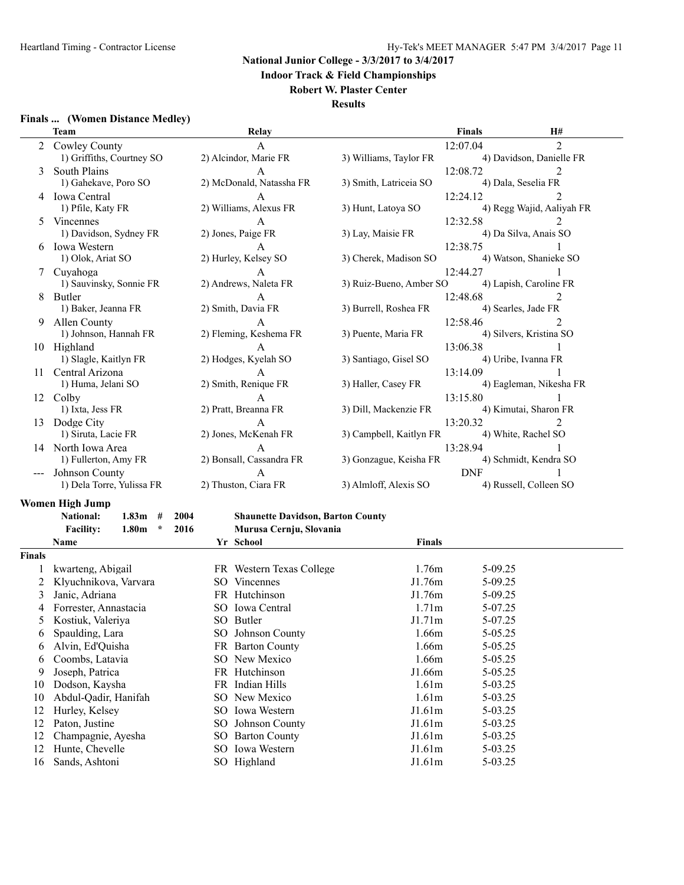National Junior College - 3/3/2017 to 3/4/2017

Indoor Track & Field Championships

Robert W. Plaster Center

Results

### Finals ... (Women Distance Medley)

| | Team | Relay | | Finals | H# |
|---|---|---|---|---|---|
| 2 | Cowley County | A | | 12:07.04 | 2 |
| | 1) Griffiths, Courtney SO | 2) Alcindor, Marie FR | 3) Williams, Taylor FR | 4) Davidson, Danielle FR | |
| 3 | South Plains | A | | 12:08.72 | 2 |
| | 1) Gahekave, Poro SO | 2) McDonald, Natassha FR | 3) Smith, Latriceia SO | 4) Dala, Seselia FR | |
| 4 | Iowa Central | A | | 12:24.12 | 2 |
| | 1) Pfile, Katy FR | 2) Williams, Alexus FR | 3) Hunt, Latoya SO | 4) Regg Wajid, Aaliyah FR | |
| 5 | Vincennes | A | | 12:32.58 | 2 |
| | 1) Davidson, Sydney FR | 2) Jones, Paige FR | 3) Lay, Maisie FR | 4) Da Silva, Anais SO | |
| 6 | Iowa Western | A | | 12:38.75 | 1 |
| | 1) Olok, Ariat SO | 2) Hurley, Kelsey SO | 3) Cherek, Madison SO | 4) Watson, Shanieke SO | |
| 7 | Cuyahoga | A | | 12:44.27 | 1 |
| | 1) Sauvinsky, Sonnie FR | 2) Andrews, Naleta FR | 3) Ruiz-Bueno, Amber SO | 4) Lapish, Caroline FR | |
| 8 | Butler | A | | 12:48.68 | 2 |
| | 1) Baker, Jeanna FR | 2) Smith, Davia FR | 3) Burrell, Roshea FR | 4) Searles, Jade FR | |
| 9 | Allen County | A | | 12:58.46 | 2 |
| | 1) Johnson, Hannah FR | 2) Fleming, Keshema FR | 3) Puente, Maria FR | 4) Silvers, Kristina SO | |
| 10 | Highland | A | | 13:06.38 | 1 |
| | 1) Slagle, Kaitlyn FR | 2) Hodges, Kyelah SO | 3) Santiago, Gisel SO | 4) Uribe, Ivanna FR | |
| 11 | Central Arizona | A | | 13:14.09 | 1 |
| | 1) Huma, Jelani SO | 2) Smith, Renique FR | 3) Haller, Casey FR | 4) Eagleman, Nikesha FR | |
| 12 | Colby | A | | 13:15.80 | 1 |
| | 1) Ixta, Jess FR | 2) Pratt, Breanna FR | 3) Dill, Mackenzie FR | 4) Kimutai, Sharon FR | |
| 13 | Dodge City | A | | 13:20.32 | 2 |
| | 1) Siruta, Lacie FR | 2) Jones, McKenah FR | 3) Campbell, Kaitlyn FR | 4) White, Rachel SO | |
| 14 | North Iowa Area | A | | 13:28.94 | 1 |
| | 1) Fullerton, Amy FR | 2) Bonsall, Cassandra FR | 3) Gonzague, Keisha FR | 4) Schmidt, Kendra SO | |
| --- | Johnson County | A | | DNF | 1 |
| | 1) Dela Torre, Yulissa FR | 2) Thuston, Ciara FR | 3) Almloff, Alexis SO | 4) Russell, Colleen SO | |

### Women High Jump

National: 1.83m # 2004 Shaunette Davidson, Barton County

Facility: 1.80m * 2016 Murusa Cernju, Slovania

**Finals**

| | Name | Yr | School | Finals | |
|---|---|---|---|---|---|
| 1 | kwarteng, Abigail | FR | Western Texas College | 1.76m | 5-09.25 |
| 2 | Klyuchnikova, Varvara | SO | Vincennes | J1.76m | 5-09.25 |
| 3 | Janic, Adriana | FR | Hutchinson | J1.76m | 5-09.25 |
| 4 | Forrester, Annastacia | SO | Iowa Central | 1.71m | 5-07.25 |
| 5 | Kostiuk, Valeriya | SO | Butler | J1.71m | 5-07.25 |
| 6 | Spaulding, Lara | SO | Johnson County | 1.66m | 5-05.25 |
| 6 | Alvin, Ed'Quisha | FR | Barton County | 1.66m | 5-05.25 |
| 6 | Coombs, Latavia | SO | New Mexico | 1.66m | 5-05.25 |
| 9 | Joseph, Patrica | FR | Hutchinson | J1.66m | 5-05.25 |
| 10 | Dodson, Kaysha | FR | Indian Hills | 1.61m | 5-03.25 |
| 10 | Abdul-Qadir, Hanifah | SO | New Mexico | 1.61m | 5-03.25 |
| 12 | Hurley, Kelsey | SO | Iowa Western | J1.61m | 5-03.25 |
| 12 | Paton, Justine | SO | Johnson County | J1.61m | 5-03.25 |
| 12 | Champagnie, Ayesha | SO | Barton County | J1.61m | 5-03.25 |
| 12 | Hunte, Chevelle | SO | Iowa Western | J1.61m | 5-03.25 |
| 16 | Sands, Ashtoni | SO | Highland | J1.61m | 5-03.25 |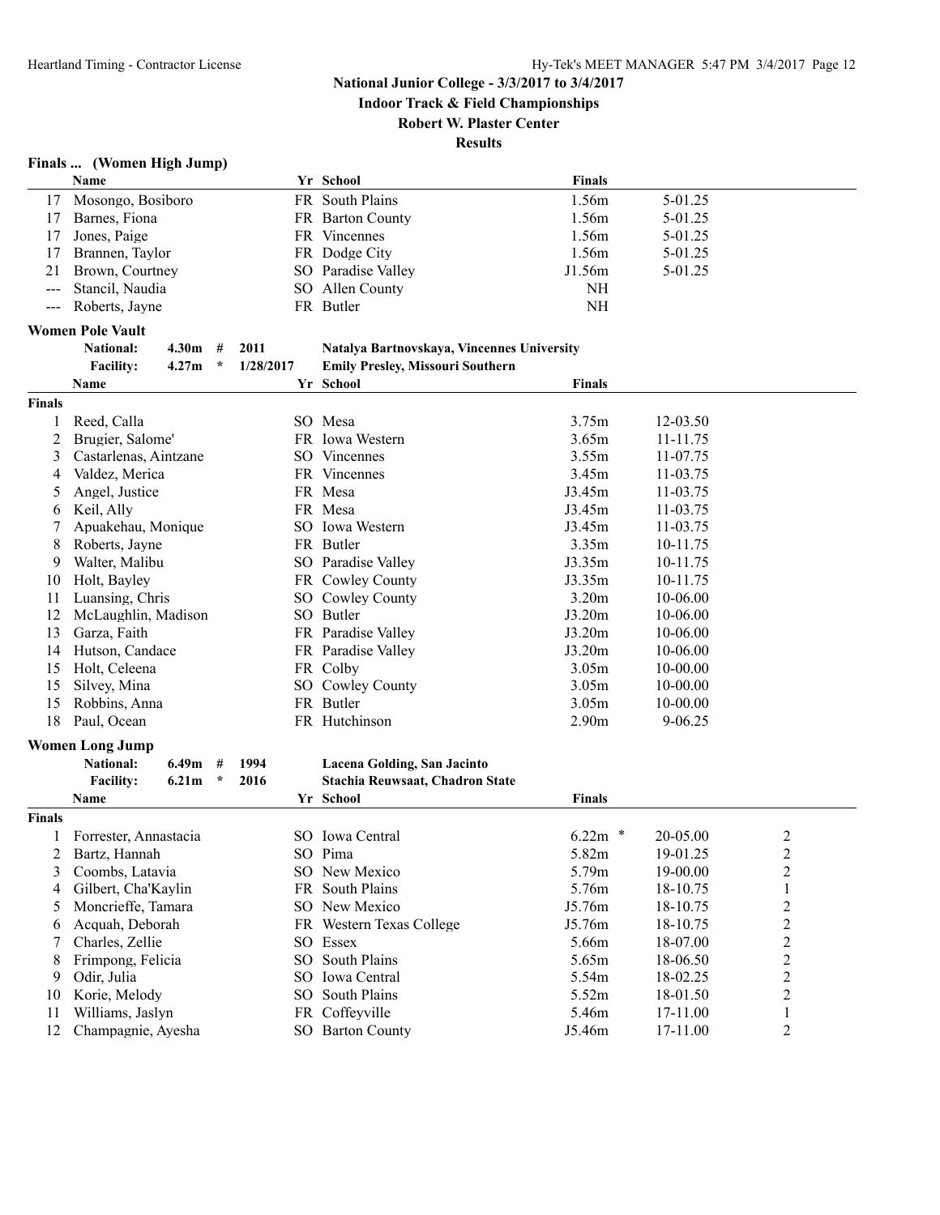## National Junior College - 3/3/2017 to 3/4/2017

### Indoor Track & Field Championships

### Robert W. Plaster Center

### Results

#### Finals ... (Women High Jump)

| | Name | Yr | School | Finals | |
|---|---|---|---|---|---|
| 17 | Mosongo, Bosiboro | FR | South Plains | 1.56m | 5-01.25 |
| 17 | Barnes, Fiona | FR | Barton County | 1.56m | 5-01.25 |
| 17 | Jones, Paige | FR | Vincennes | 1.56m | 5-01.25 |
| 17 | Brannen, Taylor | FR | Dodge City | 1.56m | 5-01.25 |
| 21 | Brown, Courtney | SO | Paradise Valley | J1.56m | 5-01.25 |
| --- | Stancil, Naudia | SO | Allen County | NH | |
| --- | Roberts, Jayne | FR | Butler | NH | |

#### Women Pole Vault

**National:** 4.30m # 2011 **Natalya Bartnovskaya, Vincennes University**

**Facility:** 4.27m * 1/28/2017 **Emily Presley, Missouri Southern**

**Finals**

| | Name | Yr | School | Finals | |
|---|---|---|---|---|---|
| 1 | Reed, Calla | SO | Mesa | 3.75m | 12-03.50 |
| 2 | Brugier, Salome' | FR | Iowa Western | 3.65m | 11-11.75 |
| 3 | Castarlenas, Aintzane | SO | Vincennes | 3.55m | 11-07.75 |
| 4 | Valdez, Merica | FR | Vincennes | 3.45m | 11-03.75 |
| 5 | Angel, Justice | FR | Mesa | J3.45m | 11-03.75 |
| 6 | Keil, Ally | FR | Mesa | J3.45m | 11-03.75 |
| 7 | Apuakehau, Monique | SO | Iowa Western | J3.45m | 11-03.75 |
| 8 | Roberts, Jayne | FR | Butler | 3.35m | 10-11.75 |
| 9 | Walter, Malibu | SO | Paradise Valley | J3.35m | 10-11.75 |
| 10 | Holt, Bayley | FR | Cowley County | J3.35m | 10-11.75 |
| 11 | Luansing, Chris | SO | Cowley County | 3.20m | 10-06.00 |
| 12 | McLaughlin, Madison | SO | Butler | J3.20m | 10-06.00 |
| 13 | Garza, Faith | FR | Paradise Valley | J3.20m | 10-06.00 |
| 14 | Hutson, Candace | FR | Paradise Valley | J3.20m | 10-06.00 |
| 15 | Holt, Celeena | FR | Colby | 3.05m | 10-00.00 |
| 15 | Silvey, Mina | SO | Cowley County | 3.05m | 10-00.00 |
| 15 | Robbins, Anna | FR | Butler | 3.05m | 10-00.00 |
| 18 | Paul, Ocean | FR | Hutchinson | 2.90m | 9-06.25 |

#### Women Long Jump

**National:** 6.49m # 1994 **Lacena Golding, San Jacinto**

**Facility:** 6.21m * 2016 **Stachia Reuwsaat, Chadron State**

**Finals**

| | Name | Yr | School | Finals | | |
|---|---|---|---|---|---|---|
| 1 | Forrester, Annastacia | SO | Iowa Central | 6.22m * | 20-05.00 | 2 |
| 2 | Bartz, Hannah | SO | Pima | 5.82m | 19-01.25 | 2 |
| 3 | Coombs, Latavia | SO | New Mexico | 5.79m | 19-00.00 | 2 |
| 4 | Gilbert, Cha'Kaylin | FR | South Plains | 5.76m | 18-10.75 | 1 |
| 5 | Moncrieffe, Tamara | SO | New Mexico | J5.76m | 18-10.75 | 2 |
| 6 | Acquah, Deborah | FR | Western Texas College | J5.76m | 18-10.75 | 2 |
| 7 | Charles, Zellie | SO | Essex | 5.66m | 18-07.00 | 2 |
| 8 | Frimpong, Felicia | SO | South Plains | 5.65m | 18-06.50 | 2 |
| 9 | Odir, Julia | SO | Iowa Central | 5.54m | 18-02.25 | 2 |
| 10 | Korie, Melody | SO | South Plains | 5.52m | 18-01.50 | 2 |
| 11 | Williams, Jaslyn | FR | Coffeyville | 5.46m | 17-11.00 | 1 |
| 12 | Champagnie, Ayesha | SO | Barton County | J5.46m | 17-11.00 | 2 |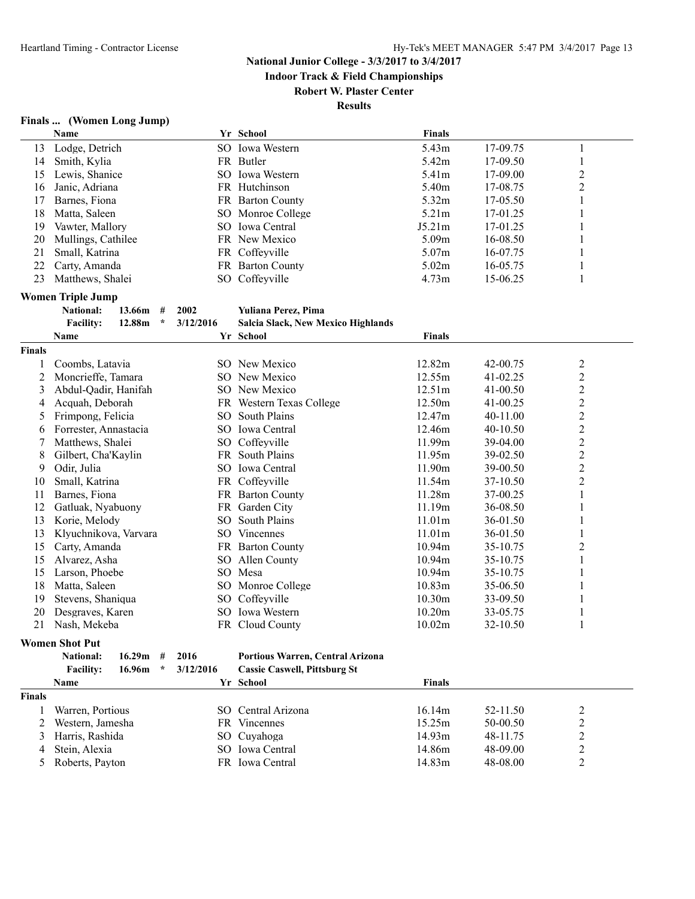## National Junior College - 3/3/2017 to 3/4/2017

**Indoor Track & Field Championships**

**Robert W. Plaster Center**

**Results**

### Finals ... (Women Long Jump)

| | Name | Yr | School | Finals | | |
|---|---|---|---|---|---|---|
| 13 | Lodge, Detrich | SO | Iowa Western | 5.43m | 17-09.75 | 1 |
| 14 | Smith, Kylia | FR | Butler | 5.42m | 17-09.50 | 1 |
| 15 | Lewis, Shanice | SO | Iowa Western | 5.41m | 17-09.00 | 2 |
| 16 | Janic, Adriana | FR | Hutchinson | 5.40m | 17-08.75 | 2 |
| 17 | Barnes, Fiona | FR | Barton County | 5.32m | 17-05.50 | 1 |
| 18 | Matta, Saleen | SO | Monroe College | 5.21m | 17-01.25 | 1 |
| 19 | Vawter, Mallory | SO | Iowa Central | J5.21m | 17-01.25 | 1 |
| 20 | Mullings, Cathilee | FR | New Mexico | 5.09m | 16-08.50 | 1 |
| 21 | Small, Katrina | FR | Coffeyville | 5.07m | 16-07.75 | 1 |
| 22 | Carty, Amanda | FR | Barton County | 5.02m | 16-05.75 | 1 |
| 23 | Matthews, Shalei | SO | Coffeyville | 4.73m | 15-06.25 | 1 |

### Women Triple Jump

**National:** 13.66m # 2002 **Yuliana Perez, Pima**

**Facility:** 12.88m * 3/12/2016 **Salcia Slack, New Mexico Highlands**

**Finals**

| | Name | Yr | School | Finals | | |
|---|---|---|---|---|---|---|
| 1 | Coombs, Latavia | SO | New Mexico | 12.82m | 42-00.75 | 2 |
| 2 | Moncrieffe, Tamara | SO | New Mexico | 12.55m | 41-02.25 | 2 |
| 3 | Abdul-Qadir, Hanifah | SO | New Mexico | 12.51m | 41-00.50 | 2 |
| 4 | Acquah, Deborah | FR | Western Texas College | 12.50m | 41-00.25 | 2 |
| 5 | Frimpong, Felicia | SO | South Plains | 12.47m | 40-11.00 | 2 |
| 6 | Forrester, Annastacia | SO | Iowa Central | 12.46m | 40-10.50 | 2 |
| 7 | Matthews, Shalei | SO | Coffeyville | 11.99m | 39-04.00 | 2 |
| 8 | Gilbert, Cha'Kaylin | FR | South Plains | 11.95m | 39-02.50 | 2 |
| 9 | Odir, Julia | SO | Iowa Central | 11.90m | 39-00.50 | 2 |
| 10 | Small, Katrina | FR | Coffeyville | 11.54m | 37-10.50 | 2 |
| 11 | Barnes, Fiona | FR | Barton County | 11.28m | 37-00.25 | 1 |
| 12 | Gatluak, Nyabuony | FR | Garden City | 11.19m | 36-08.50 | 1 |
| 13 | Korie, Melody | SO | South Plains | 11.01m | 36-01.50 | 1 |
| 13 | Klyuchnikova, Varvara | SO | Vincennes | 11.01m | 36-01.50 | 1 |
| 15 | Carty, Amanda | FR | Barton County | 10.94m | 35-10.75 | 2 |
| 15 | Alvarez, Asha | SO | Allen County | 10.94m | 35-10.75 | 1 |
| 15 | Larson, Phoebe | SO | Mesa | 10.94m | 35-10.75 | 1 |
| 18 | Matta, Saleen | SO | Monroe College | 10.83m | 35-06.50 | 1 |
| 19 | Stevens, Shaniqua | SO | Coffeyville | 10.30m | 33-09.50 | 1 |
| 20 | Desgraves, Karen | SO | Iowa Western | 10.20m | 33-05.75 | 1 |
| 21 | Nash, Mekeba | FR | Cloud County | 10.02m | 32-10.50 | 1 |

### Women Shot Put

**National:** 16.29m # 2016 **Portious Warren, Central Arizona**

**Facility:** 16.96m * 3/12/2016 **Cassie Caswell, Pittsburg St**

**Finals**

| | Name | Yr | School | Finals | | |
|---|---|---|---|---|---|---|
| 1 | Warren, Portious | SO | Central Arizona | 16.14m | 52-11.50 | 2 |
| 2 | Western, Jamesha | FR | Vincennes | 15.25m | 50-00.50 | 2 |
| 3 | Harris, Rashida | SO | Cuyahoga | 14.93m | 48-11.75 | 2 |
| 4 | Stein, Alexia | SO | Iowa Central | 14.86m | 48-09.00 | 2 |
| 5 | Roberts, Payton | FR | Iowa Central | 14.83m | 48-08.00 | 2 |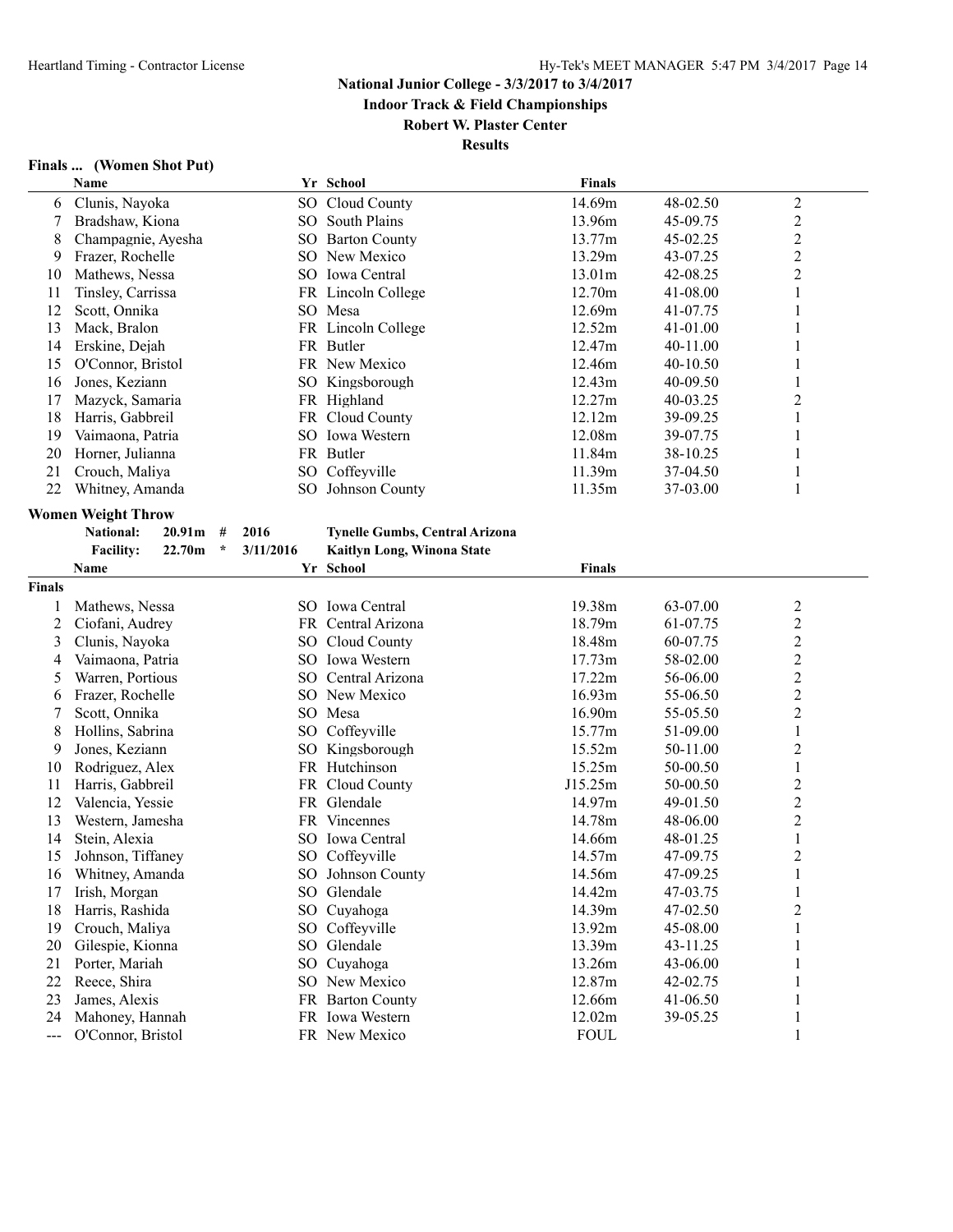## National Junior College - 3/3/2017 to 3/4/2017
## Indoor Track & Field Championships
## Robert W. Plaster Center
## Results

### Finals ... (Women Shot Put)

| | Name | Yr | School | Finals | | |
|---|---|---|---|---|---|---|
| 6 | Clunis, Nayoka | SO | Cloud County | 14.69m | 48-02.50 | 2 |
| 7 | Bradshaw, Kiona | SO | South Plains | 13.96m | 45-09.75 | 2 |
| 8 | Champagnie, Ayesha | SO | Barton County | 13.77m | 45-02.25 | 2 |
| 9 | Frazer, Rochelle | SO | New Mexico | 13.29m | 43-07.25 | 2 |
| 10 | Mathews, Nessa | SO | Iowa Central | 13.01m | 42-08.25 | 2 |
| 11 | Tinsley, Carrissa | FR | Lincoln College | 12.70m | 41-08.00 | 1 |
| 12 | Scott, Onnika | SO | Mesa | 12.69m | 41-07.75 | 1 |
| 13 | Mack, Bralon | FR | Lincoln College | 12.52m | 41-01.00 | 1 |
| 14 | Erskine, Dejah | FR | Butler | 12.47m | 40-11.00 | 1 |
| 15 | O'Connor, Bristol | FR | New Mexico | 12.46m | 40-10.50 | 1 |
| 16 | Jones, Keziann | SO | Kingsborough | 12.43m | 40-09.50 | 1 |
| 17 | Mazyck, Samaria | FR | Highland | 12.27m | 40-03.25 | 2 |
| 18 | Harris, Gabbreil | FR | Cloud County | 12.12m | 39-09.25 | 1 |
| 19 | Vaimaona, Patria | SO | Iowa Western | 12.08m | 39-07.75 | 1 |
| 20 | Horner, Julianna | FR | Butler | 11.84m | 38-10.25 | 1 |
| 21 | Crouch, Maliya | SO | Coffeyville | 11.39m | 37-04.50 | 1 |
| 22 | Whitney, Amanda | SO | Johnson County | 11.35m | 37-03.00 | 1 |

### Women Weight Throw

National: 20.91m # 2016 Tynelle Gumbs, Central Arizona
Facility: 22.70m * 3/11/2016 Kaitlyn Long, Winona State

**Finals**

| | Name | Yr | School | Finals | | |
|---|---|---|---|---|---|---|
| 1 | Mathews, Nessa | SO | Iowa Central | 19.38m | 63-07.00 | 2 |
| 2 | Ciofani, Audrey | FR | Central Arizona | 18.79m | 61-07.75 | 2 |
| 3 | Clunis, Nayoka | SO | Cloud County | 18.48m | 60-07.75 | 2 |
| 4 | Vaimaona, Patria | SO | Iowa Western | 17.73m | 58-02.00 | 2 |
| 5 | Warren, Portious | SO | Central Arizona | 17.22m | 56-06.00 | 2 |
| 6 | Frazer, Rochelle | SO | New Mexico | 16.93m | 55-06.50 | 2 |
| 7 | Scott, Onnika | SO | Mesa | 16.90m | 55-05.50 | 2 |
| 8 | Hollins, Sabrina | SO | Coffeyville | 15.77m | 51-09.00 | 1 |
| 9 | Jones, Keziann | SO | Kingsborough | 15.52m | 50-11.00 | 2 |
| 10 | Rodriguez, Alex | FR | Hutchinson | 15.25m | 50-00.50 | 1 |
| 11 | Harris, Gabbreil | FR | Cloud County | J15.25m | 50-00.50 | 2 |
| 12 | Valencia, Yessie | FR | Glendale | 14.97m | 49-01.50 | 2 |
| 13 | Western, Jamesha | FR | Vincennes | 14.78m | 48-06.00 | 2 |
| 14 | Stein, Alexia | SO | Iowa Central | 14.66m | 48-01.25 | 1 |
| 15 | Johnson, Tiffaney | SO | Coffeyville | 14.57m | 47-09.75 | 2 |
| 16 | Whitney, Amanda | SO | Johnson County | 14.56m | 47-09.25 | 1 |
| 17 | Irish, Morgan | SO | Glendale | 14.42m | 47-03.75 | 1 |
| 18 | Harris, Rashida | SO | Cuyahoga | 14.39m | 47-02.50 | 2 |
| 19 | Crouch, Maliya | SO | Coffeyville | 13.92m | 45-08.00 | 1 |
| 20 | Gilespie, Kionna | SO | Glendale | 13.39m | 43-11.25 | 1 |
| 21 | Porter, Mariah | SO | Cuyahoga | 13.26m | 43-06.00 | 1 |
| 22 | Reece, Shira | SO | New Mexico | 12.87m | 42-02.75 | 1 |
| 23 | James, Alexis | FR | Barton County | 12.66m | 41-06.50 | 1 |
| 24 | Mahoney, Hannah | FR | Iowa Western | 12.02m | 39-05.25 | 1 |
| --- | O'Connor, Bristol | FR | New Mexico | FOUL | | 1 |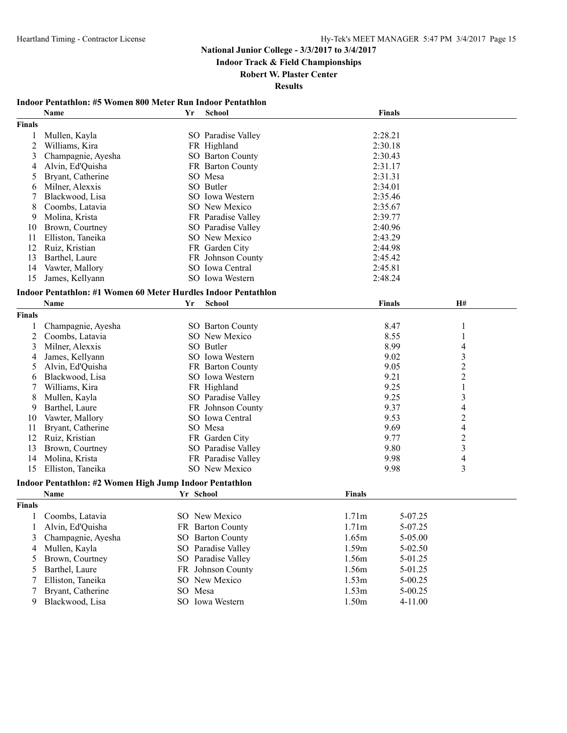National Junior College - 3/3/2017 to 3/4/2017

Indoor Track & Field Championships

Robert W. Plaster Center

Results

### Indoor Pentathlon: #5 Women 800 Meter Run Indoor Pentathlon

| | Name | Yr | School | Finals |
|---|---|---|---|---|
| **Finals** | | | | |
| 1 | Mullen, Kayla | SO | Paradise Valley | 2:28.21 |
| 2 | Williams, Kira | FR | Highland | 2:30.18 |
| 3 | Champagnie, Ayesha | SO | Barton County | 2:30.43 |
| 4 | Alvin, Ed'Quisha | FR | Barton County | 2:31.17 |
| 5 | Bryant, Catherine | SO | Mesa | 2:31.31 |
| 6 | Milner, Alexxis | SO | Butler | 2:34.01 |
| 7 | Blackwood, Lisa | SO | Iowa Western | 2:35.46 |
| 8 | Coombs, Latavia | SO | New Mexico | 2:35.67 |
| 9 | Molina, Krista | FR | Paradise Valley | 2:39.77 |
| 10 | Brown, Courtney | SO | Paradise Valley | 2:40.96 |
| 11 | Elliston, Taneika | SO | New Mexico | 2:43.29 |
| 12 | Ruiz, Kristian | FR | Garden City | 2:44.98 |
| 13 | Barthel, Laure | FR | Johnson County | 2:45.42 |
| 14 | Vawter, Mallory | SO | Iowa Central | 2:45.81 |
| 15 | James, Kellyann | SO | Iowa Western | 2:48.24 |

### Indoor Pentathlon: #1 Women 60 Meter Hurdles Indoor Pentathlon

| | Name | Yr | School | Finals | H# |
|---|---|---|---|---|---|
| **Finals** | | | | | |
| 1 | Champagnie, Ayesha | SO | Barton County | 8.47 | 1 |
| 2 | Coombs, Latavia | SO | New Mexico | 8.55 | 1 |
| 3 | Milner, Alexxis | SO | Butler | 8.99 | 4 |
| 4 | James, Kellyann | SO | Iowa Western | 9.02 | 3 |
| 5 | Alvin, Ed'Quisha | FR | Barton County | 9.05 | 2 |
| 6 | Blackwood, Lisa | SO | Iowa Western | 9.21 | 2 |
| 7 | Williams, Kira | FR | Highland | 9.25 | 1 |
| 8 | Mullen, Kayla | SO | Paradise Valley | 9.25 | 3 |
| 9 | Barthel, Laure | FR | Johnson County | 9.37 | 4 |
| 10 | Vawter, Mallory | SO | Iowa Central | 9.53 | 2 |
| 11 | Bryant, Catherine | SO | Mesa | 9.69 | 4 |
| 12 | Ruiz, Kristian | FR | Garden City | 9.77 | 2 |
| 13 | Brown, Courtney | SO | Paradise Valley | 9.80 | 3 |
| 14 | Molina, Krista | FR | Paradise Valley | 9.98 | 4 |
| 15 | Elliston, Taneika | SO | New Mexico | 9.98 | 3 |

### Indoor Pentathlon: #2 Women High Jump Indoor Pentathlon

| | Name | Yr | School | Finals | |
|---|---|---|---|---|---|
| **Finals** | | | | | |
| 1 | Coombs, Latavia | SO | New Mexico | 1.71m | 5-07.25 |
| 1 | Alvin, Ed'Quisha | FR | Barton County | 1.71m | 5-07.25 |
| 3 | Champagnie, Ayesha | SO | Barton County | 1.65m | 5-05.00 |
| 4 | Mullen, Kayla | SO | Paradise Valley | 1.59m | 5-02.50 |
| 5 | Brown, Courtney | SO | Paradise Valley | 1.56m | 5-01.25 |
| 5 | Barthel, Laure | FR | Johnson County | 1.56m | 5-01.25 |
| 7 | Elliston, Taneika | SO | New Mexico | 1.53m | 5-00.25 |
| 7 | Bryant, Catherine | SO | Mesa | 1.53m | 5-00.25 |
| 9 | Blackwood, Lisa | SO | Iowa Western | 1.50m | 4-11.00 |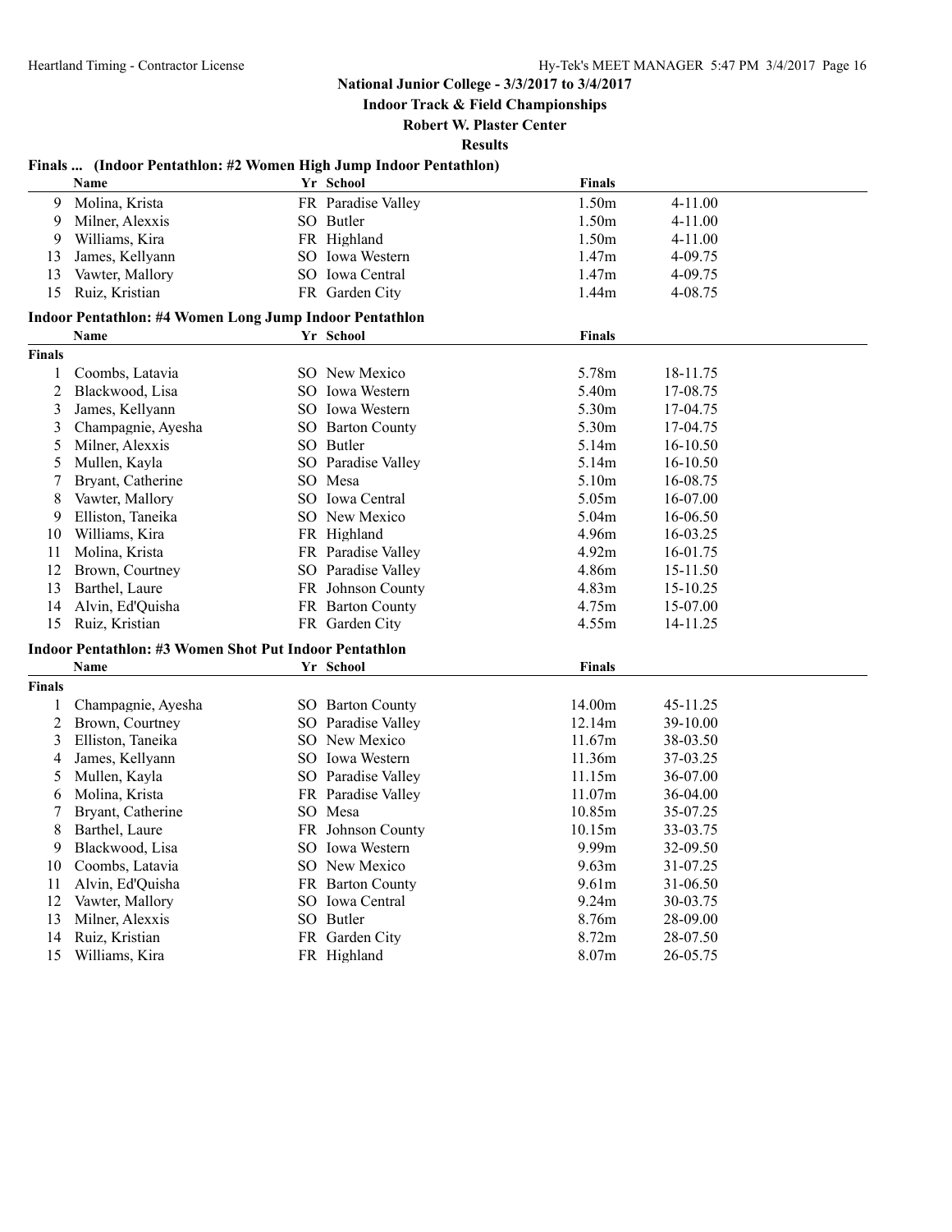**National Junior College - 3/3/2017 to 3/4/2017**

**Indoor Track & Field Championships**

**Robert W. Plaster Center**

**Results**

## Finals ... (Indoor Pentathlon: #2 Women High Jump Indoor Pentathlon)

| | Name | Yr | School | Finals | |
|---|---|---|---|---|---|
| 9 | Molina, Krista | FR | Paradise Valley | 1.50m | 4-11.00 |
| 9 | Milner, Alexxis | SO | Butler | 1.50m | 4-11.00 |
| 9 | Williams, Kira | FR | Highland | 1.50m | 4-11.00 |
| 13 | James, Kellyann | SO | Iowa Western | 1.47m | 4-09.75 |
| 13 | Vawter, Mallory | SO | Iowa Central | 1.47m | 4-09.75 |
| 15 | Ruiz, Kristian | FR | Garden City | 1.44m | 4-08.75 |

## Indoor Pentathlon: #4 Women Long Jump Indoor Pentathlon

| | Name | Yr | School | Finals | |
|---|---|---|---|---|---|
| **Finals** | | | | | |
| 1 | Coombs, Latavia | SO | New Mexico | 5.78m | 18-11.75 |
| 2 | Blackwood, Lisa | SO | Iowa Western | 5.40m | 17-08.75 |
| 3 | James, Kellyann | SO | Iowa Western | 5.30m | 17-04.75 |
| 3 | Champagnie, Ayesha | SO | Barton County | 5.30m | 17-04.75 |
| 5 | Milner, Alexxis | SO | Butler | 5.14m | 16-10.50 |
| 5 | Mullen, Kayla | SO | Paradise Valley | 5.14m | 16-10.50 |
| 7 | Bryant, Catherine | SO | Mesa | 5.10m | 16-08.75 |
| 8 | Vawter, Mallory | SO | Iowa Central | 5.05m | 16-07.00 |
| 9 | Elliston, Taneika | SO | New Mexico | 5.04m | 16-06.50 |
| 10 | Williams, Kira | FR | Highland | 4.96m | 16-03.25 |
| 11 | Molina, Krista | FR | Paradise Valley | 4.92m | 16-01.75 |
| 12 | Brown, Courtney | SO | Paradise Valley | 4.86m | 15-11.50 |
| 13 | Barthel, Laure | FR | Johnson County | 4.83m | 15-10.25 |
| 14 | Alvin, Ed'Quisha | FR | Barton County | 4.75m | 15-07.00 |
| 15 | Ruiz, Kristian | FR | Garden City | 4.55m | 14-11.25 |

## Indoor Pentathlon: #3 Women Shot Put Indoor Pentathlon

| | Name | Yr | School | Finals | |
|---|---|---|---|---|---|
| **Finals** | | | | | |
| 1 | Champagnie, Ayesha | SO | Barton County | 14.00m | 45-11.25 |
| 2 | Brown, Courtney | SO | Paradise Valley | 12.14m | 39-10.00 |
| 3 | Elliston, Taneika | SO | New Mexico | 11.67m | 38-03.50 |
| 4 | James, Kellyann | SO | Iowa Western | 11.36m | 37-03.25 |
| 5 | Mullen, Kayla | SO | Paradise Valley | 11.15m | 36-07.00 |
| 6 | Molina, Krista | FR | Paradise Valley | 11.07m | 36-04.00 |
| 7 | Bryant, Catherine | SO | Mesa | 10.85m | 35-07.25 |
| 8 | Barthel, Laure | FR | Johnson County | 10.15m | 33-03.75 |
| 9 | Blackwood, Lisa | SO | Iowa Western | 9.99m | 32-09.50 |
| 10 | Coombs, Latavia | SO | New Mexico | 9.63m | 31-07.25 |
| 11 | Alvin, Ed'Quisha | FR | Barton County | 9.61m | 31-06.50 |
| 12 | Vawter, Mallory | SO | Iowa Central | 9.24m | 30-03.75 |
| 13 | Milner, Alexxis | SO | Butler | 8.76m | 28-09.00 |
| 14 | Ruiz, Kristian | FR | Garden City | 8.72m | 28-07.50 |
| 15 | Williams, Kira | FR | Highland | 8.07m | 26-05.75 |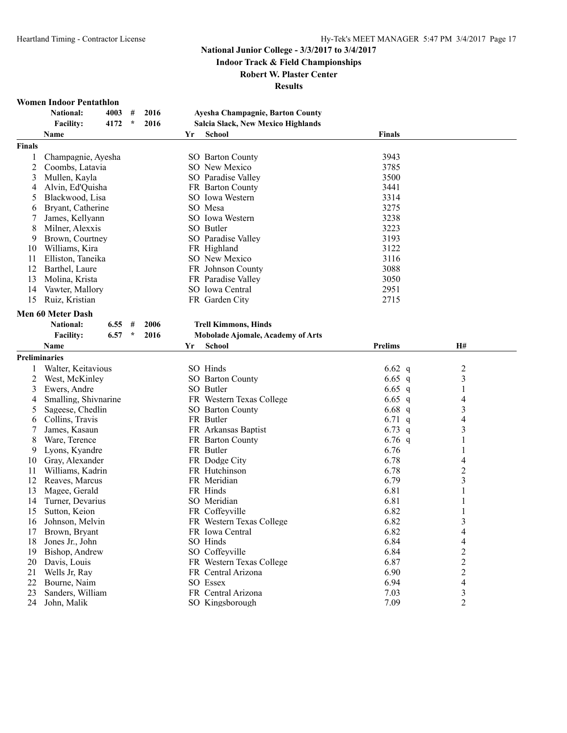# National Junior College - 3/3/2017 to 3/4/2017

## Indoor Track & Field Championships

## Robert W. Plaster Center

## Results

### Women Indoor Pentathlon

| | | | | | |
|---|---|---|---|---|---|
| National: | 4003 | # | 2016 | Ayesha Champagnie, Barton County | |
| Facility: | 4172 | * | 2016 | Salcia Slack, New Mexico Highlands | |

| | Name | Yr | School | Finals |
|---|---|---|---|---|
| **Finals** | | | | |
| 1 | Champagnie, Ayesha | SO | Barton County | 3943 |
| 2 | Coombs, Latavia | SO | New Mexico | 3785 |
| 3 | Mullen, Kayla | SO | Paradise Valley | 3500 |
| 4 | Alvin, Ed'Quisha | FR | Barton County | 3441 |
| 5 | Blackwood, Lisa | SO | Iowa Western | 3314 |
| 6 | Bryant, Catherine | SO | Mesa | 3275 |
| 7 | James, Kellyann | SO | Iowa Western | 3238 |
| 8 | Milner, Alexxis | SO | Butler | 3223 |
| 9 | Brown, Courtney | SO | Paradise Valley | 3193 |
| 10 | Williams, Kira | FR | Highland | 3122 |
| 11 | Elliston, Taneika | SO | New Mexico | 3116 |
| 12 | Barthel, Laure | FR | Johnson County | 3088 |
| 13 | Molina, Krista | FR | Paradise Valley | 3050 |
| 14 | Vawter, Mallory | SO | Iowa Central | 2951 |
| 15 | Ruiz, Kristian | FR | Garden City | 2715 |

### Men 60 Meter Dash

| | | | | | |
|---|---|---|---|---|---|
| National: | 6.55 | # | 2006 | Trell Kimmons, Hinds | |
| Facility: | 6.57 | * | 2016 | Mobolade Ajomale, Academy of Arts | |

| | Name | Yr | School | Prelims | H# |
|---|---|---|---|---|---|
| **Preliminaries** | | | | | |
| 1 | Walter, Keitavious | SO | Hinds | 6.62 q | 2 |
| 2 | West, McKinley | SO | Barton County | 6.65 q | 3 |
| 3 | Ewers, Andre | SO | Butler | 6.65 q | 1 |
| 4 | Smalling, Shivnarine | FR | Western Texas College | 6.65 q | 4 |
| 5 | Sageese, Chedlin | SO | Barton County | 6.68 q | 3 |
| 6 | Collins, Travis | FR | Butler | 6.71 q | 4 |
| 7 | James, Kasaun | FR | Arkansas Baptist | 6.73 q | 3 |
| 8 | Ware, Terence | FR | Barton County | 6.76 q | 1 |
| 9 | Lyons, Kyandre | FR | Butler | 6.76 | 1 |
| 10 | Gray, Alexander | FR | Dodge City | 6.78 | 4 |
| 11 | Williams, Kadrin | FR | Hutchinson | 6.78 | 2 |
| 12 | Reaves, Marcus | FR | Meridian | 6.79 | 3 |
| 13 | Magee, Gerald | FR | Hinds | 6.81 | 1 |
| 14 | Turner, Devarius | SO | Meridian | 6.81 | 1 |
| 15 | Sutton, Keion | FR | Coffeyville | 6.82 | 1 |
| 16 | Johnson, Melvin | FR | Western Texas College | 6.82 | 3 |
| 17 | Brown, Bryant | FR | Iowa Central | 6.82 | 4 |
| 18 | Jones Jr., John | SO | Hinds | 6.84 | 4 |
| 19 | Bishop, Andrew | SO | Coffeyville | 6.84 | 2 |
| 20 | Davis, Louis | FR | Western Texas College | 6.87 | 2 |
| 21 | Wells Jr, Ray | FR | Central Arizona | 6.90 | 2 |
| 22 | Bourne, Naim | SO | Essex | 6.94 | 4 |
| 23 | Sanders, William | FR | Central Arizona | 7.03 | 3 |
| 24 | John, Malik | SO | Kingsborough | 7.09 | 2 |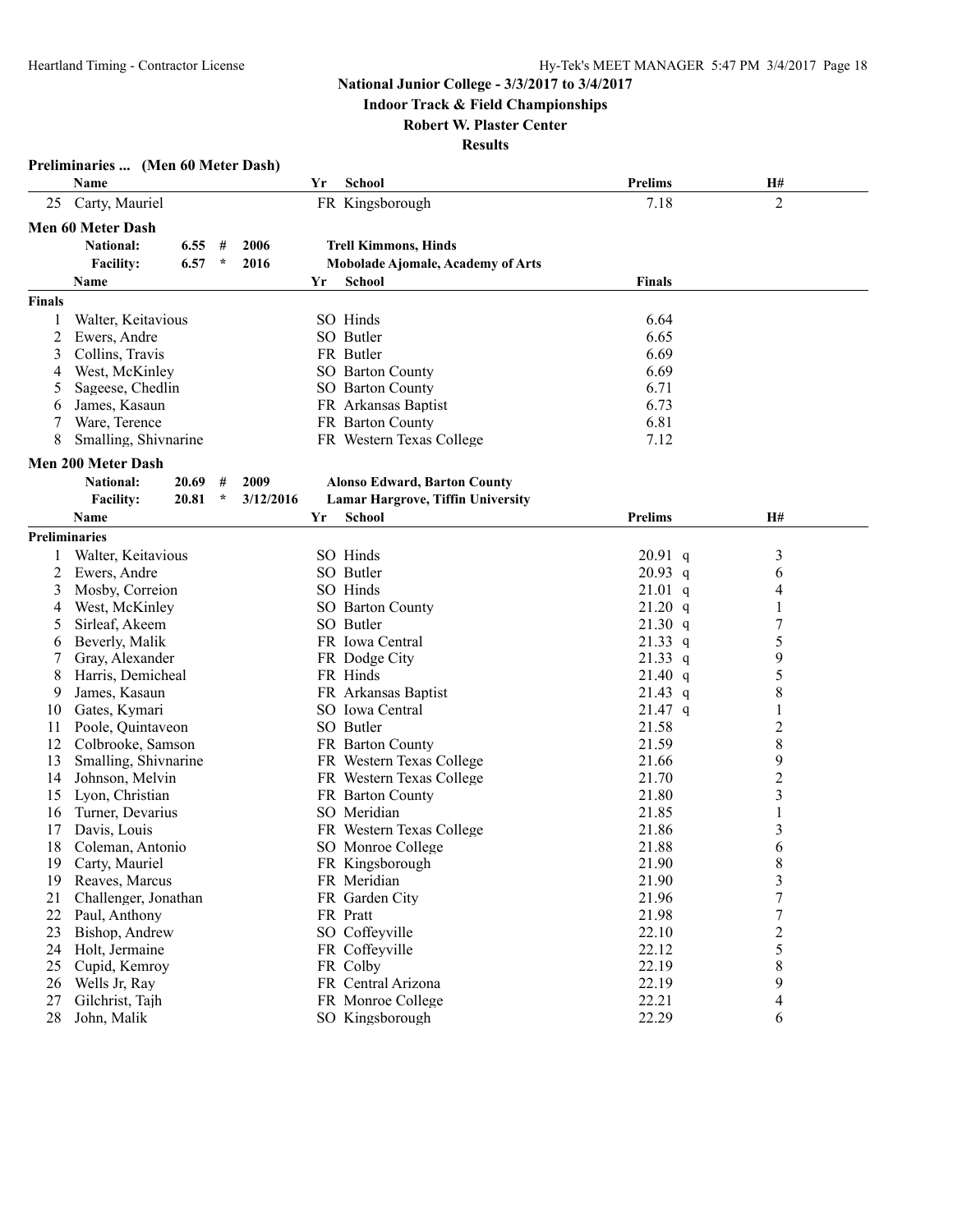National Junior College - 3/3/2017 to 3/4/2017

Indoor Track & Field Championships

Robert W. Plaster Center

Results

**Preliminaries ... (Men 60 Meter Dash)**

| | Name | Yr | School | Prelims | H# |
|---|---|---|---|---|---|
| 25 | Carty, Mauriel | FR | Kingsborough | 7.18 | 2 |

**Men 60 Meter Dash**

National: 6.55 # 2006 Trell Kimmons, Hinds

Facility: 6.57 * 2016 Mobolade Ajomale, Academy of Arts

**Finals**

| | Name | Yr | School | Finals |
|---|---|---|---|---|
| 1 | Walter, Keitavious | SO | Hinds | 6.64 |
| 2 | Ewers, Andre | SO | Butler | 6.65 |
| 3 | Collins, Travis | FR | Butler | 6.69 |
| 4 | West, McKinley | SO | Barton County | 6.69 |
| 5 | Sageese, Chedlin | SO | Barton County | 6.71 |
| 6 | James, Kasaun | FR | Arkansas Baptist | 6.73 |
| 7 | Ware, Terence | FR | Barton County | 6.81 |
| 8 | Smalling, Shivnarine | FR | Western Texas College | 7.12 |

**Men 200 Meter Dash**

National: 20.69 # 2009 Alonso Edward, Barton County

Facility: 20.81 * 3/12/2016 Lamar Hargrove, Tiffin University

**Preliminaries**

| | Name | Yr | School | Prelims | H# |
|---|---|---|---|---|---|
| 1 | Walter, Keitavious | SO | Hinds | 20.91 q | 3 |
| 2 | Ewers, Andre | SO | Butler | 20.93 q | 6 |
| 3 | Mosby, Correion | SO | Hinds | 21.01 q | 4 |
| 4 | West, McKinley | SO | Barton County | 21.20 q | 1 |
| 5 | Sirleaf, Akeem | SO | Butler | 21.30 q | 7 |
| 6 | Beverly, Malik | FR | Iowa Central | 21.33 q | 5 |
| 7 | Gray, Alexander | FR | Dodge City | 21.33 q | 9 |
| 8 | Harris, Demicheal | FR | Hinds | 21.40 q | 5 |
| 9 | James, Kasaun | FR | Arkansas Baptist | 21.43 q | 8 |
| 10 | Gates, Kymari | SO | Iowa Central | 21.47 q | 1 |
| 11 | Poole, Quintaveon | SO | Butler | 21.58 | 2 |
| 12 | Colbrooke, Samson | FR | Barton County | 21.59 | 8 |
| 13 | Smalling, Shivnarine | FR | Western Texas College | 21.66 | 9 |
| 14 | Johnson, Melvin | FR | Western Texas College | 21.70 | 2 |
| 15 | Lyon, Christian | FR | Barton County | 21.80 | 3 |
| 16 | Turner, Devarius | SO | Meridian | 21.85 | 1 |
| 17 | Davis, Louis | FR | Western Texas College | 21.86 | 3 |
| 18 | Coleman, Antonio | SO | Monroe College | 21.88 | 6 |
| 19 | Carty, Mauriel | FR | Kingsborough | 21.90 | 8 |
| 19 | Reaves, Marcus | FR | Meridian | 21.90 | 3 |
| 21 | Challenger, Jonathan | FR | Garden City | 21.96 | 7 |
| 22 | Paul, Anthony | FR | Pratt | 21.98 | 7 |
| 23 | Bishop, Andrew | SO | Coffeyville | 22.10 | 2 |
| 24 | Holt, Jermaine | FR | Coffeyville | 22.12 | 5 |
| 25 | Cupid, Kemroy | FR | Colby | 22.19 | 8 |
| 26 | Wells Jr, Ray | FR | Central Arizona | 22.19 | 9 |
| 27 | Gilchrist, Tajh | FR | Monroe College | 22.21 | 4 |
| 28 | John, Malik | SO | Kingsborough | 22.29 | 6 |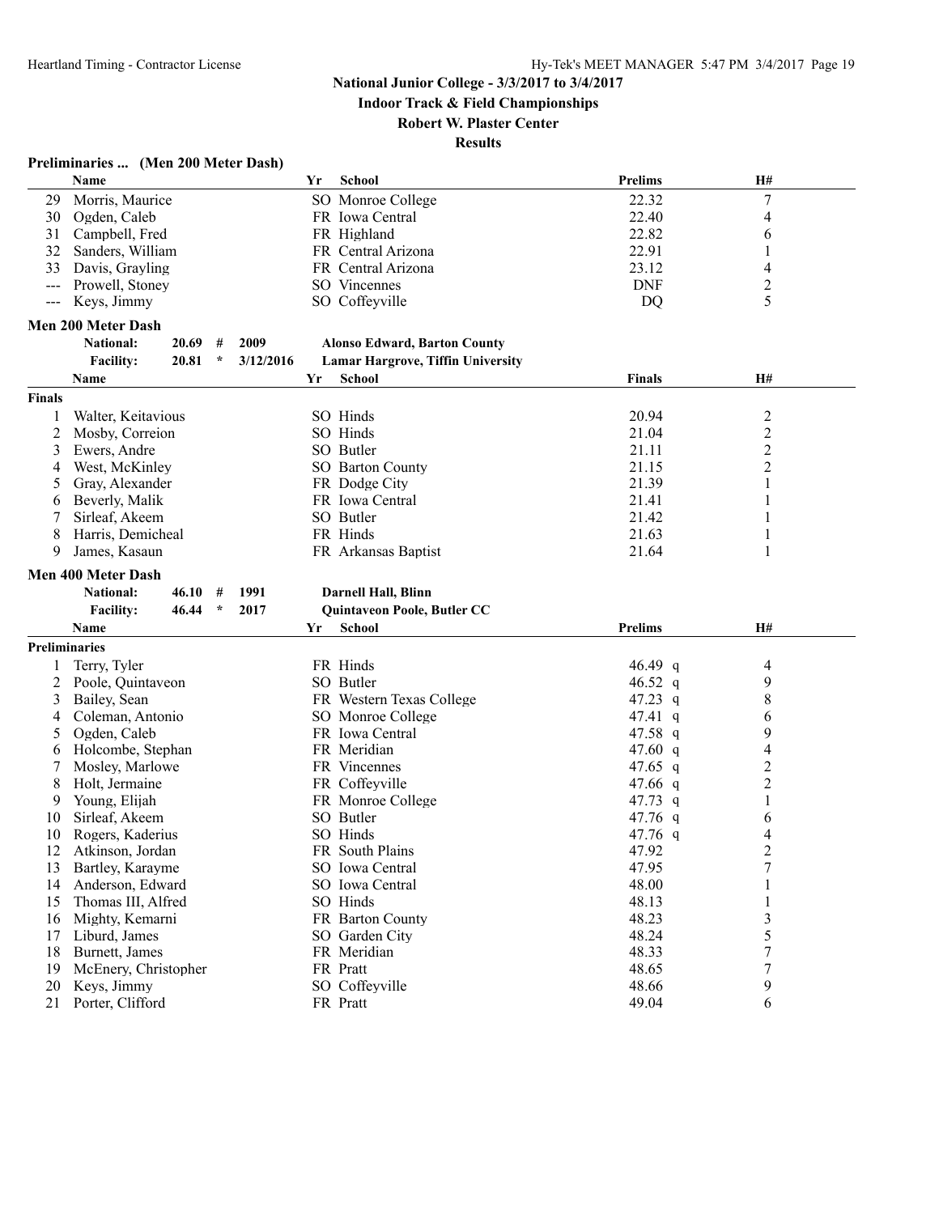National Junior College - 3/3/2017 to 3/4/2017

Indoor Track & Field Championships

Robert W. Plaster Center

Results

**Preliminaries ... (Men 200 Meter Dash)**

| | Name | Yr | School | Prelims | H# |
|---|---|---|---|---|---|
| 29 | Morris, Maurice | SO | Monroe College | 22.32 | 7 |
| 30 | Ogden, Caleb | FR | Iowa Central | 22.40 | 4 |
| 31 | Campbell, Fred | FR | Highland | 22.82 | 6 |
| 32 | Sanders, William | FR | Central Arizona | 22.91 | 1 |
| 33 | Davis, Grayling | FR | Central Arizona | 23.12 | 4 |
| --- | Prowell, Stoney | SO | Vincennes | DNF | 2 |
| --- | Keys, Jimmy | SO | Coffeyville | DQ | 5 |

## Men 200 Meter Dash

| | | | | |
|---|---|---|---|---|
| National: | 20.69 | # | 2009 | Alonso Edward, Barton County |
| Facility: | 20.81 | * | 3/12/2016 | Lamar Hargrove, Tiffin University |

| | Name | Yr | School | Finals | H# |
|---|---|---|---|---|---|
| **Finals** | | | | | |
| 1 | Walter, Keitavious | SO | Hinds | 20.94 | 2 |
| 2 | Mosby, Correion | SO | Hinds | 21.04 | 2 |
| 3 | Ewers, Andre | SO | Butler | 21.11 | 2 |
| 4 | West, McKinley | SO | Barton County | 21.15 | 2 |
| 5 | Gray, Alexander | FR | Dodge City | 21.39 | 1 |
| 6 | Beverly, Malik | FR | Iowa Central | 21.41 | 1 |
| 7 | Sirleaf, Akeem | SO | Butler | 21.42 | 1 |
| 8 | Harris, Demicheal | FR | Hinds | 21.63 | 1 |
| 9 | James, Kasaun | FR | Arkansas Baptist | 21.64 | 1 |

## Men 400 Meter Dash

| | | | | |
|---|---|---|---|---|
| National: | 46.10 | # | 1991 | Darnell Hall, Blinn |
| Facility: | 46.44 | * | 2017 | Quintaveon Poole, Butler CC |

| | Name | Yr | School | Prelims | H# |
|---|---|---|---|---|---|
| **Preliminaries** | | | | | |
| 1 | Terry, Tyler | FR | Hinds | 46.49 q | 4 |
| 2 | Poole, Quintaveon | SO | Butler | 46.52 q | 9 |
| 3 | Bailey, Sean | FR | Western Texas College | 47.23 q | 8 |
| 4 | Coleman, Antonio | SO | Monroe College | 47.41 q | 6 |
| 5 | Ogden, Caleb | FR | Iowa Central | 47.58 q | 9 |
| 6 | Holcombe, Stephan | FR | Meridian | 47.60 q | 4 |
| 7 | Mosley, Marlowe | FR | Vincennes | 47.65 q | 2 |
| 8 | Holt, Jermaine | FR | Coffeyville | 47.66 q | 2 |
| 9 | Young, Elijah | FR | Monroe College | 47.73 q | 1 |
| 10 | Sirleaf, Akeem | SO | Butler | 47.76 q | 6 |
| 10 | Rogers, Kaderius | SO | Hinds | 47.76 q | 4 |
| 12 | Atkinson, Jordan | FR | South Plains | 47.92 | 2 |
| 13 | Bartley, Karayme | SO | Iowa Central | 47.95 | 7 |
| 14 | Anderson, Edward | SO | Iowa Central | 48.00 | 1 |
| 15 | Thomas III, Alfred | SO | Hinds | 48.13 | 1 |
| 16 | Mighty, Kemarni | FR | Barton County | 48.23 | 3 |
| 17 | Liburd, James | SO | Garden City | 48.24 | 5 |
| 18 | Burnett, James | FR | Meridian | 48.33 | 7 |
| 19 | McEnery, Christopher | FR | Pratt | 48.65 | 7 |
| 20 | Keys, Jimmy | SO | Coffeyville | 48.66 | 9 |
| 21 | Porter, Clifford | FR | Pratt | 49.04 | 6 |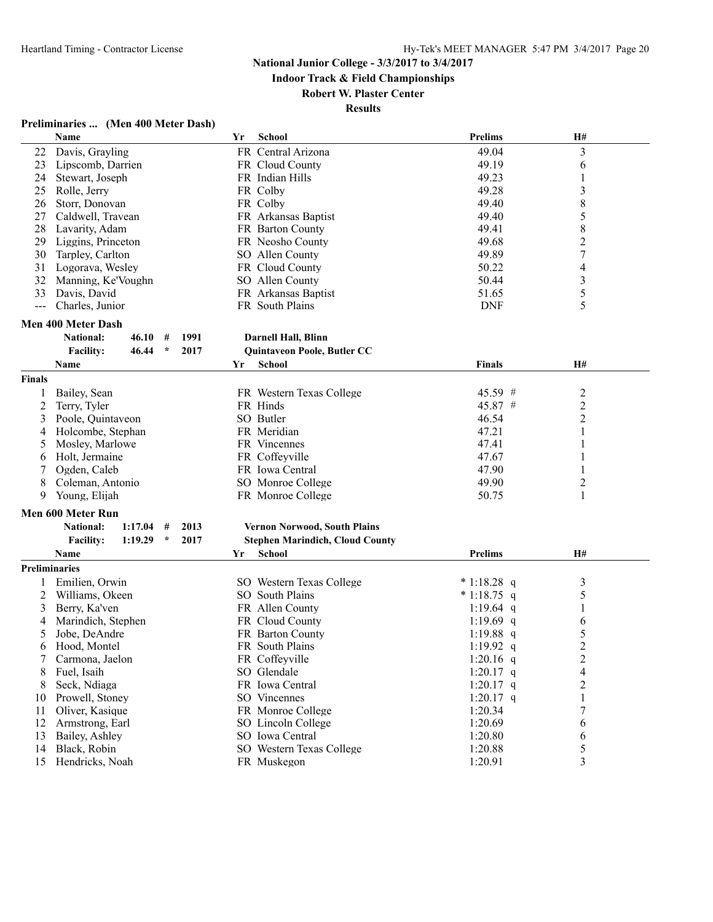## National Junior College - 3/3/2017 to 3/4/2017

## Indoor Track & Field Championships

## Robert W. Plaster Center

## Results

### Preliminaries ... (Men 400 Meter Dash)

| | Name | Yr | School | Prelims | H# |
|---|---|---|---|---|---|
| 22 | Davis, Grayling | FR | Central Arizona | 49.04 | 3 |
| 23 | Lipscomb, Darrien | FR | Cloud County | 49.19 | 6 |
| 24 | Stewart, Joseph | FR | Indian Hills | 49.23 | 1 |
| 25 | Rolle, Jerry | FR | Colby | 49.28 | 3 |
| 26 | Storr, Donovan | FR | Colby | 49.40 | 8 |
| 27 | Caldwell, Travean | FR | Arkansas Baptist | 49.40 | 5 |
| 28 | Lavarity, Adam | FR | Barton County | 49.41 | 8 |
| 29 | Liggins, Princeton | FR | Neosho County | 49.68 | 2 |
| 30 | Tarpley, Carlton | SO | Allen County | 49.89 | 7 |
| 31 | Logorava, Wesley | FR | Cloud County | 50.22 | 4 |
| 32 | Manning, Ke'Voughn | SO | Allen County | 50.44 | 3 |
| 33 | Davis, David | FR | Arkansas Baptist | 51.65 | 5 |
| --- | Charles, Junior | FR | South Plains | DNF | 5 |

### Men 400 Meter Dash

National: 46.10 # 1991 Darnell Hall, Blinn

Facility: 46.44 * 2017 Quintaveon Poole, Butler CC

| | Name | Yr | School | Finals | H# |
|---|---|---|---|---|---|
| **Finals** | | | | | |
| 1 | Bailey, Sean | FR | Western Texas College | 45.59 # | 2 |
| 2 | Terry, Tyler | FR | Hinds | 45.87 # | 2 |
| 3 | Poole, Quintaveon | SO | Butler | 46.54 | 2 |
| 4 | Holcombe, Stephan | FR | Meridian | 47.21 | 1 |
| 5 | Mosley, Marlowe | FR | Vincennes | 47.41 | 1 |
| 6 | Holt, Jermaine | FR | Coffeyville | 47.67 | 1 |
| 7 | Ogden, Caleb | FR | Iowa Central | 47.90 | 1 |
| 8 | Coleman, Antonio | SO | Monroe College | 49.90 | 2 |
| 9 | Young, Elijah | FR | Monroe College | 50.75 | 1 |

### Men 600 Meter Run

National: 1:17.04 # 2013 Vernon Norwood, South Plains

Facility: 1:19.29 * 2017 Stephen Marindich, Cloud County

| | Name | Yr | School | Prelims | H# |
|---|---|---|---|---|---|
| **Preliminaries** | | | | | |
| 1 | Emilien, Orwin | SO | Western Texas College | * 1:18.28 q | 3 |
| 2 | Williams, Okeen | SO | South Plains | * 1:18.75 q | 5 |
| 3 | Berry, Ka'ven | FR | Allen County | 1:19.64 q | 1 |
| 4 | Marindich, Stephen | FR | Cloud County | 1:19.69 q | 6 |
| 5 | Jobe, DeAndre | FR | Barton County | 1:19.88 q | 5 |
| 6 | Hood, Montel | FR | South Plains | 1:19.92 q | 2 |
| 7 | Carmona, Jaelon | FR | Coffeyville | 1:20.16 q | 2 |
| 8 | Fuel, Isaih | SO | Glendale | 1:20.17 q | 4 |
| 8 | Seck, Ndiaga | FR | Iowa Central | 1:20.17 q | 2 |
| 10 | Prowell, Stoney | SO | Vincennes | 1:20.17 q | 1 |
| 11 | Oliver, Kasique | FR | Monroe College | 1:20.34 | 7 |
| 12 | Armstrong, Earl | SO | Lincoln College | 1:20.69 | 6 |
| 13 | Bailey, Ashley | SO | Iowa Central | 1:20.80 | 6 |
| 14 | Black, Robin | SO | Western Texas College | 1:20.88 | 5 |
| 15 | Hendricks, Noah | FR | Muskegon | 1:20.91 | 3 |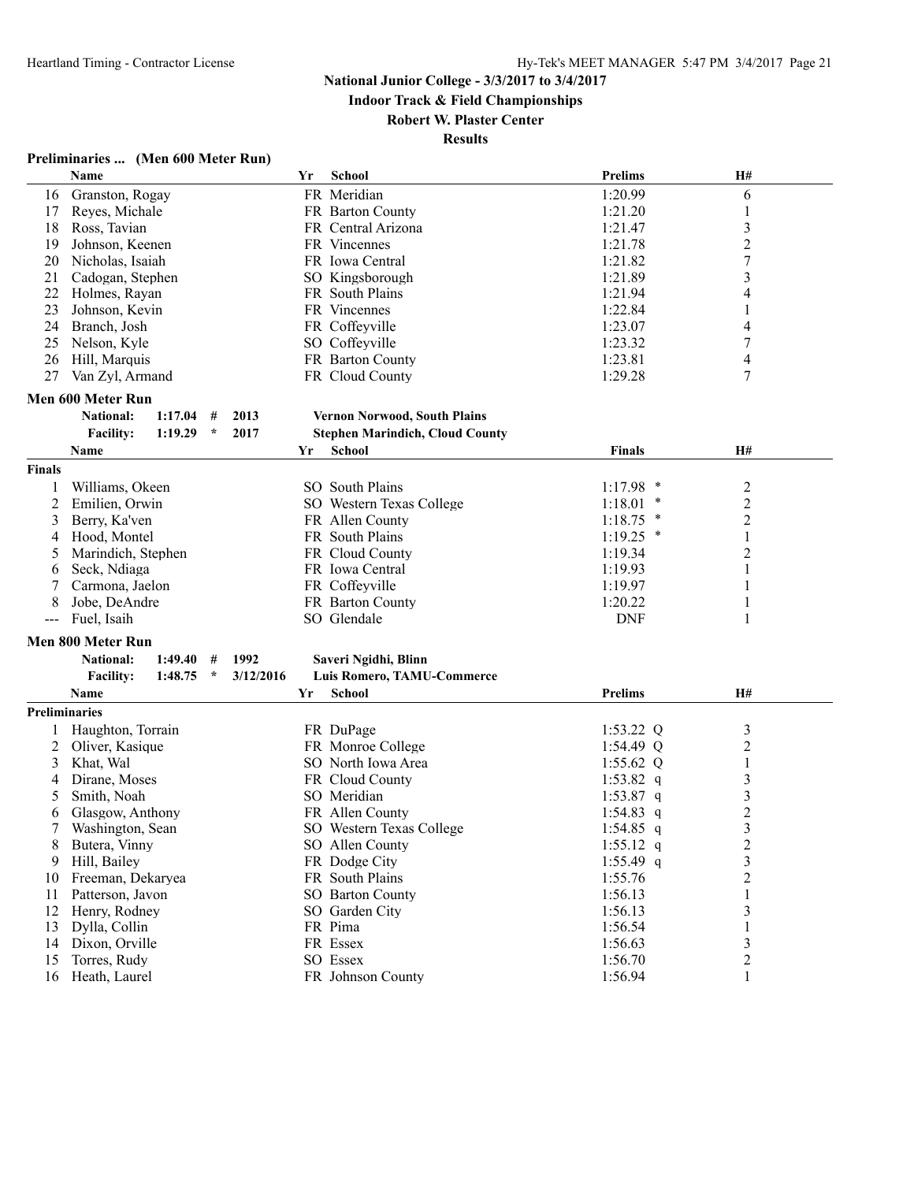**National Junior College - 3/3/2017 to 3/4/2017**
**Indoor Track & Field Championships**
**Robert W. Plaster Center**
**Results**

### Preliminaries ... (Men 600 Meter Run)

| | Name | Yr | School | Prelims | H# |
|---|---|---|---|---|---|
| 16 | Granston, Rogay | FR | Meridian | 1:20.99 | 6 |
| 17 | Reyes, Michale | FR | Barton County | 1:21.20 | 1 |
| 18 | Ross, Tavian | FR | Central Arizona | 1:21.47 | 3 |
| 19 | Johnson, Keenen | FR | Vincennes | 1:21.78 | 2 |
| 20 | Nicholas, Isaiah | FR | Iowa Central | 1:21.82 | 7 |
| 21 | Cadogan, Stephen | SO | Kingsborough | 1:21.89 | 3 |
| 22 | Holmes, Rayan | FR | South Plains | 1:21.94 | 4 |
| 23 | Johnson, Kevin | FR | Vincennes | 1:22.84 | 1 |
| 24 | Branch, Josh | FR | Coffeyville | 1:23.07 | 4 |
| 25 | Nelson, Kyle | SO | Coffeyville | 1:23.32 | 7 |
| 26 | Hill, Marquis | FR | Barton County | 1:23.81 | 4 |
| 27 | Van Zyl, Armand | FR | Cloud County | 1:29.28 | 7 |

### Men 600 Meter Run

National: 1:17.04 # 2013 Vernon Norwood, South Plains
Facility: 1:19.29 * 2017 Stephen Marindich, Cloud County

| | Name | Yr | School | Finals | H# |
|---|---|---|---|---|---|
| **Finals** | | | | | |
| 1 | Williams, Okeen | SO | South Plains | 1:17.98 * | 2 |
| 2 | Emilien, Orwin | SO | Western Texas College | 1:18.01 * | 2 |
| 3 | Berry, Ka'ven | FR | Allen County | 1:18.75 * | 2 |
| 4 | Hood, Montel | FR | South Plains | 1:19.25 * | 1 |
| 5 | Marindich, Stephen | FR | Cloud County | 1:19.34 | 2 |
| 6 | Seck, Ndiaga | FR | Iowa Central | 1:19.93 | 1 |
| 7 | Carmona, Jaelon | FR | Coffeyville | 1:19.97 | 1 |
| 8 | Jobe, DeAndre | FR | Barton County | 1:20.22 | 1 |
| --- | Fuel, Isaih | SO | Glendale | DNF | 1 |

### Men 800 Meter Run

National: 1:49.40 # 1992 Saveri Ngidhi, Blinn
Facility: 1:48.75 * 3/12/2016 Luis Romero, TAMU-Commerce

| | Name | Yr | School | Prelims | H# |
|---|---|---|---|---|---|
| **Preliminaries** | | | | | |
| 1 | Haughton, Torrain | FR | DuPage | 1:53.22 Q | 3 |
| 2 | Oliver, Kasique | FR | Monroe College | 1:54.49 Q | 2 |
| 3 | Khat, Wal | SO | North Iowa Area | 1:55.62 Q | 1 |
| 4 | Dirane, Moses | FR | Cloud County | 1:53.82 q | 3 |
| 5 | Smith, Noah | SO | Meridian | 1:53.87 q | 3 |
| 6 | Glasgow, Anthony | FR | Allen County | 1:54.83 q | 2 |
| 7 | Washington, Sean | SO | Western Texas College | 1:54.85 q | 3 |
| 8 | Butera, Vinny | SO | Allen County | 1:55.12 q | 2 |
| 9 | Hill, Bailey | FR | Dodge City | 1:55.49 q | 3 |
| 10 | Freeman, Dekaryea | FR | South Plains | 1:55.76 | 2 |
| 11 | Patterson, Javon | SO | Barton County | 1:56.13 | 1 |
| 12 | Henry, Rodney | SO | Garden City | 1:56.13 | 3 |
| 13 | Dylla, Collin | FR | Pima | 1:56.54 | 1 |
| 14 | Dixon, Orville | FR | Essex | 1:56.63 | 3 |
| 15 | Torres, Rudy | SO | Essex | 1:56.70 | 2 |
| 16 | Heath, Laurel | FR | Johnson County | 1:56.94 | 1 |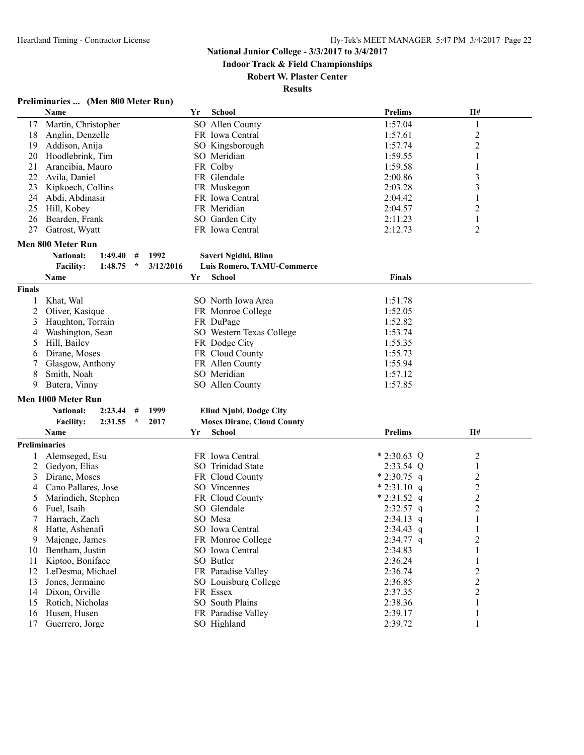## National Junior College - 3/3/2017 to 3/4/2017

**Indoor Track & Field Championships**

**Robert W. Plaster Center**

**Results**

### Preliminaries ... (Men 800 Meter Run)

| | Name | Yr | School | Prelims | H# |
|---|---|---|---|---|---|
| 17 | Martin, Christopher | SO | Allen County | 1:57.04 | 1 |
| 18 | Anglin, Denzelle | FR | Iowa Central | 1:57.61 | 2 |
| 19 | Addison, Anija | SO | Kingsborough | 1:57.74 | 2 |
| 20 | Hoodlebrink, Tim | SO | Meridian | 1:59.55 | 1 |
| 21 | Arancibia, Mauro | FR | Colby | 1:59.58 | 1 |
| 22 | Avila, Daniel | FR | Glendale | 2:00.86 | 3 |
| 23 | Kipkoech, Collins | FR | Muskegon | 2:03.28 | 3 |
| 24 | Abdi, Abdinasir | FR | Iowa Central | 2:04.42 | 1 |
| 25 | Hill, Kobey | FR | Meridian | 2:04.57 | 2 |
| 26 | Bearden, Frank | SO | Garden City | 2:11.23 | 1 |
| 27 | Gatrost, Wyatt | FR | Iowa Central | 2:12.73 | 2 |

### Men 800 Meter Run

**National:** 1:49.40 # 1992 **Saveri Ngidhi, Blinn**

**Facility:** 1:48.75 * 3/12/2016 **Luis Romero, TAMU-Commerce**

**Finals**

| | Name | Yr | School | Finals |
|---|---|---|---|---|
| 1 | Khat, Wal | SO | North Iowa Area | 1:51.78 |
| 2 | Oliver, Kasique | FR | Monroe College | 1:52.05 |
| 3 | Haughton, Torrain | FR | DuPage | 1:52.82 |
| 4 | Washington, Sean | SO | Western Texas College | 1:53.74 |
| 5 | Hill, Bailey | FR | Dodge City | 1:55.35 |
| 6 | Dirane, Moses | FR | Cloud County | 1:55.73 |
| 7 | Glasgow, Anthony | FR | Allen County | 1:55.94 |
| 8 | Smith, Noah | SO | Meridian | 1:57.12 |
| 9 | Butera, Vinny | SO | Allen County | 1:57.85 |

### Men 1000 Meter Run

**National:** 2:23.44 # 1999 **Eliud Njubi, Dodge City**

**Facility:** 2:31.55 * 2017 **Moses Dirane, Cloud County**

**Preliminaries**

| | Name | Yr | School | Prelims | H# |
|---|---|---|---|---|---|
| 1 | Alemseged, Esu | FR | Iowa Central | * 2:30.63 Q | 2 |
| 2 | Gedyon, Elias | SO | Trinidad State | 2:33.54 Q | 1 |
| 3 | Dirane, Moses | FR | Cloud County | * 2:30.75 q | 2 |
| 4 | Cano Pallares, Jose | SO | Vincennes | * 2:31.10 q | 2 |
| 5 | Marindich, Stephen | FR | Cloud County | * 2:31.52 q | 2 |
| 6 | Fuel, Isaih | SO | Glendale | 2:32.57 q | 2 |
| 7 | Harrach, Zach | SO | Mesa | 2:34.13 q | 1 |
| 8 | Hatte, Ashenafi | SO | Iowa Central | 2:34.43 q | 1 |
| 9 | Majenge, James | FR | Monroe College | 2:34.77 q | 2 |
| 10 | Bentham, Justin | SO | Iowa Central | 2:34.83 | 1 |
| 11 | Kiptoo, Boniface | SO | Butler | 2:36.24 | 1 |
| 12 | LeDesma, Michael | FR | Paradise Valley | 2:36.74 | 2 |
| 13 | Jones, Jermaine | SO | Louisburg College | 2:36.85 | 2 |
| 14 | Dixon, Orville | FR | Essex | 2:37.35 | 2 |
| 15 | Rotich, Nicholas | SO | South Plains | 2:38.36 | 1 |
| 16 | Husen, Husen | FR | Paradise Valley | 2:39.17 | 1 |
| 17 | Guerrero, Jorge | SO | Highland | 2:39.72 | 1 |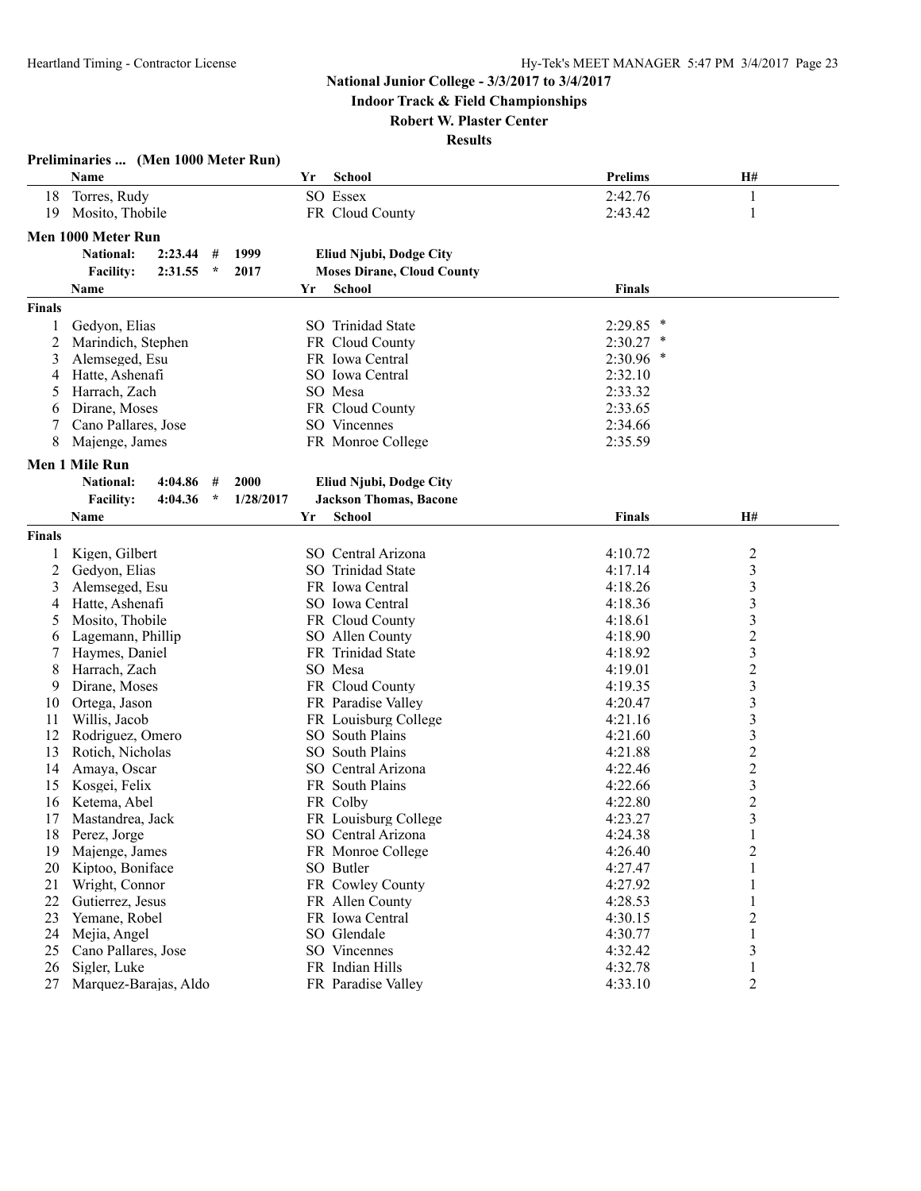**National Junior College - 3/3/2017 to 3/4/2017**

**Indoor Track & Field Championships**

**Robert W. Plaster Center**

**Results**

### Preliminaries ... (Men 1000 Meter Run)

| | Name | Yr | School | Prelims | H# |
|---|---|---|---|---|---|
| 18 | Torres, Rudy | SO | Essex | 2:42.76 | 1 |
| 19 | Mosito, Thobile | FR | Cloud County | 2:43.42 | 1 |

### Men 1000 Meter Run

**National:** 2:23.44 # 1999 **Eliud Njubi, Dodge City**

**Facility:** 2:31.55 * 2017 **Moses Dirane, Cloud County**

| | Name | Yr | School | Finals |
|---|---|---|---|---|
| **Finals** | | | | |
| 1 | Gedyon, Elias | SO | Trinidad State | 2:29.85 * |
| 2 | Marindich, Stephen | FR | Cloud County | 2:30.27 * |
| 3 | Alemseged, Esu | FR | Iowa Central | 2:30.96 * |
| 4 | Hatte, Ashenafi | SO | Iowa Central | 2:32.10 |
| 5 | Harrach, Zach | SO | Mesa | 2:33.32 |
| 6 | Dirane, Moses | FR | Cloud County | 2:33.65 |
| 7 | Cano Pallares, Jose | SO | Vincennes | 2:34.66 |
| 8 | Majenge, James | FR | Monroe College | 2:35.59 |

### Men 1 Mile Run

**National:** 4:04.86 # 2000 **Eliud Njubi, Dodge City**

**Facility:** 4:04.36 * 1/28/2017 **Jackson Thomas, Bacone**

| | Name | Yr | School | Finals | H# |
|---|---|---|---|---|---|
| **Finals** | | | | | |
| 1 | Kigen, Gilbert | SO | Central Arizona | 4:10.72 | 2 |
| 2 | Gedyon, Elias | SO | Trinidad State | 4:17.14 | 3 |
| 3 | Alemseged, Esu | FR | Iowa Central | 4:18.26 | 3 |
| 4 | Hatte, Ashenafi | SO | Iowa Central | 4:18.36 | 3 |
| 5 | Mosito, Thobile | FR | Cloud County | 4:18.61 | 3 |
| 6 | Lagemann, Phillip | SO | Allen County | 4:18.90 | 2 |
| 7 | Haymes, Daniel | FR | Trinidad State | 4:18.92 | 3 |
| 8 | Harrach, Zach | SO | Mesa | 4:19.01 | 2 |
| 9 | Dirane, Moses | FR | Cloud County | 4:19.35 | 3 |
| 10 | Ortega, Jason | FR | Paradise Valley | 4:20.47 | 3 |
| 11 | Willis, Jacob | FR | Louisburg College | 4:21.16 | 3 |
| 12 | Rodriguez, Omero | SO | South Plains | 4:21.60 | 3 |
| 13 | Rotich, Nicholas | SO | South Plains | 4:21.88 | 2 |
| 14 | Amaya, Oscar | SO | Central Arizona | 4:22.46 | 2 |
| 15 | Kosgei, Felix | FR | South Plains | 4:22.66 | 3 |
| 16 | Ketema, Abel | FR | Colby | 4:22.80 | 2 |
| 17 | Mastandrea, Jack | FR | Louisburg College | 4:23.27 | 3 |
| 18 | Perez, Jorge | SO | Central Arizona | 4:24.38 | 1 |
| 19 | Majenge, James | FR | Monroe College | 4:26.40 | 2 |
| 20 | Kiptoo, Boniface | SO | Butler | 4:27.47 | 1 |
| 21 | Wright, Connor | FR | Cowley County | 4:27.92 | 1 |
| 22 | Gutierrez, Jesus | FR | Allen County | 4:28.53 | 1 |
| 23 | Yemane, Robel | FR | Iowa Central | 4:30.15 | 2 |
| 24 | Mejia, Angel | SO | Glendale | 4:30.77 | 1 |
| 25 | Cano Pallares, Jose | SO | Vincennes | 4:32.42 | 3 |
| 26 | Sigler, Luke | FR | Indian Hills | 4:32.78 | 1 |
| 27 | Marquez-Barajas, Aldo | FR | Paradise Valley | 4:33.10 | 2 |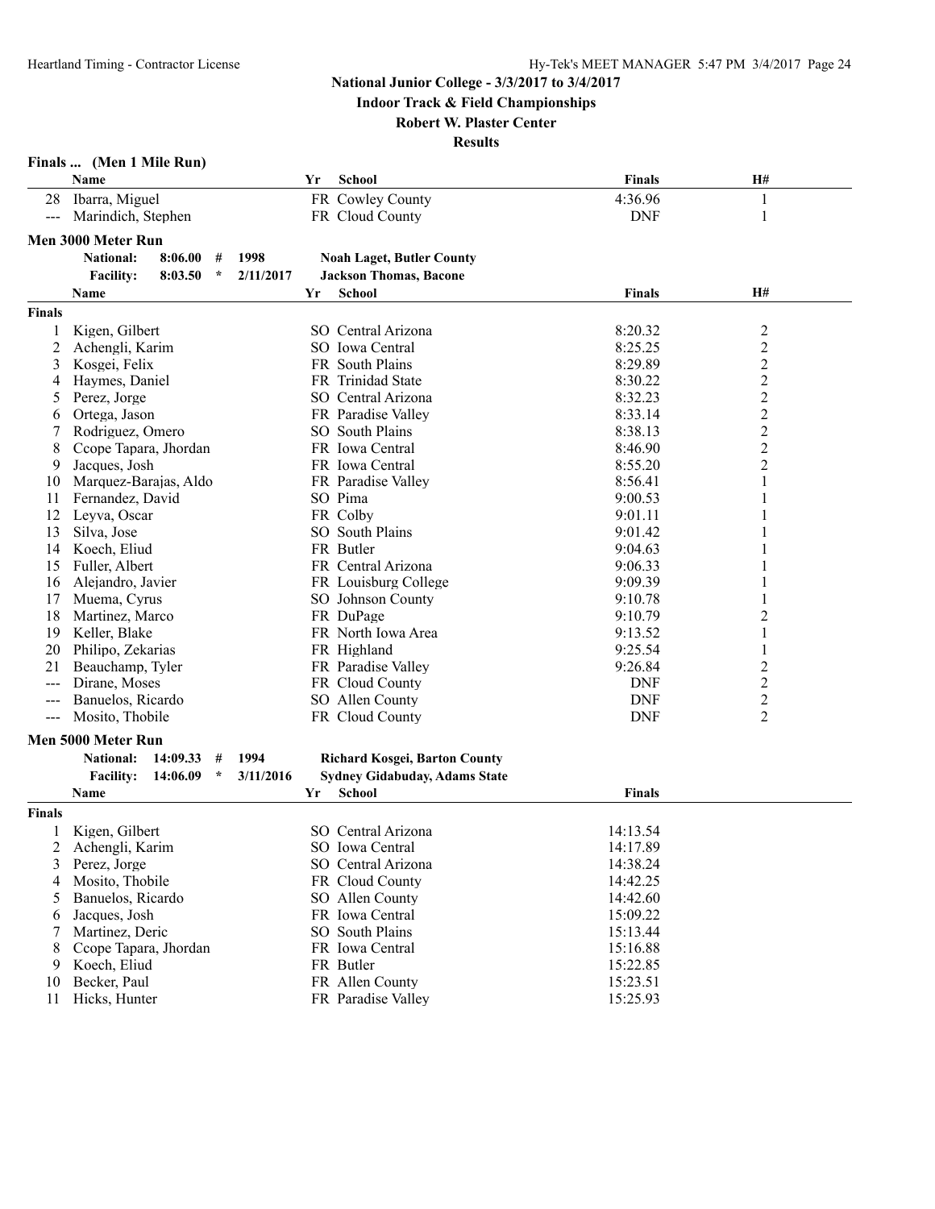National Junior College - 3/3/2017 to 3/4/2017

Indoor Track & Field Championships

Robert W. Plaster Center

Results

### Finals ... (Men 1 Mile Run)

| | Name | Yr | School | Finals | H# |
|---|---|---|---|---|---|
| 28 | Ibarra, Miguel | FR | Cowley County | 4:36.96 | 1 |
| --- | Marindich, Stephen | FR | Cloud County | DNF | 1 |

### Men 3000 Meter Run

**National:** 8:06.00 # 1998 **Noah Laget, Butler County**
**Facility:** 8:03.50 * 2/11/2017 **Jackson Thomas, Bacone**

| | Name | Yr | School | Finals | H# |
|---|---|---|---|---|---|
| **Finals** | | | | | |
| 1 | Kigen, Gilbert | SO | Central Arizona | 8:20.32 | 2 |
| 2 | Achengli, Karim | SO | Iowa Central | 8:25.25 | 2 |
| 3 | Kosgei, Felix | FR | South Plains | 8:29.89 | 2 |
| 4 | Haymes, Daniel | FR | Trinidad State | 8:30.22 | 2 |
| 5 | Perez, Jorge | SO | Central Arizona | 8:32.23 | 2 |
| 6 | Ortega, Jason | FR | Paradise Valley | 8:33.14 | 2 |
| 7 | Rodriguez, Omero | SO | South Plains | 8:38.13 | 2 |
| 8 | Ccope Tapara, Jhordan | FR | Iowa Central | 8:46.90 | 2 |
| 9 | Jacques, Josh | FR | Iowa Central | 8:55.20 | 2 |
| 10 | Marquez-Barajas, Aldo | FR | Paradise Valley | 8:56.41 | 1 |
| 11 | Fernandez, David | SO | Pima | 9:00.53 | 1 |
| 12 | Leyva, Oscar | FR | Colby | 9:01.11 | 1 |
| 13 | Silva, Jose | SO | South Plains | 9:01.42 | 1 |
| 14 | Koech, Eliud | FR | Butler | 9:04.63 | 1 |
| 15 | Fuller, Albert | FR | Central Arizona | 9:06.33 | 1 |
| 16 | Alejandro, Javier | FR | Louisburg College | 9:09.39 | 1 |
| 17 | Muema, Cyrus | SO | Johnson County | 9:10.78 | 1 |
| 18 | Martinez, Marco | FR | DuPage | 9:10.79 | 2 |
| 19 | Keller, Blake | FR | North Iowa Area | 9:13.52 | 1 |
| 20 | Philipo, Zekarias | FR | Highland | 9:25.54 | 1 |
| 21 | Beauchamp, Tyler | FR | Paradise Valley | 9:26.84 | 2 |
| --- | Dirane, Moses | FR | Cloud County | DNF | 2 |
| --- | Banuelos, Ricardo | SO | Allen County | DNF | 2 |
| --- | Mosito, Thobile | FR | Cloud County | DNF | 2 |

### Men 5000 Meter Run

**National:** 14:09.33 # 1994 **Richard Kosgei, Barton County**
**Facility:** 14:06.09 * 3/11/2016 **Sydney Gidabuday, Adams State**

| | Name | Yr | School | Finals |
|---|---|---|---|---|
| **Finals** | | | | |
| 1 | Kigen, Gilbert | SO | Central Arizona | 14:13.54 |
| 2 | Achengli, Karim | SO | Iowa Central | 14:17.89 |
| 3 | Perez, Jorge | SO | Central Arizona | 14:38.24 |
| 4 | Mosito, Thobile | FR | Cloud County | 14:42.25 |
| 5 | Banuelos, Ricardo | SO | Allen County | 14:42.60 |
| 6 | Jacques, Josh | FR | Iowa Central | 15:09.22 |
| 7 | Martinez, Deric | SO | South Plains | 15:13.44 |
| 8 | Ccope Tapara, Jhordan | FR | Iowa Central | 15:16.88 |
| 9 | Koech, Eliud | FR | Butler | 15:22.85 |
| 10 | Becker, Paul | FR | Allen County | 15:23.51 |
| 11 | Hicks, Hunter | FR | Paradise Valley | 15:25.93 |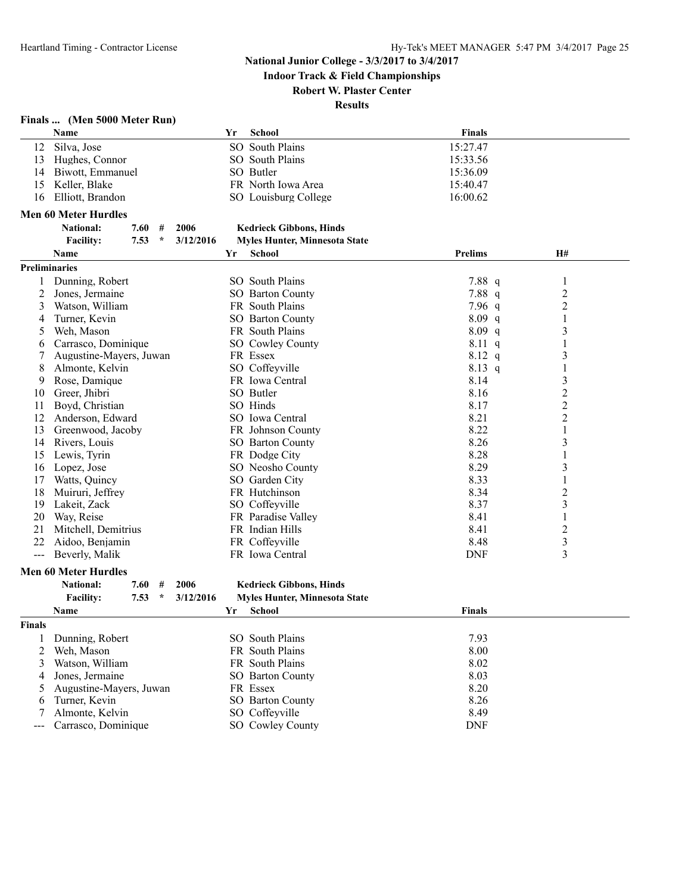**National Junior College - 3/3/2017 to 3/4/2017**
**Indoor Track & Field Championships**
**Robert W. Plaster Center**
**Results**

### Finals ... (Men 5000 Meter Run)

| | Name | Yr | School | Finals |
|---|---|---|---|---|
| 12 | Silva, Jose | SO | South Plains | 15:27.47 |
| 13 | Hughes, Connor | SO | South Plains | 15:33.56 |
| 14 | Biwott, Emmanuel | SO | Butler | 15:36.09 |
| 15 | Keller, Blake | FR | North Iowa Area | 15:40.47 |
| 16 | Elliott, Brandon | SO | Louisburg College | 16:00.62 |

### Men 60 Meter Hurdles

National: 7.60 # 2006 Kedrieck Gibbons, Hinds
Facility: 7.53 * 3/12/2016 Myles Hunter, Minnesota State

**Preliminaries**

| | Name | Yr | School | Prelims | | H# |
|---|---|---|---|---|---|---|
| 1 | Dunning, Robert | SO | South Plains | 7.88 | q | 1 |
| 2 | Jones, Jermaine | SO | Barton County | 7.88 | q | 2 |
| 3 | Watson, William | FR | South Plains | 7.96 | q | 2 |
| 4 | Turner, Kevin | SO | Barton County | 8.09 | q | 1 |
| 5 | Weh, Mason | FR | South Plains | 8.09 | q | 3 |
| 6 | Carrasco, Dominique | SO | Cowley County | 8.11 | q | 1 |
| 7 | Augustine-Mayers, Juwan | FR | Essex | 8.12 | q | 3 |
| 8 | Almonte, Kelvin | SO | Coffeyville | 8.13 | q | 1 |
| 9 | Rose, Damique | FR | Iowa Central | 8.14 | | 3 |
| 10 | Greer, Jhibri | SO | Butler | 8.16 | | 2 |
| 11 | Boyd, Christian | SO | Hinds | 8.17 | | 2 |
| 12 | Anderson, Edward | SO | Iowa Central | 8.21 | | 2 |
| 13 | Greenwood, Jacoby | FR | Johnson County | 8.22 | | 1 |
| 14 | Rivers, Louis | SO | Barton County | 8.26 | | 3 |
| 15 | Lewis, Tyrin | FR | Dodge City | 8.28 | | 1 |
| 16 | Lopez, Jose | SO | Neosho County | 8.29 | | 3 |
| 17 | Watts, Quincy | SO | Garden City | 8.33 | | 1 |
| 18 | Muiruri, Jeffrey | FR | Hutchinson | 8.34 | | 2 |
| 19 | Lakeit, Zack | SO | Coffeyville | 8.37 | | 3 |
| 20 | Way, Reise | FR | Paradise Valley | 8.41 | | 1 |
| 21 | Mitchell, Demitrius | FR | Indian Hills | 8.41 | | 2 |
| 22 | Aidoo, Benjamin | FR | Coffeyville | 8.48 | | 3 |
| --- | Beverly, Malik | FR | Iowa Central | DNF | | 3 |

### Men 60 Meter Hurdles

National: 7.60 # 2006 Kedrieck Gibbons, Hinds
Facility: 7.53 * 3/12/2016 Myles Hunter, Minnesota State

**Finals**

| | Name | Yr | School | Finals |
|---|---|---|---|---|
| 1 | Dunning, Robert | SO | South Plains | 7.93 |
| 2 | Weh, Mason | FR | South Plains | 8.00 |
| 3 | Watson, William | FR | South Plains | 8.02 |
| 4 | Jones, Jermaine | SO | Barton County | 8.03 |
| 5 | Augustine-Mayers, Juwan | FR | Essex | 8.20 |
| 6 | Turner, Kevin | SO | Barton County | 8.26 |
| 7 | Almonte, Kelvin | SO | Coffeyville | 8.49 |
| --- | Carrasco, Dominique | SO | Cowley County | DNF |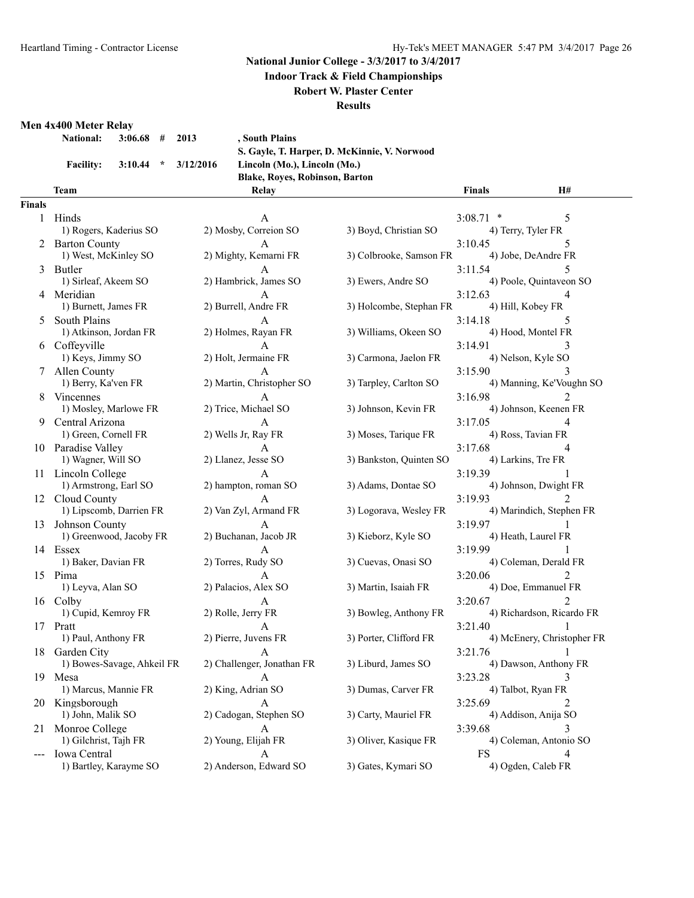# National Junior College - 3/3/2017 to 3/4/2017

## Indoor Track & Field Championships

## Robert W. Plaster Center

## Results

### Men 4x400 Meter Relay

| | | | | |
|---|---|---|---|---|
| National: | 3:06.68 # | 2013 | , South Plains | |
| | | | S. Gayle, T. Harper, D. McKinnie, V. Norwood | |
| Facility: | 3:10.44 * | 3/12/2016 | Lincoln (Mo.), Lincoln (Mo.) | |
| | | | Blake, Royes, Robinson, Barton | |

| Place | Team | Relay | | Finals | H# |
|---|---|---|---|---|---|
| **Finals** | | | | | |
| 1 | Hinds | A | | 3:08.71 * | 5 |
| | 1) Rogers, Kaderius SO | 2) Mosby, Correion SO | 3) Boyd, Christian SO | 4) Terry, Tyler FR | |
| 2 | Barton County | A | | 3:10.45 | 5 |
| | 1) West, McKinley SO | 2) Mighty, Kemarni FR | 3) Colbrooke, Samson FR | 4) Jobe, DeAndre FR | |
| 3 | Butler | A | | 3:11.54 | 5 |
| | 1) Sirleaf, Akeem SO | 2) Hambrick, James SO | 3) Ewers, Andre SO | 4) Poole, Quintaveon SO | |
| 4 | Meridian | A | | 3:12.63 | 4 |
| | 1) Burnett, James FR | 2) Burrell, Andre FR | 3) Holcombe, Stephan FR | 4) Hill, Kobey FR | |
| 5 | South Plains | A | | 3:14.18 | 5 |
| | 1) Atkinson, Jordan FR | 2) Holmes, Rayan FR | 3) Williams, Okeen SO | 4) Hood, Montel FR | |
| 6 | Coffeyville | A | | 3:14.91 | 3 |
| | 1) Keys, Jimmy SO | 2) Holt, Jermaine FR | 3) Carmona, Jaelon FR | 4) Nelson, Kyle SO | |
| 7 | Allen County | A | | 3:15.90 | 3 |
| | 1) Berry, Ka'ven FR | 2) Martin, Christopher SO | 3) Tarpley, Carlton SO | 4) Manning, Ke'Voughn SO | |
| 8 | Vincennes | A | | 3:16.98 | 2 |
| | 1) Mosley, Marlowe FR | 2) Trice, Michael SO | 3) Johnson, Kevin FR | 4) Johnson, Keenen FR | |
| 9 | Central Arizona | A | | 3:17.05 | 4 |
| | 1) Green, Cornell FR | 2) Wells Jr, Ray FR | 3) Moses, Tarique FR | 4) Ross, Tavian FR | |
| 10 | Paradise Valley | A | | 3:17.68 | 4 |
| | 1) Wagner, Will SO | 2) Llanez, Jesse SO | 3) Bankston, Quinten SO | 4) Larkins, Tre FR | |
| 11 | Lincoln College | A | | 3:19.39 | 1 |
| | 1) Armstrong, Earl SO | 2) hampton, roman SO | 3) Adams, Dontae SO | 4) Johnson, Dwight FR | |
| 12 | Cloud County | A | | 3:19.93 | 2 |
| | 1) Lipscomb, Darrien FR | 2) Van Zyl, Armand FR | 3) Logorava, Wesley FR | 4) Marindich, Stephen FR | |
| 13 | Johnson County | A | | 3:19.97 | 1 |
| | 1) Greenwood, Jacoby FR | 2) Buchanan, Jacob JR | 3) Kieborz, Kyle SO | 4) Heath, Laurel FR | |
| 14 | Essex | A | | 3:19.99 | 1 |
| | 1) Baker, Davian FR | 2) Torres, Rudy SO | 3) Cuevas, Onasi SO | 4) Coleman, Derald FR | |
| 15 | Pima | A | | 3:20.06 | 2 |
| | 1) Leyva, Alan SO | 2) Palacios, Alex SO | 3) Martin, Isaiah FR | 4) Doe, Emmanuel FR | |
| 16 | Colby | A | | 3:20.67 | 2 |
| | 1) Cupid, Kemroy FR | 2) Rolle, Jerry FR | 3) Bowleg, Anthony FR | 4) Richardson, Ricardo FR | |
| 17 | Pratt | A | | 3:21.40 | 1 |
| | 1) Paul, Anthony FR | 2) Pierre, Juvens FR | 3) Porter, Clifford FR | 4) McEnery, Christopher FR | |
| 18 | Garden City | A | | 3:21.76 | 1 |
| | 1) Bowes-Savage, Ahkeil FR | 2) Challenger, Jonathan FR | 3) Liburd, James SO | 4) Dawson, Anthony FR | |
| 19 | Mesa | A | | 3:23.28 | 3 |
| | 1) Marcus, Mannie FR | 2) King, Adrian SO | 3) Dumas, Carver FR | 4) Talbot, Ryan FR | |
| 20 | Kingsborough | A | | 3:25.69 | 2 |
| | 1) John, Malik SO | 2) Cadogan, Stephen SO | 3) Carty, Mauriel FR | 4) Addison, Anija SO | |
| 21 | Monroe College | A | | 3:39.68 | 3 |
| | 1) Gilchrist, Tajh FR | 2) Young, Elijah FR | 3) Oliver, Kasique FR | 4) Coleman, Antonio SO | |
| --- | Iowa Central | A | | FS | 4 |
| | 1) Bartley, Karayme SO | 2) Anderson, Edward SO | 3) Gates, Kymari SO | 4) Ogden, Caleb FR | |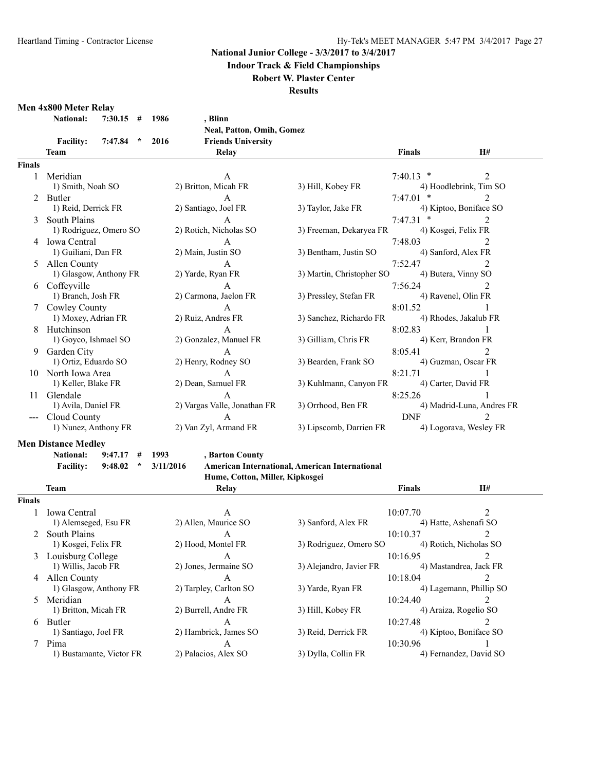National Junior College - 3/3/2017 to 3/4/2017

Indoor Track & Field Championships

Robert W. Plaster Center

Results

### Men 4x800 Meter Relay

| | | | | |
|---|---|---|---|---|
| National: | 7:30.15 # | 1986 | , Blinn | |
| | | | Neal, Patton, Omih, Gomez | |
| Facility: | 7:47.84 * | 2016 | Friends University | |

| | Team | Relay | | Finals | H# |
|---|---|---|---|---|---|
| **Finals** | | | | | |
| 1 | Meridian | A | | 7:40.13 * | 2 |
| | 1) Smith, Noah SO | 2) Britton, Micah FR | 3) Hill, Kobey FR | 4) Hoodlebrink, Tim SO | |
| 2 | Butler | A | | 7:47.01 * | 2 |
| | 1) Reid, Derrick FR | 2) Santiago, Joel FR | 3) Taylor, Jake FR | 4) Kiptoo, Boniface SO | |
| 3 | South Plains | A | | 7:47.31 * | 2 |
| | 1) Rodriguez, Omero SO | 2) Rotich, Nicholas SO | 3) Freeman, Dekaryea FR | 4) Kosgei, Felix FR | |
| 4 | Iowa Central | A | | 7:48.03 | 2 |
| | 1) Guiliani, Dan FR | 2) Main, Justin SO | 3) Bentham, Justin SO | 4) Sanford, Alex FR | |
| 5 | Allen County | A | | 7:52.47 | 2 |
| | 1) Glasgow, Anthony FR | 2) Yarde, Ryan FR | 3) Martin, Christopher SO | 4) Butera, Vinny SO | |
| 6 | Coffeyville | A | | 7:56.24 | 2 |
| | 1) Branch, Josh FR | 2) Carmona, Jaelon FR | 3) Pressley, Stefan FR | 4) Ravenel, Olin FR | |
| 7 | Cowley County | A | | 8:01.52 | 1 |
| | 1) Moxey, Adrian FR | 2) Ruiz, Andres FR | 3) Sanchez, Richardo FR | 4) Rhodes, Jakalub FR | |
| 8 | Hutchinson | A | | 8:02.83 | 1 |
| | 1) Goyco, Ishmael SO | 2) Gonzalez, Manuel FR | 3) Gilliam, Chris FR | 4) Kerr, Brandon FR | |
| 9 | Garden City | A | | 8:05.41 | 2 |
| | 1) Ortiz, Eduardo SO | 2) Henry, Rodney SO | 3) Bearden, Frank SO | 4) Guzman, Oscar FR | |
| 10 | North Iowa Area | A | | 8:21.71 | 1 |
| | 1) Keller, Blake FR | 2) Dean, Samuel FR | 3) Kuhlmann, Canyon FR | 4) Carter, David FR | |
| 11 | Glendale | A | | 8:25.26 | 1 |
| | 1) Avila, Daniel FR | 2) Vargas Valle, Jonathan FR | 3) Orrhood, Ben FR | 4) Madrid-Luna, Andres FR | |
| --- | Cloud County | A | | DNF | 2 |
| | 1) Nunez, Anthony FR | 2) Van Zyl, Armand FR | 3) Lipscomb, Darrien FR | 4) Logorava, Wesley FR | |

### Men Distance Medley

| | | | | |
|---|---|---|---|---|
| National: | 9:47.17 # | 1993 | , Barton County | |
| Facility: | 9:48.02 * | 3/11/2016 | American International, American International | |
| | | | Hume, Cotton, Miller, Kipkosgei | |

| | Team | Relay | | Finals | H# |
|---|---|---|---|---|---|
| **Finals** | | | | | |
| 1 | Iowa Central | A | | 10:07.70 | 2 |
| | 1) Alemseged, Esu FR | 2) Allen, Maurice SO | 3) Sanford, Alex FR | 4) Hatte, Ashenafi SO | |
| 2 | South Plains | A | | 10:10.37 | 2 |
| | 1) Kosgei, Felix FR | 2) Hood, Montel FR | 3) Rodriguez, Omero SO | 4) Rotich, Nicholas SO | |
| 3 | Louisburg College | A | | 10:16.95 | 2 |
| | 1) Willis, Jacob FR | 2) Jones, Jermaine SO | 3) Alejandro, Javier FR | 4) Mastandrea, Jack FR | |
| 4 | Allen County | A | | 10:18.04 | 2 |
| | 1) Glasgow, Anthony FR | 2) Tarpley, Carlton SO | 3) Yarde, Ryan FR | 4) Lagemann, Phillip SO | |
| 5 | Meridian | A | | 10:24.40 | 2 |
| | 1) Britton, Micah FR | 2) Burrell, Andre FR | 3) Hill, Kobey FR | 4) Araiza, Rogelio SO | |
| 6 | Butler | A | | 10:27.48 | 2 |
| | 1) Santiago, Joel FR | 2) Hambrick, James SO | 3) Reid, Derrick FR | 4) Kiptoo, Boniface SO | |
| 7 | Pima | A | | 10:30.96 | 1 |
| | 1) Bustamante, Victor FR | 2) Palacios, Alex SO | 3) Dylla, Collin FR | 4) Fernandez, David SO | |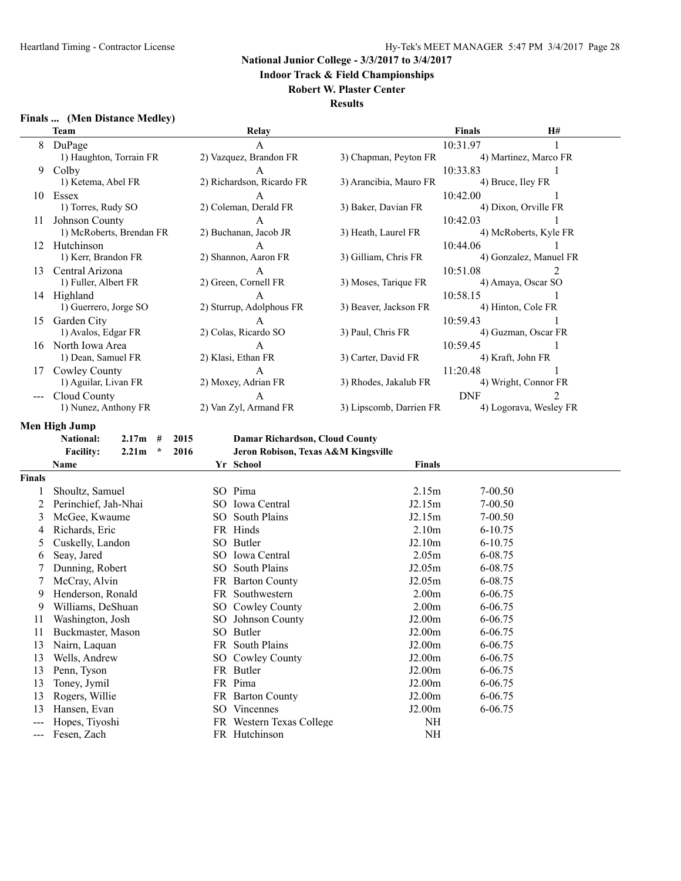National Junior College - 3/3/2017 to 3/4/2017

Indoor Track & Field Championships

Robert W. Plaster Center

Results

### Finals ... (Men Distance Medley)

| | Team | Relay | | Finals | H# |
|---|---|---|---|---|---|
| 8 | DuPage | A | | 10:31.97 | 1 |
| | 1) Haughton, Torrain FR | 2) Vazquez, Brandon FR | 3) Chapman, Peyton FR | 4) Martinez, Marco FR | |
| 9 | Colby | A | | 10:33.83 | 1 |
| | 1) Ketema, Abel FR | 2) Richardson, Ricardo FR | 3) Arancibia, Mauro FR | 4) Bruce, Iley FR | |
| 10 | Essex | A | | 10:42.00 | 1 |
| | 1) Torres, Rudy SO | 2) Coleman, Derald FR | 3) Baker, Davian FR | 4) Dixon, Orville FR | |
| 11 | Johnson County | A | | 10:42.03 | 1 |
| | 1) McRoberts, Brendan FR | 2) Buchanan, Jacob JR | 3) Heath, Laurel FR | 4) McRoberts, Kyle FR | |
| 12 | Hutchinson | A | | 10:44.06 | 1 |
| | 1) Kerr, Brandon FR | 2) Shannon, Aaron FR | 3) Gilliam, Chris FR | 4) Gonzalez, Manuel FR | |
| 13 | Central Arizona | A | | 10:51.08 | 2 |
| | 1) Fuller, Albert FR | 2) Green, Cornell FR | 3) Moses, Tarique FR | 4) Amaya, Oscar SO | |
| 14 | Highland | A | | 10:58.15 | 1 |
| | 1) Guerrero, Jorge SO | 2) Sturrup, Adolphous FR | 3) Beaver, Jackson FR | 4) Hinton, Cole FR | |
| 15 | Garden City | A | | 10:59.43 | 1 |
| | 1) Avalos, Edgar FR | 2) Colas, Ricardo SO | 3) Paul, Chris FR | 4) Guzman, Oscar FR | |
| 16 | North Iowa Area | A | | 10:59.45 | 1 |
| | 1) Dean, Samuel FR | 2) Klasi, Ethan FR | 3) Carter, David FR | 4) Kraft, John FR | |
| 17 | Cowley County | A | | 11:20.48 | 1 |
| | 1) Aguilar, Livan FR | 2) Moxey, Adrian FR | 3) Rhodes, Jakalub FR | 4) Wright, Connor FR | |
| --- | Cloud County | A | | DNF | 2 |
| | 1) Nunez, Anthony FR | 2) Van Zyl, Armand FR | 3) Lipscomb, Darrien FR | 4) Logorava, Wesley FR | |

### Men High Jump

**National:** 2.17m # 2015 **Damar Richardson, Cloud County**

**Facility:** 2.21m * 2016 **Jeron Robison, Texas A&M Kingsville**

| | Name | Yr | School | Finals | |
|---|---|---|---|---|---|
| **Finals** | | | | | |
| 1 | Shoultz, Samuel | SO | Pima | 2.15m | 7-00.50 |
| 2 | Perinchief, Jah-Nhai | SO | Iowa Central | J2.15m | 7-00.50 |
| 3 | McGee, Kwaume | SO | South Plains | J2.15m | 7-00.50 |
| 4 | Richards, Eric | FR | Hinds | 2.10m | 6-10.75 |
| 5 | Cuskelly, Landon | SO | Butler | J2.10m | 6-10.75 |
| 6 | Seay, Jared | SO | Iowa Central | 2.05m | 6-08.75 |
| 7 | Dunning, Robert | SO | South Plains | J2.05m | 6-08.75 |
| 7 | McCray, Alvin | FR | Barton County | J2.05m | 6-08.75 |
| 9 | Henderson, Ronald | FR | Southwestern | 2.00m | 6-06.75 |
| 9 | Williams, DeShuan | SO | Cowley County | 2.00m | 6-06.75 |
| 11 | Washington, Josh | SO | Johnson County | J2.00m | 6-06.75 |
| 11 | Buckmaster, Mason | SO | Butler | J2.00m | 6-06.75 |
| 13 | Nairn, Laquan | FR | South Plains | J2.00m | 6-06.75 |
| 13 | Wells, Andrew | SO | Cowley County | J2.00m | 6-06.75 |
| 13 | Penn, Tyson | FR | Butler | J2.00m | 6-06.75 |
| 13 | Toney, Jymil | FR | Pima | J2.00m | 6-06.75 |
| 13 | Rogers, Willie | FR | Barton County | J2.00m | 6-06.75 |
| 13 | Hansen, Evan | SO | Vincennes | J2.00m | 6-06.75 |
| --- | Hopes, Tiyoshi | FR | Western Texas College | NH | |
| --- | Fesen, Zach | FR | Hutchinson | NH | |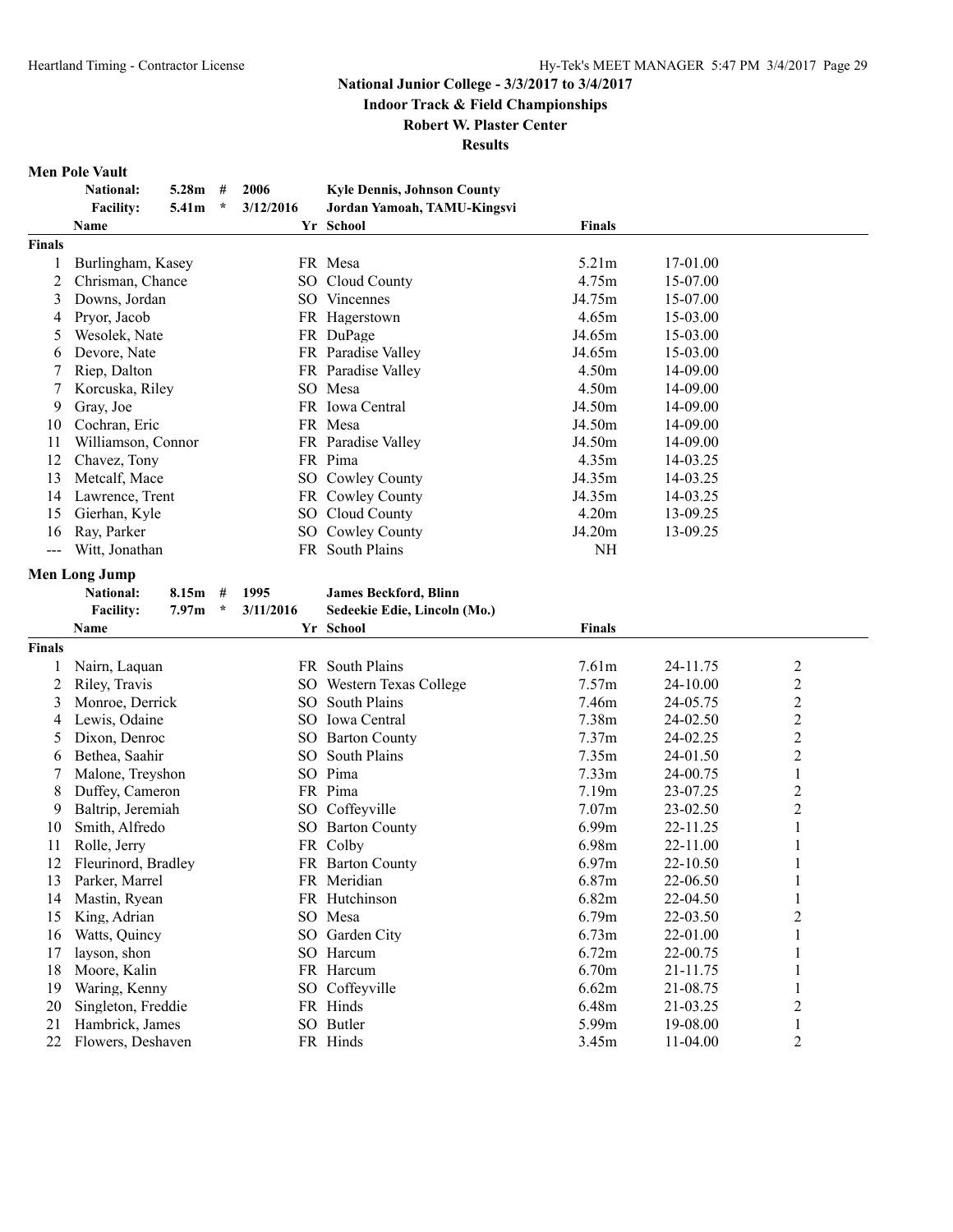**National Junior College - 3/3/2017 to 3/4/2017**

**Indoor Track & Field Championships**

**Robert W. Plaster Center**

**Results**

### Men Pole Vault

| | | | | | |
|---|---|---|---|---|---|
| **National:** | **5.28m** | **#** | **2006** | **Kyle Dennis, Johnson County** | |
| **Facility:** | **5.41m** | **\*** | **3/12/2016** | **Jordan Yamoah, TAMU-Kingsvi** | |

| | Name | Yr | School | Finals | |
|---|---|---|---|---|---|
| **Finals** | | | | | |
| 1 | Burlingham, Kasey | FR | Mesa | 5.21m | 17-01.00 |
| 2 | Chrisman, Chance | SO | Cloud County | 4.75m | 15-07.00 |
| 3 | Downs, Jordan | SO | Vincennes | J4.75m | 15-07.00 |
| 4 | Pryor, Jacob | FR | Hagerstown | 4.65m | 15-03.00 |
| 5 | Wesolek, Nate | FR | DuPage | J4.65m | 15-03.00 |
| 6 | Devore, Nate | FR | Paradise Valley | J4.65m | 15-03.00 |
| 7 | Riep, Dalton | FR | Paradise Valley | 4.50m | 14-09.00 |
| 7 | Korcuska, Riley | SO | Mesa | 4.50m | 14-09.00 |
| 9 | Gray, Joe | FR | Iowa Central | J4.50m | 14-09.00 |
| 10 | Cochran, Eric | FR | Mesa | J4.50m | 14-09.00 |
| 11 | Williamson, Connor | FR | Paradise Valley | J4.50m | 14-09.00 |
| 12 | Chavez, Tony | FR | Pima | 4.35m | 14-03.25 |
| 13 | Metcalf, Mace | SO | Cowley County | J4.35m | 14-03.25 |
| 14 | Lawrence, Trent | FR | Cowley County | J4.35m | 14-03.25 |
| 15 | Gierhan, Kyle | SO | Cloud County | 4.20m | 13-09.25 |
| 16 | Ray, Parker | SO | Cowley County | J4.20m | 13-09.25 |
| --- | Witt, Jonathan | FR | South Plains | NH | |

### Men Long Jump

| | | | | | |
|---|---|---|---|---|---|
| **National:** | **8.15m** | **#** | **1995** | **James Beckford, Blinn** | |
| **Facility:** | **7.97m** | **\*** | **3/11/2016** | **Sedeekie Edie, Lincoln (Mo.)** | |

| | Name | Yr | School | Finals | | |
|---|---|---|---|---|---|---|
| **Finals** | | | | | | |
| 1 | Nairn, Laquan | FR | South Plains | 7.61m | 24-11.75 | 2 |
| 2 | Riley, Travis | SO | Western Texas College | 7.57m | 24-10.00 | 2 |
| 3 | Monroe, Derrick | SO | South Plains | 7.46m | 24-05.75 | 2 |
| 4 | Lewis, Odaine | SO | Iowa Central | 7.38m | 24-02.50 | 2 |
| 5 | Dixon, Denroc | SO | Barton County | 7.37m | 24-02.25 | 2 |
| 6 | Bethea, Saahir | SO | South Plains | 7.35m | 24-01.50 | 2 |
| 7 | Malone, Treyshon | SO | Pima | 7.33m | 24-00.75 | 1 |
| 8 | Duffey, Cameron | FR | Pima | 7.19m | 23-07.25 | 2 |
| 9 | Baltrip, Jeremiah | SO | Coffeyville | 7.07m | 23-02.50 | 2 |
| 10 | Smith, Alfredo | SO | Barton County | 6.99m | 22-11.25 | 1 |
| 11 | Rolle, Jerry | FR | Colby | 6.98m | 22-11.00 | 1 |
| 12 | Fleurinord, Bradley | FR | Barton County | 6.97m | 22-10.50 | 1 |
| 13 | Parker, Marrel | FR | Meridian | 6.87m | 22-06.50 | 1 |
| 14 | Mastin, Ryean | FR | Hutchinson | 6.82m | 22-04.50 | 1 |
| 15 | King, Adrian | SO | Mesa | 6.79m | 22-03.50 | 2 |
| 16 | Watts, Quincy | SO | Garden City | 6.73m | 22-01.00 | 1 |
| 17 | layson, shon | SO | Harcum | 6.72m | 22-00.75 | 1 |
| 18 | Moore, Kalin | FR | Harcum | 6.70m | 21-11.75 | 1 |
| 19 | Waring, Kenny | SO | Coffeyville | 6.62m | 21-08.75 | 1 |
| 20 | Singleton, Freddie | FR | Hinds | 6.48m | 21-03.25 | 2 |
| 21 | Hambrick, James | SO | Butler | 5.99m | 19-08.00 | 1 |
| 22 | Flowers, Deshaven | FR | Hinds | 3.45m | 11-04.00 | 2 |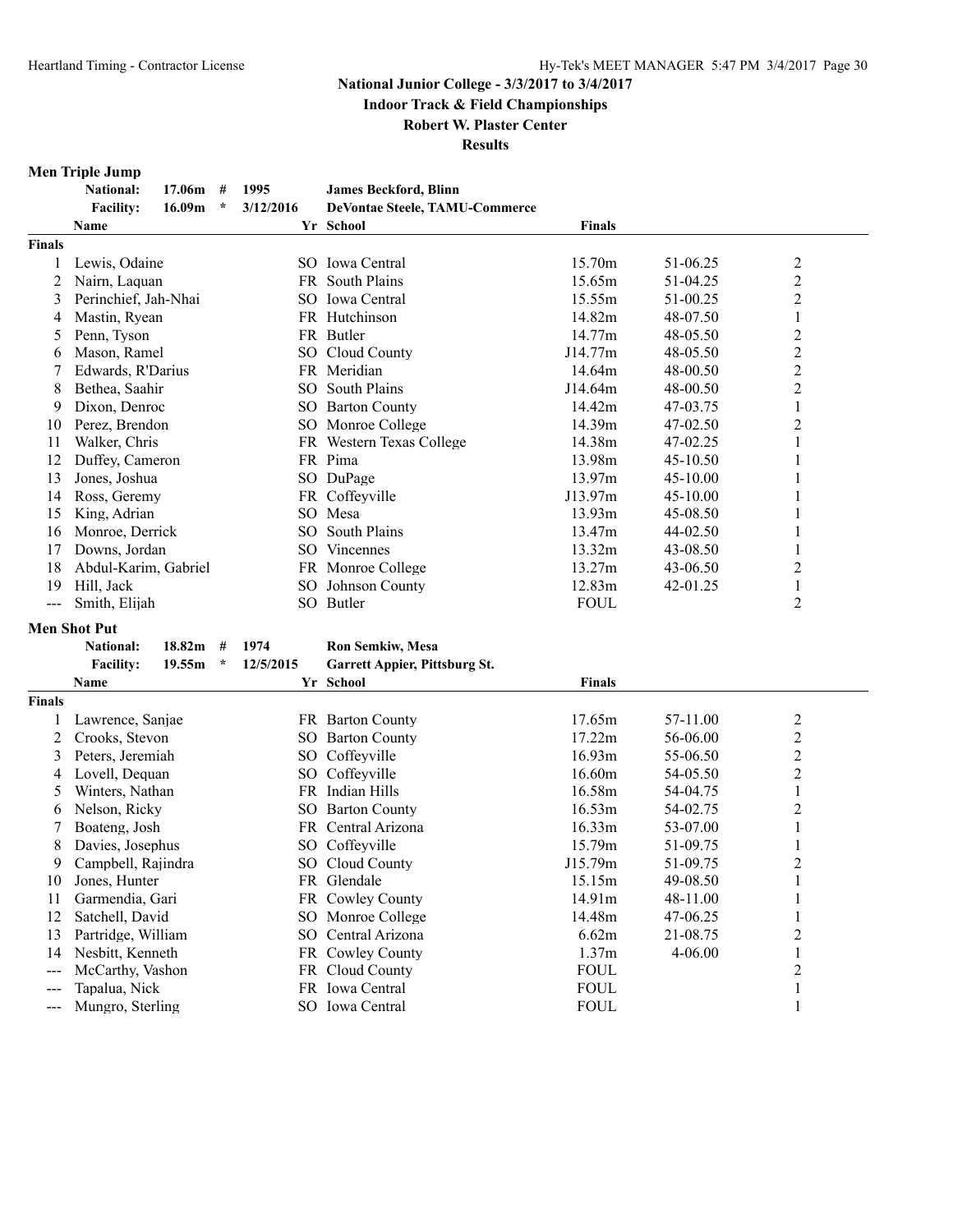**National Junior College - 3/3/2017 to 3/4/2017**

**Indoor Track & Field Championships**

**Robert W. Plaster Center**

**Results**

### Men Triple Jump

| | | | | |
|---|---|---|---|---|
| **National:** | 17.06m | # | 1995 | **James Beckford, Blinn** |
| **Facility:** | 16.09m | * | 3/12/2016 | **DeVontae Steele, TAMU-Commerce** |

| | Name | Yr | School | Finals | | |
|---|---|---|---|---|---|---|
| **Finals** | | | | | | |
| 1 | Lewis, Odaine | SO | Iowa Central | 15.70m | 51-06.25 | 2 |
| 2 | Nairn, Laquan | FR | South Plains | 15.65m | 51-04.25 | 2 |
| 3 | Perinchief, Jah-Nhai | SO | Iowa Central | 15.55m | 51-00.25 | 2 |
| 4 | Mastin, Ryean | FR | Hutchinson | 14.82m | 48-07.50 | 1 |
| 5 | Penn, Tyson | FR | Butler | 14.77m | 48-05.50 | 2 |
| 6 | Mason, Ramel | SO | Cloud County | J14.77m | 48-05.50 | 2 |
| 7 | Edwards, R'Darius | FR | Meridian | 14.64m | 48-00.50 | 2 |
| 8 | Bethea, Saahir | SO | South Plains | J14.64m | 48-00.50 | 2 |
| 9 | Dixon, Denroc | SO | Barton County | 14.42m | 47-03.75 | 1 |
| 10 | Perez, Brendon | SO | Monroe College | 14.39m | 47-02.50 | 2 |
| 11 | Walker, Chris | FR | Western Texas College | 14.38m | 47-02.25 | 1 |
| 12 | Duffey, Cameron | FR | Pima | 13.98m | 45-10.50 | 1 |
| 13 | Jones, Joshua | SO | DuPage | 13.97m | 45-10.00 | 1 |
| 14 | Ross, Geremy | FR | Coffeyville | J13.97m | 45-10.00 | 1 |
| 15 | King, Adrian | SO | Mesa | 13.93m | 45-08.50 | 1 |
| 16 | Monroe, Derrick | SO | South Plains | 13.47m | 44-02.50 | 1 |
| 17 | Downs, Jordan | SO | Vincennes | 13.32m | 43-08.50 | 1 |
| 18 | Abdul-Karim, Gabriel | FR | Monroe College | 13.27m | 43-06.50 | 2 |
| 19 | Hill, Jack | SO | Johnson County | 12.83m | 42-01.25 | 1 |
| --- | Smith, Elijah | SO | Butler | FOUL | | 2 |

### Men Shot Put

| | | | | |
|---|---|---|---|---|
| **National:** | 18.82m | # | 1974 | **Ron Semkiw, Mesa** |
| **Facility:** | 19.55m | * | 12/5/2015 | **Garrett Appier, Pittsburg St.** |

| | Name | Yr | School | Finals | | |
|---|---|---|---|---|---|---|
| **Finals** | | | | | | |
| 1 | Lawrence, Sanjae | FR | Barton County | 17.65m | 57-11.00 | 2 |
| 2 | Crooks, Stevon | SO | Barton County | 17.22m | 56-06.00 | 2 |
| 3 | Peters, Jeremiah | SO | Coffeyville | 16.93m | 55-06.50 | 2 |
| 4 | Lovell, Dequan | SO | Coffeyville | 16.60m | 54-05.50 | 2 |
| 5 | Winters, Nathan | FR | Indian Hills | 16.58m | 54-04.75 | 1 |
| 6 | Nelson, Ricky | SO | Barton County | 16.53m | 54-02.75 | 2 |
| 7 | Boateng, Josh | FR | Central Arizona | 16.33m | 53-07.00 | 1 |
| 8 | Davies, Josephus | SO | Coffeyville | 15.79m | 51-09.75 | 1 |
| 9 | Campbell, Rajindra | SO | Cloud County | J15.79m | 51-09.75 | 2 |
| 10 | Jones, Hunter | FR | Glendale | 15.15m | 49-08.50 | 1 |
| 11 | Garmendia, Gari | FR | Cowley County | 14.91m | 48-11.00 | 1 |
| 12 | Satchell, David | SO | Monroe College | 14.48m | 47-06.25 | 1 |
| 13 | Partridge, William | SO | Central Arizona | 6.62m | 21-08.75 | 2 |
| 14 | Nesbitt, Kenneth | FR | Cowley County | 1.37m | 4-06.00 | 1 |
| --- | McCarthy, Vashon | FR | Cloud County | FOUL | | 2 |
| --- | Tapalua, Nick | FR | Iowa Central | FOUL | | 1 |
| --- | Mungro, Sterling | SO | Iowa Central | FOUL | | 1 |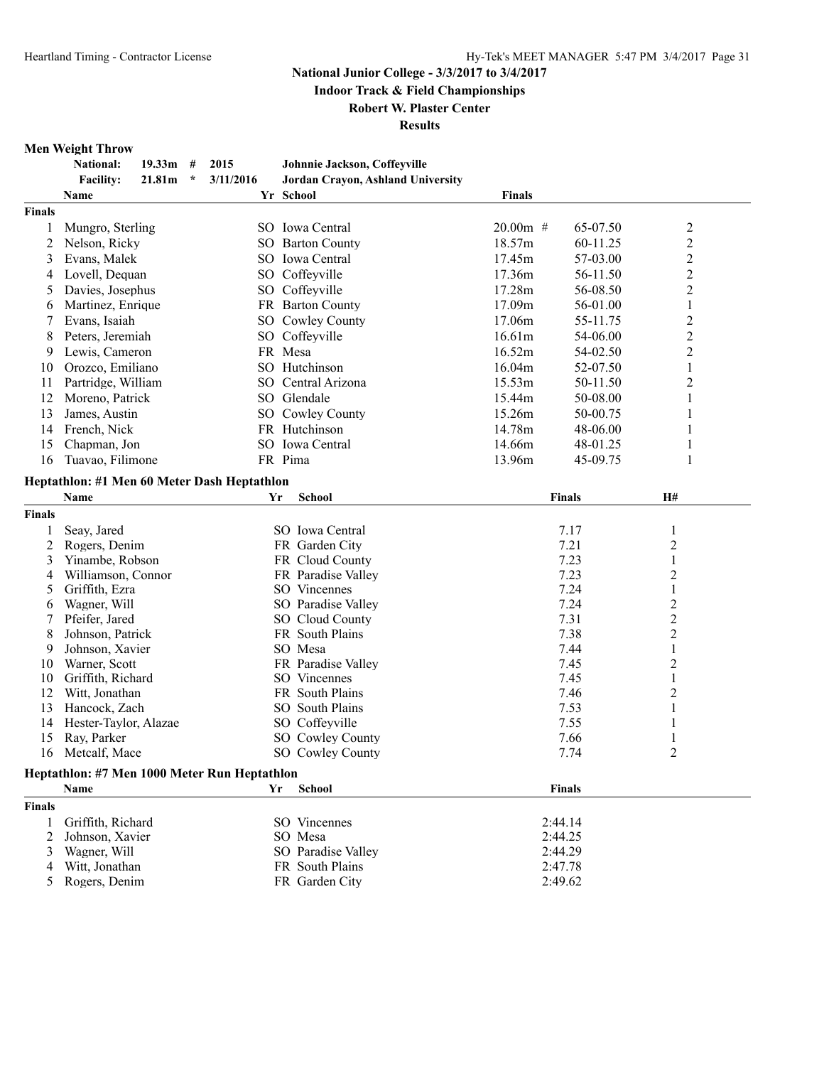**National Junior College - 3/3/2017 to 3/4/2017**
**Indoor Track & Field Championships**
**Robert W. Plaster Center**
**Results**

### Men Weight Throw

| | | | | |
|---|---|---|---|---|
| National: | 19.33m # | 2015 | Johnnie Jackson, Coffeyville | |
| Facility: | 21.81m * | 3/11/2016 | Jordan Crayon, Ashland University | |

| | Name | Yr | School | Finals | | |
|---|---|---|---|---|---|---|
| **Finals** | | | | | | |
| 1 | Mungro, Sterling | SO | Iowa Central | 20.00m # | 65-07.50 | 2 |
| 2 | Nelson, Ricky | SO | Barton County | 18.57m | 60-11.25 | 2 |
| 3 | Evans, Malek | SO | Iowa Central | 17.45m | 57-03.00 | 2 |
| 4 | Lovell, Dequan | SO | Coffeyville | 17.36m | 56-11.50 | 2 |
| 5 | Davies, Josephus | SO | Coffeyville | 17.28m | 56-08.50 | 2 |
| 6 | Martinez, Enrique | FR | Barton County | 17.09m | 56-01.00 | 1 |
| 7 | Evans, Isaiah | SO | Cowley County | 17.06m | 55-11.75 | 2 |
| 8 | Peters, Jeremiah | SO | Coffeyville | 16.61m | 54-06.00 | 2 |
| 9 | Lewis, Cameron | FR | Mesa | 16.52m | 54-02.50 | 2 |
| 10 | Orozco, Emiliano | SO | Hutchinson | 16.04m | 52-07.50 | 1 |
| 11 | Partridge, William | SO | Central Arizona | 15.53m | 50-11.50 | 2 |
| 12 | Moreno, Patrick | SO | Glendale | 15.44m | 50-08.00 | 1 |
| 13 | James, Austin | SO | Cowley County | 15.26m | 50-00.75 | 1 |
| 14 | French, Nick | FR | Hutchinson | 14.78m | 48-06.00 | 1 |
| 15 | Chapman, Jon | SO | Iowa Central | 14.66m | 48-01.25 | 1 |
| 16 | Tuavao, Filimone | FR | Pima | 13.96m | 45-09.75 | 1 |

### Heptathlon: #1 Men 60 Meter Dash Heptathlon

| | Name | Yr | School | Finals | H# |
|---|---|---|---|---|---|
| **Finals** | | | | | |
| 1 | Seay, Jared | SO | Iowa Central | 7.17 | 1 |
| 2 | Rogers, Denim | FR | Garden City | 7.21 | 2 |
| 3 | Yinambe, Robson | FR | Cloud County | 7.23 | 1 |
| 4 | Williamson, Connor | FR | Paradise Valley | 7.23 | 2 |
| 5 | Griffith, Ezra | SO | Vincennes | 7.24 | 1 |
| 6 | Wagner, Will | SO | Paradise Valley | 7.24 | 2 |
| 7 | Pfeifer, Jared | SO | Cloud County | 7.31 | 2 |
| 8 | Johnson, Patrick | FR | South Plains | 7.38 | 2 |
| 9 | Johnson, Xavier | SO | Mesa | 7.44 | 1 |
| 10 | Warner, Scott | FR | Paradise Valley | 7.45 | 2 |
| 10 | Griffith, Richard | SO | Vincennes | 7.45 | 1 |
| 12 | Witt, Jonathan | FR | South Plains | 7.46 | 2 |
| 13 | Hancock, Zach | SO | South Plains | 7.53 | 1 |
| 14 | Hester-Taylor, Alazae | SO | Coffeyville | 7.55 | 1 |
| 15 | Ray, Parker | SO | Cowley County | 7.66 | 1 |
| 16 | Metcalf, Mace | SO | Cowley County | 7.74 | 2 |

### Heptathlon: #7 Men 1000 Meter Run Heptathlon

| | Name | Yr | School | Finals |
|---|---|---|---|---|
| **Finals** | | | | |
| 1 | Griffith, Richard | SO | Vincennes | 2:44.14 |
| 2 | Johnson, Xavier | SO | Mesa | 2:44.25 |
| 3 | Wagner, Will | SO | Paradise Valley | 2:44.29 |
| 4 | Witt, Jonathan | FR | South Plains | 2:47.78 |
| 5 | Rogers, Denim | FR | Garden City | 2:49.62 |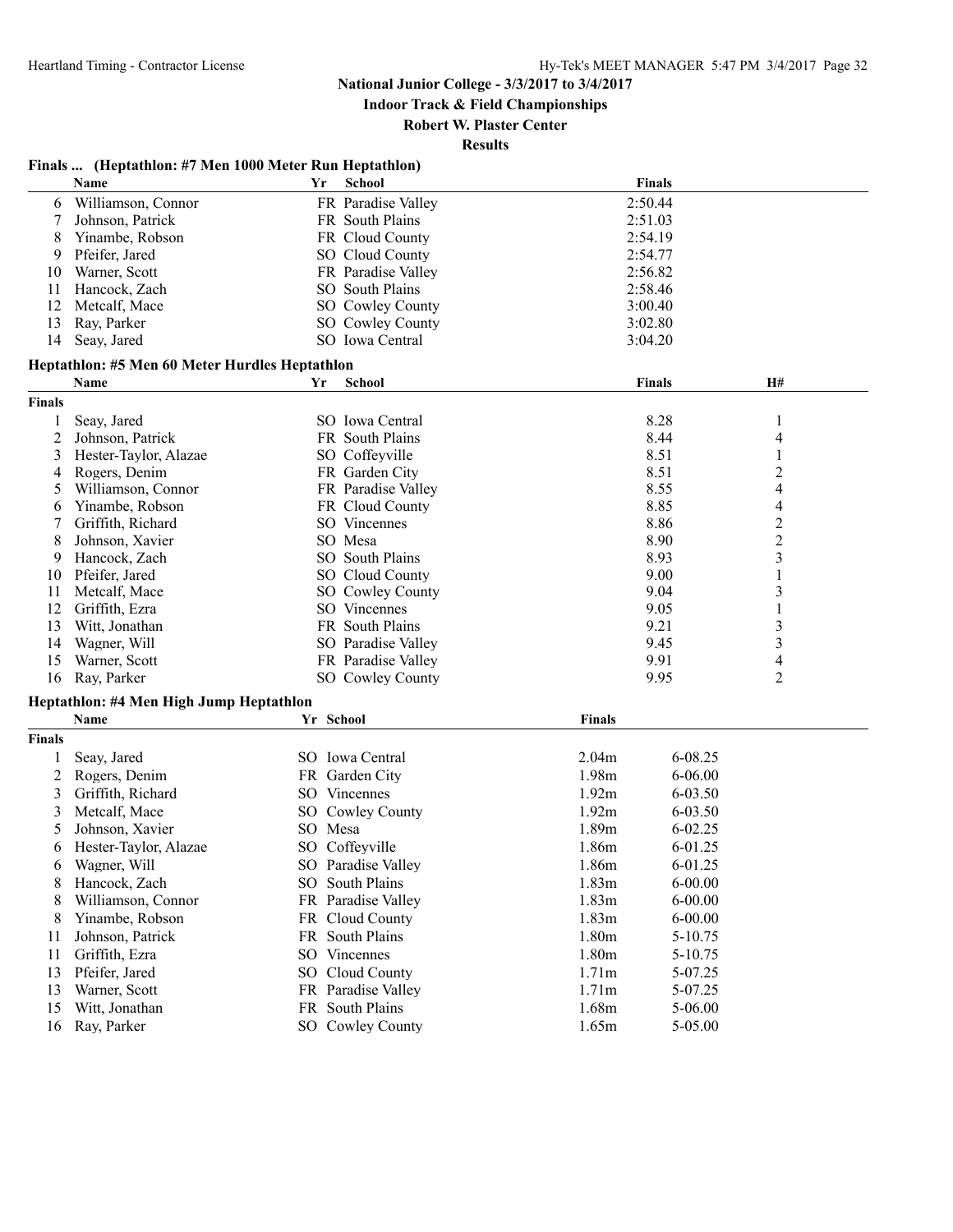**National Junior College - 3/3/2017 to 3/4/2017**

**Indoor Track & Field Championships**

**Robert W. Plaster Center**

**Results**

### Finals ... (Heptathlon: #7 Men 1000 Meter Run Heptathlon)

| | Name | Yr | School | Finals |
|---|---|---|---|---|
| 6 | Williamson, Connor | FR | Paradise Valley | 2:50.44 |
| 7 | Johnson, Patrick | FR | South Plains | 2:51.03 |
| 8 | Yinambe, Robson | FR | Cloud County | 2:54.19 |
| 9 | Pfeifer, Jared | SO | Cloud County | 2:54.77 |
| 10 | Warner, Scott | FR | Paradise Valley | 2:56.82 |
| 11 | Hancock, Zach | SO | South Plains | 2:58.46 |
| 12 | Metcalf, Mace | SO | Cowley County | 3:00.40 |
| 13 | Ray, Parker | SO | Cowley County | 3:02.80 |
| 14 | Seay, Jared | SO | Iowa Central | 3:04.20 |

### Heptathlon: #5 Men 60 Meter Hurdles Heptathlon

| | Name | Yr | School | Finals | H# |
|---|---|---|---|---|---|
| **Finals** | | | | | |
| 1 | Seay, Jared | SO | Iowa Central | 8.28 | 1 |
| 2 | Johnson, Patrick | FR | South Plains | 8.44 | 4 |
| 3 | Hester-Taylor, Alazae | SO | Coffeyville | 8.51 | 1 |
| 4 | Rogers, Denim | FR | Garden City | 8.51 | 2 |
| 5 | Williamson, Connor | FR | Paradise Valley | 8.55 | 4 |
| 6 | Yinambe, Robson | FR | Cloud County | 8.85 | 4 |
| 7 | Griffith, Richard | SO | Vincennes | 8.86 | 2 |
| 8 | Johnson, Xavier | SO | Mesa | 8.90 | 2 |
| 9 | Hancock, Zach | SO | South Plains | 8.93 | 3 |
| 10 | Pfeifer, Jared | SO | Cloud County | 9.00 | 1 |
| 11 | Metcalf, Mace | SO | Cowley County | 9.04 | 3 |
| 12 | Griffith, Ezra | SO | Vincennes | 9.05 | 1 |
| 13 | Witt, Jonathan | FR | South Plains | 9.21 | 3 |
| 14 | Wagner, Will | SO | Paradise Valley | 9.45 | 3 |
| 15 | Warner, Scott | FR | Paradise Valley | 9.91 | 4 |
| 16 | Ray, Parker | SO | Cowley County | 9.95 | 2 |

### Heptathlon: #4 Men High Jump Heptathlon

| | Name | Yr | School | Finals | |
|---|---|---|---|---|---|
| **Finals** | | | | | |
| 1 | Seay, Jared | SO | Iowa Central | 2.04m | 6-08.25 |
| 2 | Rogers, Denim | FR | Garden City | 1.98m | 6-06.00 |
| 3 | Griffith, Richard | SO | Vincennes | 1.92m | 6-03.50 |
| 3 | Metcalf, Mace | SO | Cowley County | 1.92m | 6-03.50 |
| 5 | Johnson, Xavier | SO | Mesa | 1.89m | 6-02.25 |
| 6 | Hester-Taylor, Alazae | SO | Coffeyville | 1.86m | 6-01.25 |
| 6 | Wagner, Will | SO | Paradise Valley | 1.86m | 6-01.25 |
| 8 | Hancock, Zach | SO | South Plains | 1.83m | 6-00.00 |
| 8 | Williamson, Connor | FR | Paradise Valley | 1.83m | 6-00.00 |
| 8 | Yinambe, Robson | FR | Cloud County | 1.83m | 6-00.00 |
| 11 | Johnson, Patrick | FR | South Plains | 1.80m | 5-10.75 |
| 11 | Griffith, Ezra | SO | Vincennes | 1.80m | 5-10.75 |
| 13 | Pfeifer, Jared | SO | Cloud County | 1.71m | 5-07.25 |
| 13 | Warner, Scott | FR | Paradise Valley | 1.71m | 5-07.25 |
| 15 | Witt, Jonathan | FR | South Plains | 1.68m | 5-06.00 |
| 16 | Ray, Parker | SO | Cowley County | 1.65m | 5-05.00 |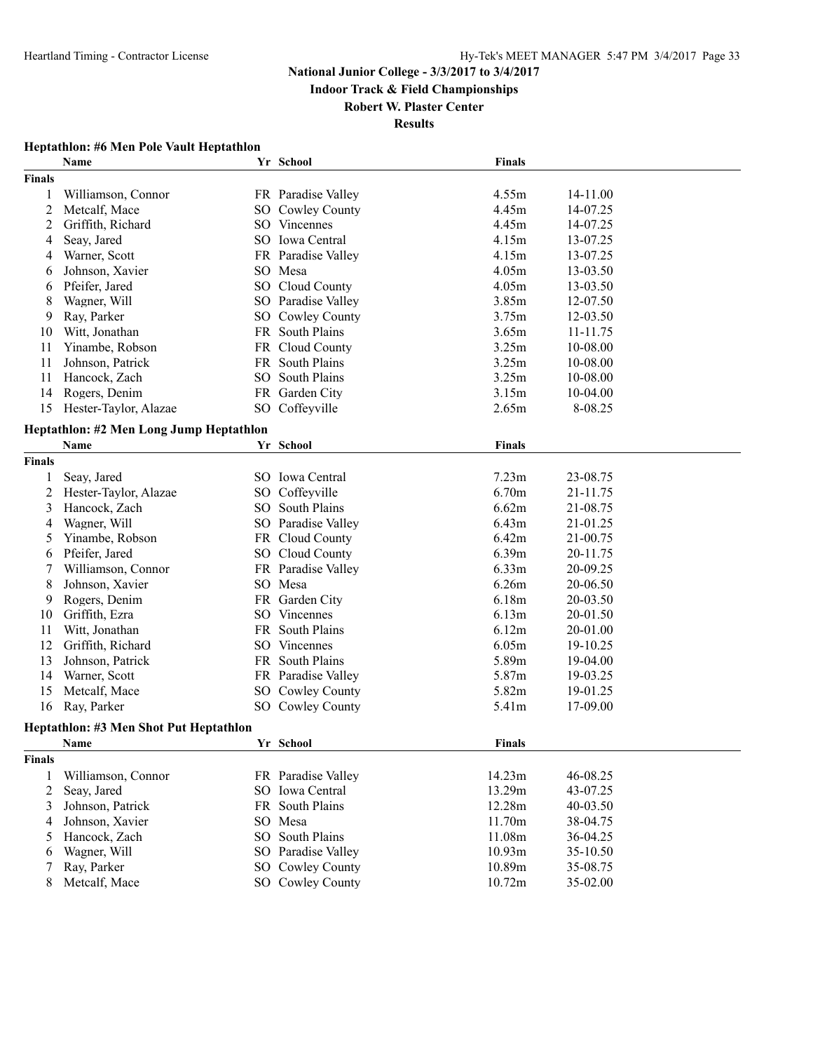National Junior College - 3/3/2017 to 3/4/2017

Indoor Track & Field Championships

Robert W. Plaster Center

Results

### Heptathlon: #6 Men Pole Vault Heptathlon

| | Name | Yr | School | Finals | |
|---|---|---|---|---|---|
| **Finals** | | | | | |
| 1 | Williamson, Connor | FR | Paradise Valley | 4.55m | 14-11.00 |
| 2 | Metcalf, Mace | SO | Cowley County | 4.45m | 14-07.25 |
| 2 | Griffith, Richard | SO | Vincennes | 4.45m | 14-07.25 |
| 4 | Seay, Jared | SO | Iowa Central | 4.15m | 13-07.25 |
| 4 | Warner, Scott | FR | Paradise Valley | 4.15m | 13-07.25 |
| 6 | Johnson, Xavier | SO | Mesa | 4.05m | 13-03.50 |
| 6 | Pfeifer, Jared | SO | Cloud County | 4.05m | 13-03.50 |
| 8 | Wagner, Will | SO | Paradise Valley | 3.85m | 12-07.50 |
| 9 | Ray, Parker | SO | Cowley County | 3.75m | 12-03.50 |
| 10 | Witt, Jonathan | FR | South Plains | 3.65m | 11-11.75 |
| 11 | Yinambe, Robson | FR | Cloud County | 3.25m | 10-08.00 |
| 11 | Johnson, Patrick | FR | South Plains | 3.25m | 10-08.00 |
| 11 | Hancock, Zach | SO | South Plains | 3.25m | 10-08.00 |
| 14 | Rogers, Denim | FR | Garden City | 3.15m | 10-04.00 |
| 15 | Hester-Taylor, Alazae | SO | Coffeyville | 2.65m | 8-08.25 |

### Heptathlon: #2 Men Long Jump Heptathlon

| | Name | Yr | School | Finals | |
|---|---|---|---|---|---|
| **Finals** | | | | | |
| 1 | Seay, Jared | SO | Iowa Central | 7.23m | 23-08.75 |
| 2 | Hester-Taylor, Alazae | SO | Coffeyville | 6.70m | 21-11.75 |
| 3 | Hancock, Zach | SO | South Plains | 6.62m | 21-08.75 |
| 4 | Wagner, Will | SO | Paradise Valley | 6.43m | 21-01.25 |
| 5 | Yinambe, Robson | FR | Cloud County | 6.42m | 21-00.75 |
| 6 | Pfeifer, Jared | SO | Cloud County | 6.39m | 20-11.75 |
| 7 | Williamson, Connor | FR | Paradise Valley | 6.33m | 20-09.25 |
| 8 | Johnson, Xavier | SO | Mesa | 6.26m | 20-06.50 |
| 9 | Rogers, Denim | FR | Garden City | 6.18m | 20-03.50 |
| 10 | Griffith, Ezra | SO | Vincennes | 6.13m | 20-01.50 |
| 11 | Witt, Jonathan | FR | South Plains | 6.12m | 20-01.00 |
| 12 | Griffith, Richard | SO | Vincennes | 6.05m | 19-10.25 |
| 13 | Johnson, Patrick | FR | South Plains | 5.89m | 19-04.00 |
| 14 | Warner, Scott | FR | Paradise Valley | 5.87m | 19-03.25 |
| 15 | Metcalf, Mace | SO | Cowley County | 5.82m | 19-01.25 |
| 16 | Ray, Parker | SO | Cowley County | 5.41m | 17-09.00 |

### Heptathlon: #3 Men Shot Put Heptathlon

| | Name | Yr | School | Finals | |
|---|---|---|---|---|---|
| **Finals** | | | | | |
| 1 | Williamson, Connor | FR | Paradise Valley | 14.23m | 46-08.25 |
| 2 | Seay, Jared | SO | Iowa Central | 13.29m | 43-07.25 |
| 3 | Johnson, Patrick | FR | South Plains | 12.28m | 40-03.50 |
| 4 | Johnson, Xavier | SO | Mesa | 11.70m | 38-04.75 |
| 5 | Hancock, Zach | SO | South Plains | 11.08m | 36-04.25 |
| 6 | Wagner, Will | SO | Paradise Valley | 10.93m | 35-10.50 |
| 7 | Ray, Parker | SO | Cowley County | 10.89m | 35-08.75 |
| 8 | Metcalf, Mace | SO | Cowley County | 10.72m | 35-02.00 |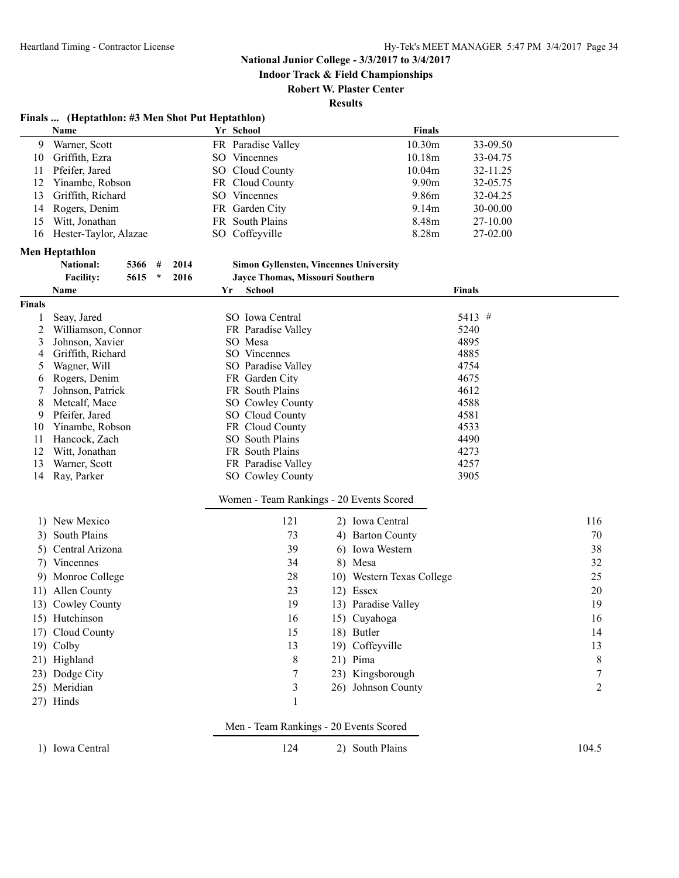**National Junior College - 3/3/2017 to 3/4/2017**

**Indoor Track & Field Championships**

**Robert W. Plaster Center**

**Results**

### Finals ... (Heptathlon: #3 Men Shot Put Heptathlon)

| | Name | Yr | School | Finals | |
|---|---|---|---|---|---|
| 9 | Warner, Scott | FR | Paradise Valley | 10.30m | 33-09.50 |
| 10 | Griffith, Ezra | SO | Vincennes | 10.18m | 33-04.75 |
| 11 | Pfeifer, Jared | SO | Cloud County | 10.04m | 32-11.25 |
| 12 | Yinambe, Robson | FR | Cloud County | 9.90m | 32-05.75 |
| 13 | Griffith, Richard | SO | Vincennes | 9.86m | 32-04.25 |
| 14 | Rogers, Denim | FR | Garden City | 9.14m | 30-00.00 |
| 15 | Witt, Jonathan | FR | South Plains | 8.48m | 27-10.00 |
| 16 | Hester-Taylor, Alazae | SO | Coffeyville | 8.28m | 27-02.00 |

### Men Heptathlon

National: 5366 # 2014 Simon Gyllensten, Vincennes University

Facility: 5615 * 2016 Jayce Thomas, Missouri Southern

**Finals**

| | Name | Yr | School | Finals |
|---|---|---|---|---|
| 1 | Seay, Jared | SO | Iowa Central | 5413 # |
| 2 | Williamson, Connor | FR | Paradise Valley | 5240 |
| 3 | Johnson, Xavier | SO | Mesa | 4895 |
| 4 | Griffith, Richard | SO | Vincennes | 4885 |
| 5 | Wagner, Will | SO | Paradise Valley | 4754 |
| 6 | Rogers, Denim | FR | Garden City | 4675 |
| 7 | Johnson, Patrick | FR | South Plains | 4612 |
| 8 | Metcalf, Mace | SO | Cowley County | 4588 |
| 9 | Pfeifer, Jared | SO | Cloud County | 4581 |
| 10 | Yinambe, Robson | FR | Cloud County | 4533 |
| 11 | Hancock, Zach | SO | South Plains | 4490 |
| 12 | Witt, Jonathan | FR | South Plains | 4273 |
| 13 | Warner, Scott | FR | Paradise Valley | 4257 |
| 14 | Ray, Parker | SO | Cowley County | 3905 |

### Women - Team Rankings - 20 Events Scored

| | | | | | |
|---|---|---|---|---|---|
| 1) | New Mexico | 121 | 2) | Iowa Central | 116 |
| 3) | South Plains | 73 | 4) | Barton County | 70 |
| 5) | Central Arizona | 39 | 6) | Iowa Western | 38 |
| 7) | Vincennes | 34 | 8) | Mesa | 32 |
| 9) | Monroe College | 28 | 10) | Western Texas College | 25 |
| 11) | Allen County | 23 | 12) | Essex | 20 |
| 13) | Cowley County | 19 | 13) | Paradise Valley | 19 |
| 15) | Hutchinson | 16 | 15) | Cuyahoga | 16 |
| 17) | Cloud County | 15 | 18) | Butler | 14 |
| 19) | Colby | 13 | 19) | Coffeyville | 13 |
| 21) | Highland | 8 | 21) | Pima | 8 |
| 23) | Dodge City | 7 | 23) | Kingsborough | 7 |
| 25) | Meridian | 3 | 26) | Johnson County | 2 |
| 27) | Hinds | 1 | | | |

### Men - Team Rankings - 20 Events Scored

| | | | | | |
|---|---|---|---|---|---|
| 1) | Iowa Central | 124 | 2) | South Plains | 104.5 |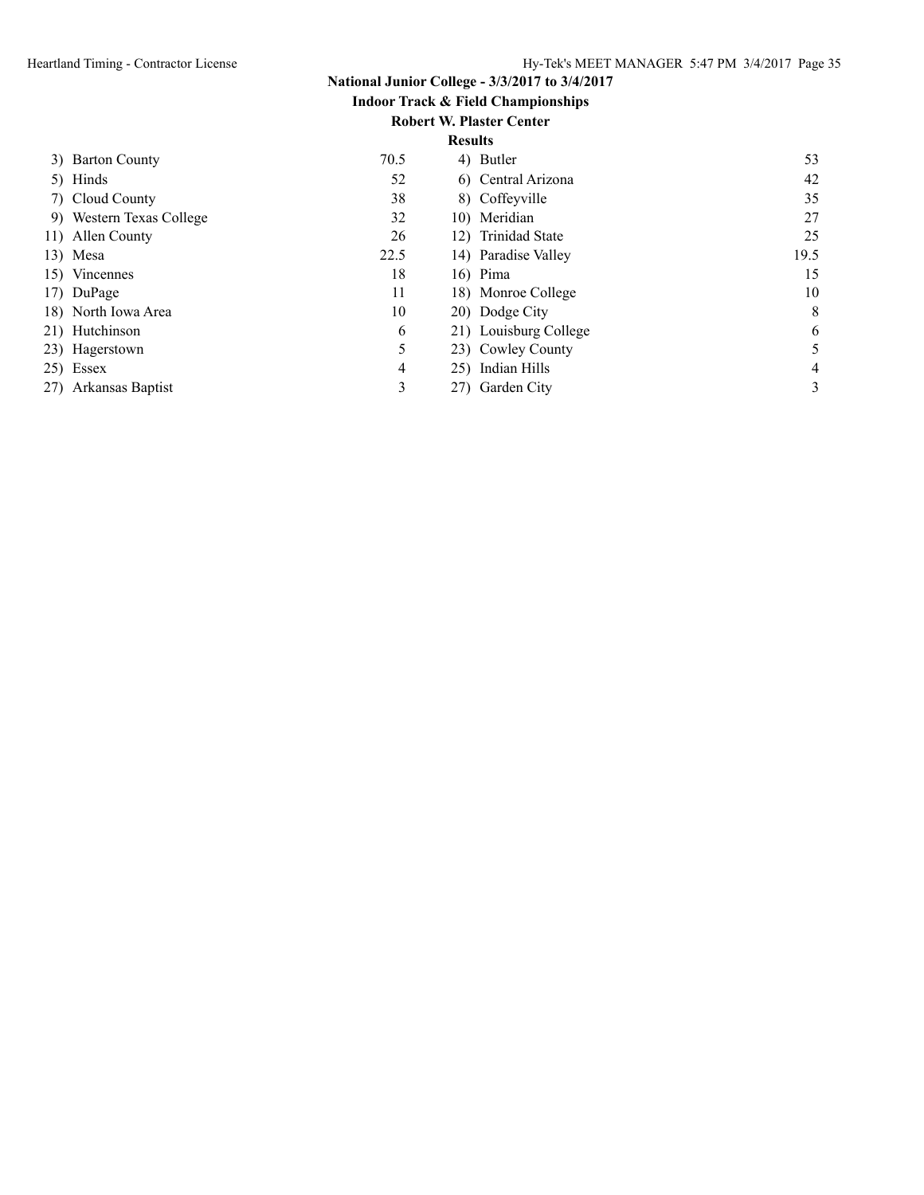**National Junior College - 3/3/2017 to 3/4/2017**

**Indoor Track & Field Championships**

**Robert W. Plaster Center**

**Results**

| | | | |
|---|---|---|---|
| 3) Barton County | 70.5 | 4) Butler | 53 |
| 5) Hinds | 52 | 6) Central Arizona | 42 |
| 7) Cloud County | 38 | 8) Coffeyville | 35 |
| 9) Western Texas College | 32 | 10) Meridian | 27 |
| 11) Allen County | 26 | 12) Trinidad State | 25 |
| 13) Mesa | 22.5 | 14) Paradise Valley | 19.5 |
| 15) Vincennes | 18 | 16) Pima | 15 |
| 17) DuPage | 11 | 18) Monroe College | 10 |
| 18) North Iowa Area | 10 | 20) Dodge City | 8 |
| 21) Hutchinson | 6 | 21) Louisburg College | 6 |
| 23) Hagerstown | 5 | 23) Cowley County | 5 |
| 25) Essex | 4 | 25) Indian Hills | 4 |
| 27) Arkansas Baptist | 3 | 27) Garden City | 3 |